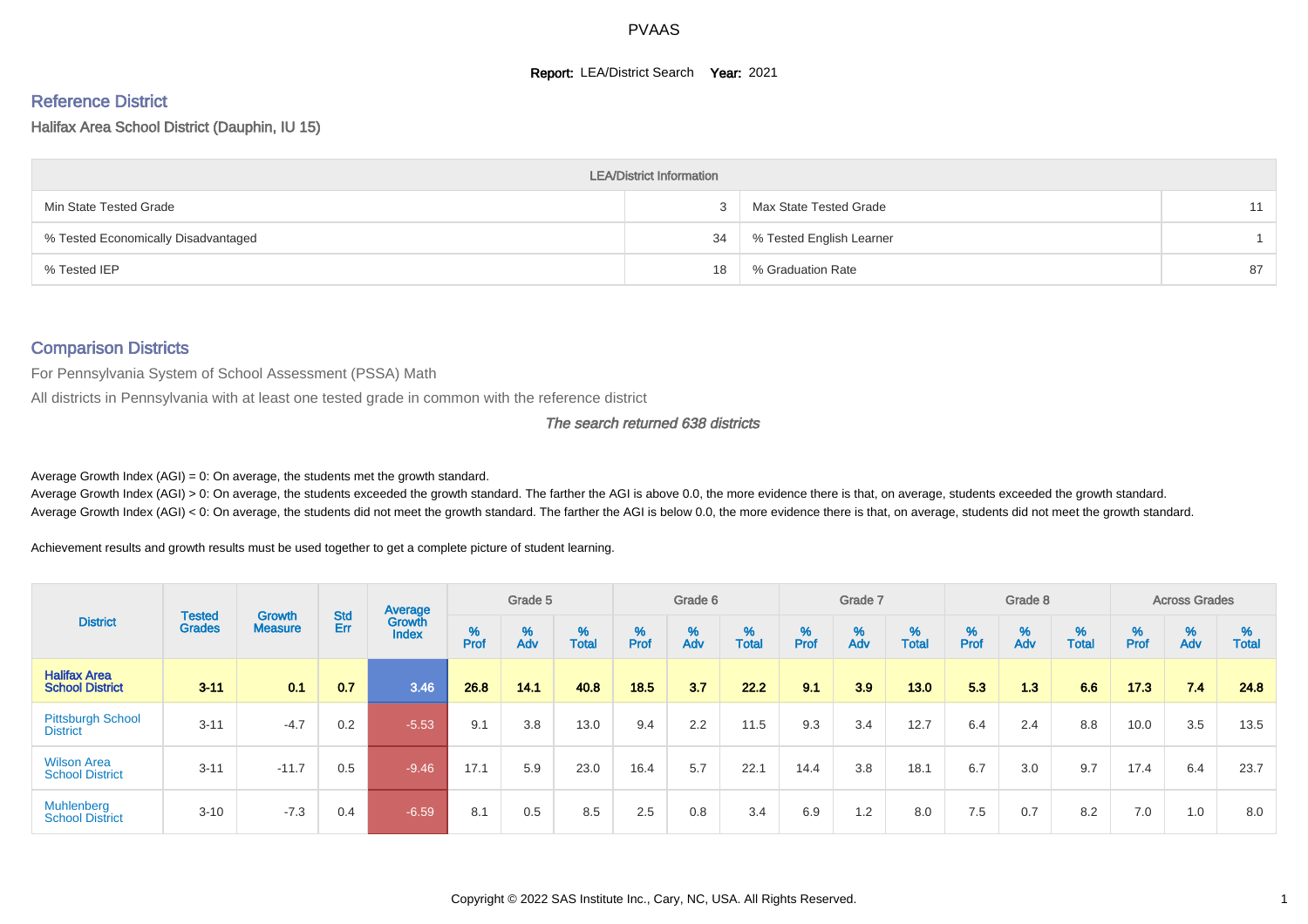PVAAS

**Report:** LEA/District Search **Year:** 2021

## Reference District

Halifax Area School District (Dauphin, IU 15)

| LEA/District Information | | | |
|---|---|---|---|
| Min State Tested Grade | 3 | Max State Tested Grade | 11 |
| % Tested Economically Disadvantaged | 34 | % Tested English Learner | 1 |
| % Tested IEP | 18 | % Graduation Rate | 87 |

## Comparison Districts

For Pennsylvania System of School Assessment (PSSA) Math

All districts in Pennsylvania with at least one tested grade in common with the reference district

*The search returned 638 districts*

Average Growth Index (AGI) = 0: On average, the students met the growth standard.
Average Growth Index (AGI) > 0: On average, the students exceeded the growth standard. The farther the AGI is above 0.0, the more evidence there is that, on average, students exceeded the growth standard.
Average Growth Index (AGI) < 0: On average, the students did not meet the growth standard. The farther the AGI is below 0.0, the more evidence there is that, on average, students did not meet the growth standard.

Achievement results and growth results must be used together to get a complete picture of student learning.

| District | Tested Grades | Growth Measure | Std Err | Average Growth Index | Grade 5 | | | Grade 6 | | | Grade 7 | | | Grade 8 | | | Across Grades | | |
|---|---|---|---|---|---|---|---|---|---|---|---|---|---|---|---|---|---|---|---|
| | | | | | % Prof | % Adv | % Total | % Prof | % Adv | % Total | % Prof | % Adv | % Total | % Prof | % Adv | % Total | % Prof | % Adv | % Total |
| **Halifax Area School District** | **3-11** | **0.1** | **0.7** | **3.46** | **26.8** | **14.1** | **40.8** | **18.5** | **3.7** | **22.2** | **9.1** | **3.9** | **13.0** | **5.3** | **1.3** | **6.6** | **17.3** | **7.4** | **24.8** |
| Pittsburgh School District | 3-11 | -4.7 | 0.2 | -5.53 | 9.1 | 3.8 | 13.0 | 9.4 | 2.2 | 11.5 | 9.3 | 3.4 | 12.7 | 6.4 | 2.4 | 8.8 | 10.0 | 3.5 | 13.5 |
| Wilson Area School District | 3-11 | -11.7 | 0.5 | -9.46 | 17.1 | 5.9 | 23.0 | 16.4 | 5.7 | 22.1 | 14.4 | 3.8 | 18.1 | 6.7 | 3.0 | 9.7 | 17.4 | 6.4 | 23.7 |
| Muhlenberg School District | 3-10 | -7.3 | 0.4 | -6.59 | 8.1 | 0.5 | 8.5 | 2.5 | 0.8 | 3.4 | 6.9 | 1.2 | 8.0 | 7.5 | 0.7 | 8.2 | 7.0 | 1.0 | 8.0 |

Copyright © 2022 SAS Institute Inc., Cary, NC, USA. All Rights Reserved.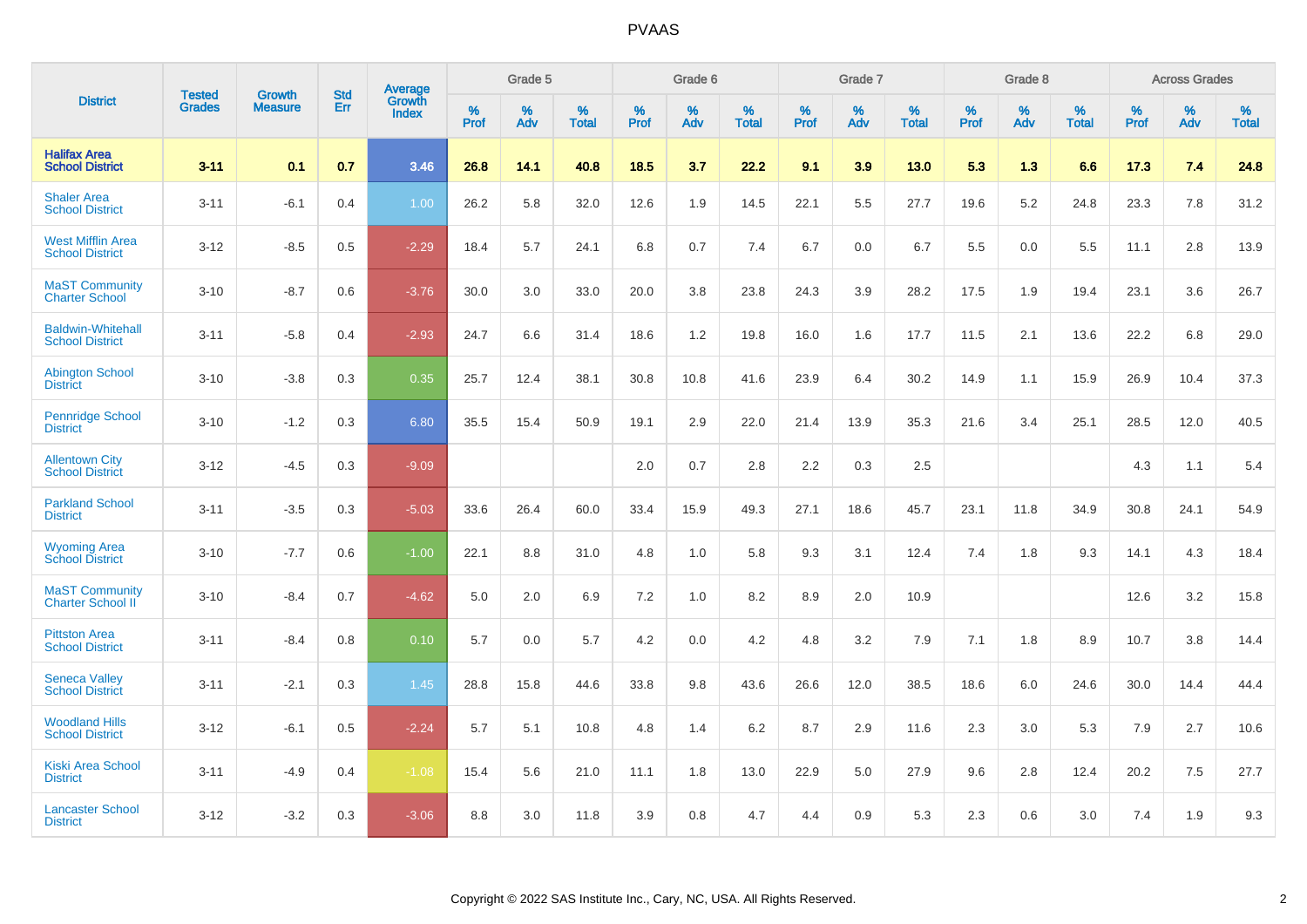# PVAAS

| District | Tested Grades | Growth Measure | Std Err | Average Growth Index | Grade 5 | | | Grade 6 | | | Grade 7 | | | Grade 8 | | | Across Grades | | |
|---|---|---|---|---|---|---|---|---|---|---|---|---|---|---|---|---|---|---|---|
| | | | | | % Prof | % Adv | % Total | % Prof | % Adv | % Total | % Prof | % Adv | % Total | % Prof | % Adv | % Total | % Prof | % Adv | % Total |
| **Halifax Area School District** | **3-11** | **0.1** | **0.7** | **3.46** | **26.8** | **14.1** | **40.8** | **18.5** | **3.7** | **22.2** | **9.1** | **3.9** | **13.0** | **5.3** | **1.3** | **6.6** | **17.3** | **7.4** | **24.8** |
| Shaler Area School District | 3-11 | -6.1 | 0.4 | 1.00 | 26.2 | 5.8 | 32.0 | 12.6 | 1.9 | 14.5 | 22.1 | 5.5 | 27.7 | 19.6 | 5.2 | 24.8 | 23.3 | 7.8 | 31.2 |
| West Mifflin Area School District | 3-12 | -8.5 | 0.5 | -2.29 | 18.4 | 5.7 | 24.1 | 6.8 | 0.7 | 7.4 | 6.7 | 0.0 | 6.7 | 5.5 | 0.0 | 5.5 | 11.1 | 2.8 | 13.9 |
| MaST Community Charter School | 3-10 | -8.7 | 0.6 | -3.76 | 30.0 | 3.0 | 33.0 | 20.0 | 3.8 | 23.8 | 24.3 | 3.9 | 28.2 | 17.5 | 1.9 | 19.4 | 23.1 | 3.6 | 26.7 |
| Baldwin-Whitehall School District | 3-11 | -5.8 | 0.4 | -2.93 | 24.7 | 6.6 | 31.4 | 18.6 | 1.2 | 19.8 | 16.0 | 1.6 | 17.7 | 11.5 | 2.1 | 13.6 | 22.2 | 6.8 | 29.0 |
| Abington School District | 3-10 | -3.8 | 0.3 | 0.35 | 25.7 | 12.4 | 38.1 | 30.8 | 10.8 | 41.6 | 23.9 | 6.4 | 30.2 | 14.9 | 1.1 | 15.9 | 26.9 | 10.4 | 37.3 |
| Pennridge School District | 3-10 | -1.2 | 0.3 | 6.80 | 35.5 | 15.4 | 50.9 | 19.1 | 2.9 | 22.0 | 21.4 | 13.9 | 35.3 | 21.6 | 3.4 | 25.1 | 28.5 | 12.0 | 40.5 |
| Allentown City School District | 3-12 | -4.5 | 0.3 | -9.09 | | | | 2.0 | 0.7 | 2.8 | 2.2 | 0.3 | 2.5 | | | | 4.3 | 1.1 | 5.4 |
| Parkland School District | 3-11 | -3.5 | 0.3 | -5.03 | 33.6 | 26.4 | 60.0 | 33.4 | 15.9 | 49.3 | 27.1 | 18.6 | 45.7 | 23.1 | 11.8 | 34.9 | 30.8 | 24.1 | 54.9 |
| Wyoming Area School District | 3-10 | -7.7 | 0.6 | -1.00 | 22.1 | 8.8 | 31.0 | 4.8 | 1.0 | 5.8 | 9.3 | 3.1 | 12.4 | 7.4 | 1.8 | 9.3 | 14.1 | 4.3 | 18.4 |
| MaST Community Charter School II | 3-10 | -8.4 | 0.7 | -4.62 | 5.0 | 2.0 | 6.9 | 7.2 | 1.0 | 8.2 | 8.9 | 2.0 | 10.9 | | | | 12.6 | 3.2 | 15.8 |
| Pittston Area School District | 3-11 | -8.4 | 0.8 | 0.10 | 5.7 | 0.0 | 5.7 | 4.2 | 0.0 | 4.2 | 4.8 | 3.2 | 7.9 | 7.1 | 1.8 | 8.9 | 10.7 | 3.8 | 14.4 |
| Seneca Valley School District | 3-11 | -2.1 | 0.3 | 1.45 | 28.8 | 15.8 | 44.6 | 33.8 | 9.8 | 43.6 | 26.6 | 12.0 | 38.5 | 18.6 | 6.0 | 24.6 | 30.0 | 14.4 | 44.4 |
| Woodland Hills School District | 3-12 | -6.1 | 0.5 | -2.24 | 5.7 | 5.1 | 10.8 | 4.8 | 1.4 | 6.2 | 8.7 | 2.9 | 11.6 | 2.3 | 3.0 | 5.3 | 7.9 | 2.7 | 10.6 |
| Kiski Area School District | 3-11 | -4.9 | 0.4 | -1.08 | 15.4 | 5.6 | 21.0 | 11.1 | 1.8 | 13.0 | 22.9 | 5.0 | 27.9 | 9.6 | 2.8 | 12.4 | 20.2 | 7.5 | 27.7 |
| Lancaster School District | 3-12 | -3.2 | 0.3 | -3.06 | 8.8 | 3.0 | 11.8 | 3.9 | 0.8 | 4.7 | 4.4 | 0.9 | 5.3 | 2.3 | 0.6 | 3.0 | 7.4 | 1.9 | 9.3 |

Copyright © 2022 SAS Institute Inc., Cary, NC, USA. All Rights Reserved.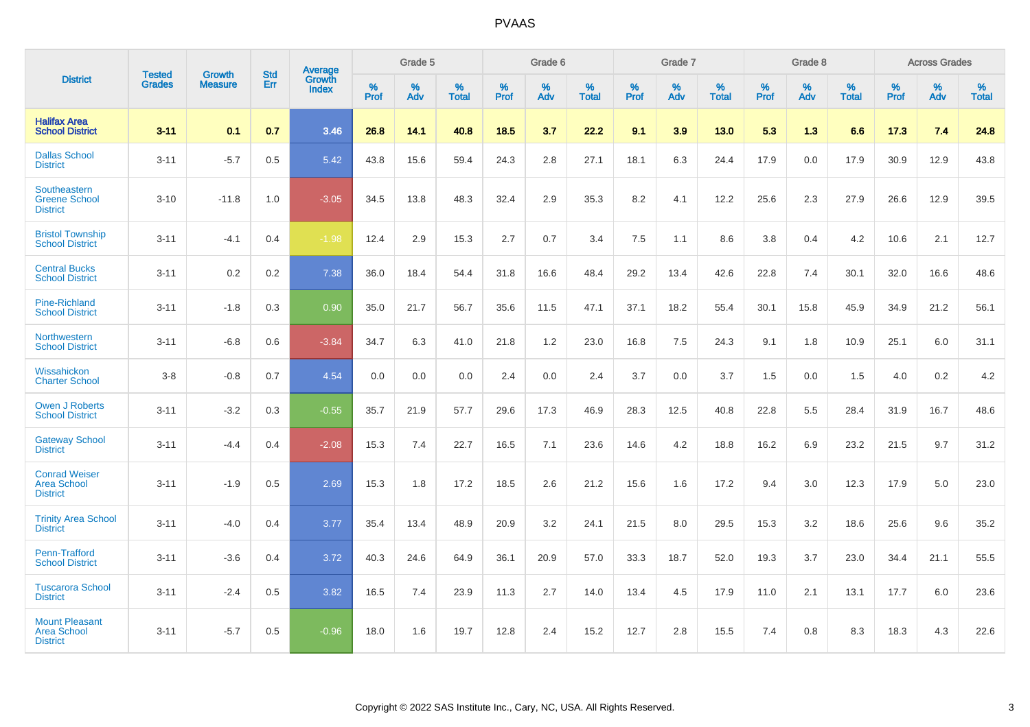# PVAAS

| District | Tested Grades | Growth Measure | Std Err | Average Growth Index | Grade 5 | | | Grade 6 | | | Grade 7 | | | Grade 8 | | | Across Grades | | |
|---|---|---|---|---|---|---|---|---|---|---|---|---|---|---|---|---|---|---|---|
| | | | | | % Prof | % Adv | % Total | % Prof | % Adv | % Total | % Prof | % Adv | % Total | % Prof | % Adv | % Total | % Prof | % Adv | % Total |
| **Halifax Area School District** | **3-11** | **0.1** | **0.7** | **3.46** | **26.8** | **14.1** | **40.8** | **18.5** | **3.7** | **22.2** | **9.1** | **3.9** | **13.0** | **5.3** | **1.3** | **6.6** | **17.3** | **7.4** | **24.8** |
| Dallas School District | 3-11 | -5.7 | 0.5 | 5.42 | 43.8 | 15.6 | 59.4 | 24.3 | 2.8 | 27.1 | 18.1 | 6.3 | 24.4 | 17.9 | 0.0 | 17.9 | 30.9 | 12.9 | 43.8 |
| Southeastern Greene School District | 3-10 | -11.8 | 1.0 | -3.05 | 34.5 | 13.8 | 48.3 | 32.4 | 2.9 | 35.3 | 8.2 | 4.1 | 12.2 | 25.6 | 2.3 | 27.9 | 26.6 | 12.9 | 39.5 |
| Bristol Township School District | 3-11 | -4.1 | 0.4 | -1.98 | 12.4 | 2.9 | 15.3 | 2.7 | 0.7 | 3.4 | 7.5 | 1.1 | 8.6 | 3.8 | 0.4 | 4.2 | 10.6 | 2.1 | 12.7 |
| Central Bucks School District | 3-11 | 0.2 | 0.2 | 7.38 | 36.0 | 18.4 | 54.4 | 31.8 | 16.6 | 48.4 | 29.2 | 13.4 | 42.6 | 22.8 | 7.4 | 30.1 | 32.0 | 16.6 | 48.6 |
| Pine-Richland School District | 3-11 | -1.8 | 0.3 | 0.90 | 35.0 | 21.7 | 56.7 | 35.6 | 11.5 | 47.1 | 37.1 | 18.2 | 55.4 | 30.1 | 15.8 | 45.9 | 34.9 | 21.2 | 56.1 |
| Northwestern School District | 3-11 | -6.8 | 0.6 | -3.84 | 34.7 | 6.3 | 41.0 | 21.8 | 1.2 | 23.0 | 16.8 | 7.5 | 24.3 | 9.1 | 1.8 | 10.9 | 25.1 | 6.0 | 31.1 |
| Wissahickon Charter School | 3-8 | -0.8 | 0.7 | 4.54 | 0.0 | 0.0 | 0.0 | 2.4 | 0.0 | 2.4 | 3.7 | 0.0 | 3.7 | 1.5 | 0.0 | 1.5 | 4.0 | 0.2 | 4.2 |
| Owen J Roberts School District | 3-11 | -3.2 | 0.3 | -0.55 | 35.7 | 21.9 | 57.7 | 29.6 | 17.3 | 46.9 | 28.3 | 12.5 | 40.8 | 22.8 | 5.5 | 28.4 | 31.9 | 16.7 | 48.6 |
| Gateway School District | 3-11 | -4.4 | 0.4 | -2.08 | 15.3 | 7.4 | 22.7 | 16.5 | 7.1 | 23.6 | 14.6 | 4.2 | 18.8 | 16.2 | 6.9 | 23.2 | 21.5 | 9.7 | 31.2 |
| Conrad Weiser Area School District | 3-11 | -1.9 | 0.5 | 2.69 | 15.3 | 1.8 | 17.2 | 18.5 | 2.6 | 21.2 | 15.6 | 1.6 | 17.2 | 9.4 | 3.0 | 12.3 | 17.9 | 5.0 | 23.0 |
| Trinity Area School District | 3-11 | -4.0 | 0.4 | 3.77 | 35.4 | 13.4 | 48.9 | 20.9 | 3.2 | 24.1 | 21.5 | 8.0 | 29.5 | 15.3 | 3.2 | 18.6 | 25.6 | 9.6 | 35.2 |
| Penn-Trafford School District | 3-11 | -3.6 | 0.4 | 3.72 | 40.3 | 24.6 | 64.9 | 36.1 | 20.9 | 57.0 | 33.3 | 18.7 | 52.0 | 19.3 | 3.7 | 23.0 | 34.4 | 21.1 | 55.5 |
| Tuscarora School District | 3-11 | -2.4 | 0.5 | 3.82 | 16.5 | 7.4 | 23.9 | 11.3 | 2.7 | 14.0 | 13.4 | 4.5 | 17.9 | 11.0 | 2.1 | 13.1 | 17.7 | 6.0 | 23.6 |
| Mount Pleasant Area School District | 3-11 | -5.7 | 0.5 | -0.96 | 18.0 | 1.6 | 19.7 | 12.8 | 2.4 | 15.2 | 12.7 | 2.8 | 15.5 | 7.4 | 0.8 | 8.3 | 18.3 | 4.3 | 22.6 |

Copyright © 2022 SAS Institute Inc., Cary, NC, USA. All Rights Reserved.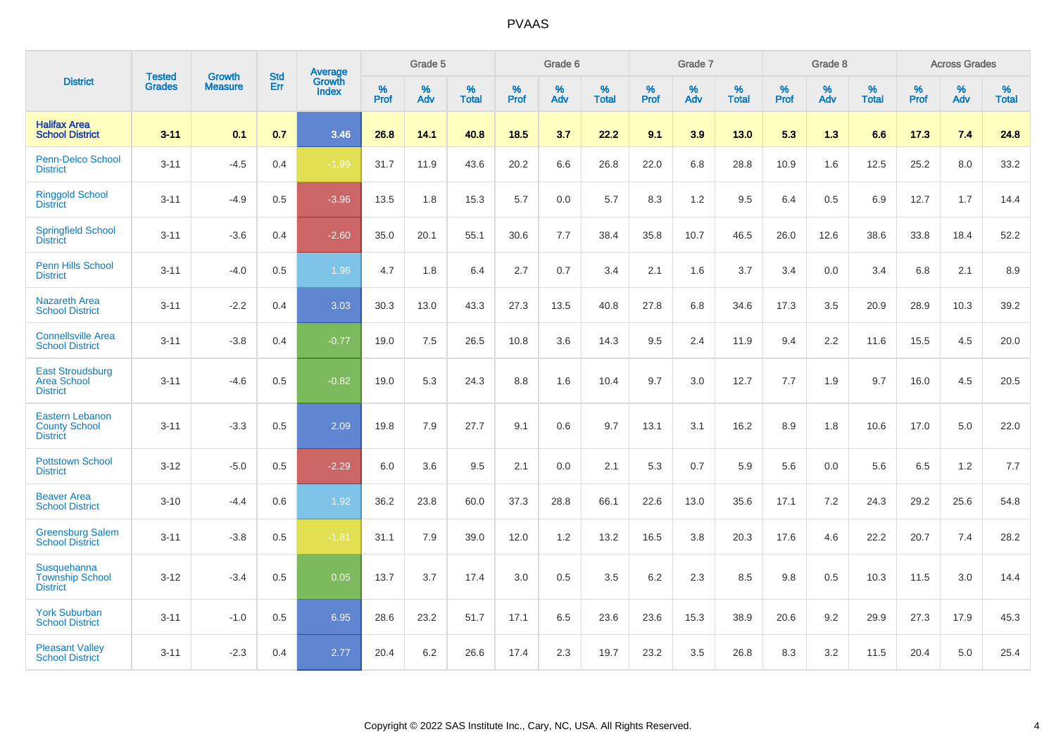# PVAAS

| District | Tested Grades | Growth Measure | Std Err | Average Growth Index | Grade 5 | | | Grade 6 | | | Grade 7 | | | Grade 8 | | | Across Grades | | |
|---|---|---|---|---|---|---|---|---|---|---|---|---|---|---|---|---|---|---|---|
| | | | | | % Prof | % Adv | % Total | % Prof | % Adv | % Total | % Prof | % Adv | % Total | % Prof | % Adv | % Total | % Prof | % Adv | % Total |
| **Halifax Area School District** | **3-11** | **0.1** | **0.7** | **3.46** | **26.8** | **14.1** | **40.8** | **18.5** | **3.7** | **22.2** | **9.1** | **3.9** | **13.0** | **5.3** | **1.3** | **6.6** | **17.3** | **7.4** | **24.8** |
| Penn-Delco School District | 3-11 | -4.5 | 0.4 | -1.99 | 31.7 | 11.9 | 43.6 | 20.2 | 6.6 | 26.8 | 22.0 | 6.8 | 28.8 | 10.9 | 1.6 | 12.5 | 25.2 | 8.0 | 33.2 |
| Ringgold School District | 3-11 | -4.9 | 0.5 | -3.96 | 13.5 | 1.8 | 15.3 | 5.7 | 0.0 | 5.7 | 8.3 | 1.2 | 9.5 | 6.4 | 0.5 | 6.9 | 12.7 | 1.7 | 14.4 |
| Springfield School District | 3-11 | -3.6 | 0.4 | -2.60 | 35.0 | 20.1 | 55.1 | 30.6 | 7.7 | 38.4 | 35.8 | 10.7 | 46.5 | 26.0 | 12.6 | 38.6 | 33.8 | 18.4 | 52.2 |
| Penn Hills School District | 3-11 | -4.0 | 0.5 | 1.96 | 4.7 | 1.8 | 6.4 | 2.7 | 0.7 | 3.4 | 2.1 | 1.6 | 3.7 | 3.4 | 0.0 | 3.4 | 6.8 | 2.1 | 8.9 |
| Nazareth Area School District | 3-11 | -2.2 | 0.4 | 3.03 | 30.3 | 13.0 | 43.3 | 27.3 | 13.5 | 40.8 | 27.8 | 6.8 | 34.6 | 17.3 | 3.5 | 20.9 | 28.9 | 10.3 | 39.2 |
| Connellsville Area School District | 3-11 | -3.8 | 0.4 | -0.77 | 19.0 | 7.5 | 26.5 | 10.8 | 3.6 | 14.3 | 9.5 | 2.4 | 11.9 | 9.4 | 2.2 | 11.6 | 15.5 | 4.5 | 20.0 |
| East Stroudsburg Area School District | 3-11 | -4.6 | 0.5 | -0.82 | 19.0 | 5.3 | 24.3 | 8.8 | 1.6 | 10.4 | 9.7 | 3.0 | 12.7 | 7.7 | 1.9 | 9.7 | 16.0 | 4.5 | 20.5 |
| Eastern Lebanon County School District | 3-11 | -3.3 | 0.5 | 2.09 | 19.8 | 7.9 | 27.7 | 9.1 | 0.6 | 9.7 | 13.1 | 3.1 | 16.2 | 8.9 | 1.8 | 10.6 | 17.0 | 5.0 | 22.0 |
| Pottstown School District | 3-12 | -5.0 | 0.5 | -2.29 | 6.0 | 3.6 | 9.5 | 2.1 | 0.0 | 2.1 | 5.3 | 0.7 | 5.9 | 5.6 | 0.0 | 5.6 | 6.5 | 1.2 | 7.7 |
| Beaver Area School District | 3-10 | -4.4 | 0.6 | 1.92 | 36.2 | 23.8 | 60.0 | 37.3 | 28.8 | 66.1 | 22.6 | 13.0 | 35.6 | 17.1 | 7.2 | 24.3 | 29.2 | 25.6 | 54.8 |
| Greensburg Salem School District | 3-11 | -3.8 | 0.5 | -1.81 | 31.1 | 7.9 | 39.0 | 12.0 | 1.2 | 13.2 | 16.5 | 3.8 | 20.3 | 17.6 | 4.6 | 22.2 | 20.7 | 7.4 | 28.2 |
| Susquehanna Township School District | 3-12 | -3.4 | 0.5 | 0.05 | 13.7 | 3.7 | 17.4 | 3.0 | 0.5 | 3.5 | 6.2 | 2.3 | 8.5 | 9.8 | 0.5 | 10.3 | 11.5 | 3.0 | 14.4 |
| York Suburban School District | 3-11 | -1.0 | 0.5 | 6.95 | 28.6 | 23.2 | 51.7 | 17.1 | 6.5 | 23.6 | 23.6 | 15.3 | 38.9 | 20.6 | 9.2 | 29.9 | 27.3 | 17.9 | 45.3 |
| Pleasant Valley School District | 3-11 | -2.3 | 0.4 | 2.77 | 20.4 | 6.2 | 26.6 | 17.4 | 2.3 | 19.7 | 23.2 | 3.5 | 26.8 | 8.3 | 3.2 | 11.5 | 20.4 | 5.0 | 25.4 |

Copyright © 2022 SAS Institute Inc., Cary, NC, USA. All Rights Reserved.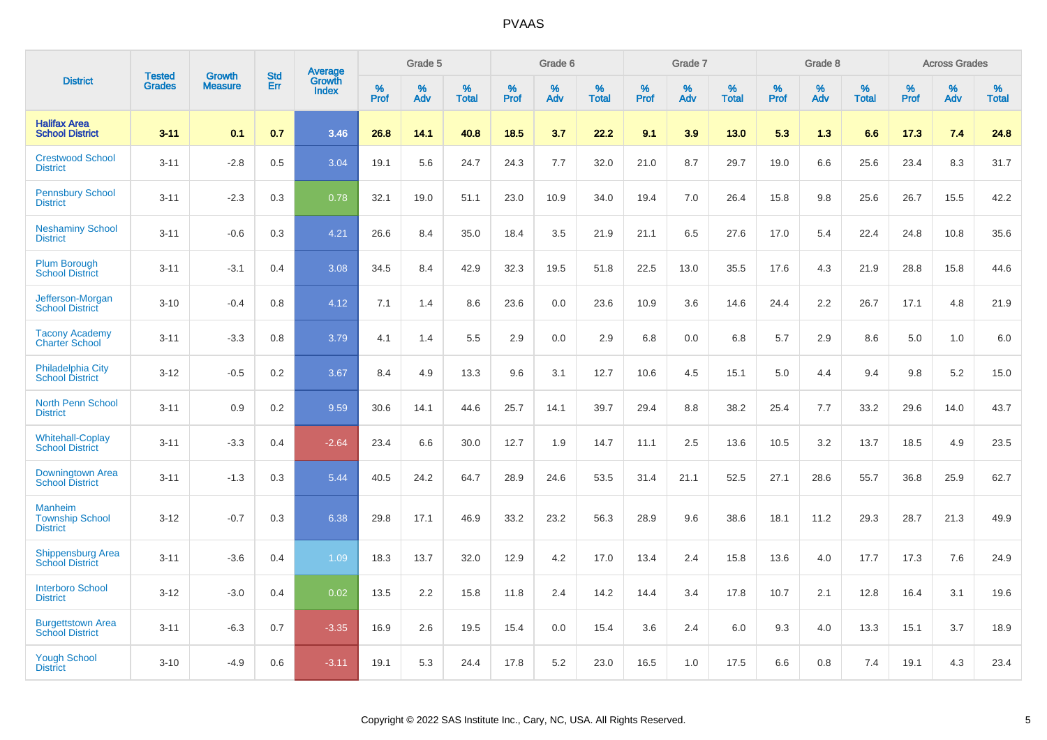# PVAAS

| District | Tested Grades | Growth Measure | Std Err | Average Growth Index | Grade 5 | | | Grade 6 | | | Grade 7 | | | Grade 8 | | | Across Grades | | |
|---|---|---|---|---|---|---|---|---|---|---|---|---|---|---|---|---|---|---|---|
| | | | | | % Prof | % Adv | % Total | % Prof | % Adv | % Total | % Prof | % Adv | % Total | % Prof | % Adv | % Total | % Prof | % Adv | % Total |
| **Halifax Area School District** | **3-11** | **0.1** | **0.7** | **3.46** | **26.8** | **14.1** | **40.8** | **18.5** | **3.7** | **22.2** | **9.1** | **3.9** | **13.0** | **5.3** | **1.3** | **6.6** | **17.3** | **7.4** | **24.8** |
| Crestwood School District | 3-11 | -2.8 | 0.5 | 3.04 | 19.1 | 5.6 | 24.7 | 24.3 | 7.7 | 32.0 | 21.0 | 8.7 | 29.7 | 19.0 | 6.6 | 25.6 | 23.4 | 8.3 | 31.7 |
| Pennsbury School District | 3-11 | -2.3 | 0.3 | 0.78 | 32.1 | 19.0 | 51.1 | 23.0 | 10.9 | 34.0 | 19.4 | 7.0 | 26.4 | 15.8 | 9.8 | 25.6 | 26.7 | 15.5 | 42.2 |
| Neshaminy School District | 3-11 | -0.6 | 0.3 | 4.21 | 26.6 | 8.4 | 35.0 | 18.4 | 3.5 | 21.9 | 21.1 | 6.5 | 27.6 | 17.0 | 5.4 | 22.4 | 24.8 | 10.8 | 35.6 |
| Plum Borough School District | 3-11 | -3.1 | 0.4 | 3.08 | 34.5 | 8.4 | 42.9 | 32.3 | 19.5 | 51.8 | 22.5 | 13.0 | 35.5 | 17.6 | 4.3 | 21.9 | 28.8 | 15.8 | 44.6 |
| Jefferson-Morgan School District | 3-10 | -0.4 | 0.8 | 4.12 | 7.1 | 1.4 | 8.6 | 23.6 | 0.0 | 23.6 | 10.9 | 3.6 | 14.6 | 24.4 | 2.2 | 26.7 | 17.1 | 4.8 | 21.9 |
| Tacony Academy Charter School | 3-11 | -3.3 | 0.8 | 3.79 | 4.1 | 1.4 | 5.5 | 2.9 | 0.0 | 2.9 | 6.8 | 0.0 | 6.8 | 5.7 | 2.9 | 8.6 | 5.0 | 1.0 | 6.0 |
| Philadelphia City School District | 3-12 | -0.5 | 0.2 | 3.67 | 8.4 | 4.9 | 13.3 | 9.6 | 3.1 | 12.7 | 10.6 | 4.5 | 15.1 | 5.0 | 4.4 | 9.4 | 9.8 | 5.2 | 15.0 |
| North Penn School District | 3-11 | 0.9 | 0.2 | 9.59 | 30.6 | 14.1 | 44.6 | 25.7 | 14.1 | 39.7 | 29.4 | 8.8 | 38.2 | 25.4 | 7.7 | 33.2 | 29.6 | 14.0 | 43.7 |
| Whitehall-Coplay School District | 3-11 | -3.3 | 0.4 | -2.64 | 23.4 | 6.6 | 30.0 | 12.7 | 1.9 | 14.7 | 11.1 | 2.5 | 13.6 | 10.5 | 3.2 | 13.7 | 18.5 | 4.9 | 23.5 |
| Downingtown Area School District | 3-11 | -1.3 | 0.3 | 5.44 | 40.5 | 24.2 | 64.7 | 28.9 | 24.6 | 53.5 | 31.4 | 21.1 | 52.5 | 27.1 | 28.6 | 55.7 | 36.8 | 25.9 | 62.7 |
| Manheim Township School District | 3-12 | -0.7 | 0.3 | 6.38 | 29.8 | 17.1 | 46.9 | 33.2 | 23.2 | 56.3 | 28.9 | 9.6 | 38.6 | 18.1 | 11.2 | 29.3 | 28.7 | 21.3 | 49.9 |
| Shippensburg Area School District | 3-11 | -3.6 | 0.4 | 1.09 | 18.3 | 13.7 | 32.0 | 12.9 | 4.2 | 17.0 | 13.4 | 2.4 | 15.8 | 13.6 | 4.0 | 17.7 | 17.3 | 7.6 | 24.9 |
| Interboro School District | 3-12 | -3.0 | 0.4 | 0.02 | 13.5 | 2.2 | 15.8 | 11.8 | 2.4 | 14.2 | 14.4 | 3.4 | 17.8 | 10.7 | 2.1 | 12.8 | 16.4 | 3.1 | 19.6 |
| Burgettstown Area School District | 3-11 | -6.3 | 0.7 | -3.35 | 16.9 | 2.6 | 19.5 | 15.4 | 0.0 | 15.4 | 3.6 | 2.4 | 6.0 | 9.3 | 4.0 | 13.3 | 15.1 | 3.7 | 18.9 |
| Yough School District | 3-10 | -4.9 | 0.6 | -3.11 | 19.1 | 5.3 | 24.4 | 17.8 | 5.2 | 23.0 | 16.5 | 1.0 | 17.5 | 6.6 | 0.8 | 7.4 | 19.1 | 4.3 | 23.4 |

Copyright © 2022 SAS Institute Inc., Cary, NC, USA. All Rights Reserved.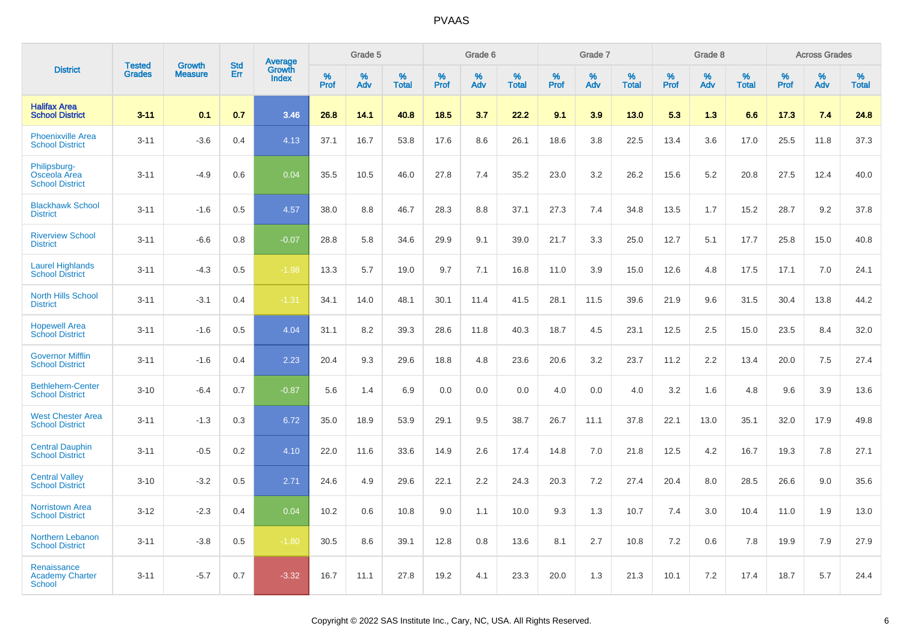| District | Tested Grades | Growth Measure | Std Err | Average Growth Index | Grade 5 | | | Grade 6 | | | Grade 7 | | | Grade 8 | | | Across Grades | | |
|---|---|---|---|---|---|---|---|---|---|---|---|---|---|---|---|---|---|---|---|
| | | | | | % Prof | % Adv | % Total | % Prof | % Adv | % Total | % Prof | % Adv | % Total | % Prof | % Adv | % Total | % Prof | % Adv | % Total |
| **Halifax Area School District** | **3-11** | **0.1** | **0.7** | **3.46** | **26.8** | **14.1** | **40.8** | **18.5** | **3.7** | **22.2** | **9.1** | **3.9** | **13.0** | **5.3** | **1.3** | **6.6** | **17.3** | **7.4** | **24.8** |
| Phoenixville Area School District | 3-11 | -3.6 | 0.4 | 4.13 | 37.1 | 16.7 | 53.8 | 17.6 | 8.6 | 26.1 | 18.6 | 3.8 | 22.5 | 13.4 | 3.6 | 17.0 | 25.5 | 11.8 | 37.3 |
| Philipsburg-Osceola Area School District | 3-11 | -4.9 | 0.6 | 0.04 | 35.5 | 10.5 | 46.0 | 27.8 | 7.4 | 35.2 | 23.0 | 3.2 | 26.2 | 15.6 | 5.2 | 20.8 | 27.5 | 12.4 | 40.0 |
| Blackhawk School District | 3-11 | -1.6 | 0.5 | 4.57 | 38.0 | 8.8 | 46.7 | 28.3 | 8.8 | 37.1 | 27.3 | 7.4 | 34.8 | 13.5 | 1.7 | 15.2 | 28.7 | 9.2 | 37.8 |
| Riverview School District | 3-11 | -6.6 | 0.8 | -0.07 | 28.8 | 5.8 | 34.6 | 29.9 | 9.1 | 39.0 | 21.7 | 3.3 | 25.0 | 12.7 | 5.1 | 17.7 | 25.8 | 15.0 | 40.8 |
| Laurel Highlands School District | 3-11 | -4.3 | 0.5 | -1.98 | 13.3 | 5.7 | 19.0 | 9.7 | 7.1 | 16.8 | 11.0 | 3.9 | 15.0 | 12.6 | 4.8 | 17.5 | 17.1 | 7.0 | 24.1 |
| North Hills School District | 3-11 | -3.1 | 0.4 | -1.31 | 34.1 | 14.0 | 48.1 | 30.1 | 11.4 | 41.5 | 28.1 | 11.5 | 39.6 | 21.9 | 9.6 | 31.5 | 30.4 | 13.8 | 44.2 |
| Hopewell Area School District | 3-11 | -1.6 | 0.5 | 4.04 | 31.1 | 8.2 | 39.3 | 28.6 | 11.8 | 40.3 | 18.7 | 4.5 | 23.1 | 12.5 | 2.5 | 15.0 | 23.5 | 8.4 | 32.0 |
| Governor Mifflin School District | 3-11 | -1.6 | 0.4 | 2.23 | 20.4 | 9.3 | 29.6 | 18.8 | 4.8 | 23.6 | 20.6 | 3.2 | 23.7 | 11.2 | 2.2 | 13.4 | 20.0 | 7.5 | 27.4 |
| Bethlehem-Center School District | 3-10 | -6.4 | 0.7 | -0.87 | 5.6 | 1.4 | 6.9 | 0.0 | 0.0 | 0.0 | 4.0 | 0.0 | 4.0 | 3.2 | 1.6 | 4.8 | 9.6 | 3.9 | 13.6 |
| West Chester Area School District | 3-11 | -1.3 | 0.3 | 6.72 | 35.0 | 18.9 | 53.9 | 29.1 | 9.5 | 38.7 | 26.7 | 11.1 | 37.8 | 22.1 | 13.0 | 35.1 | 32.0 | 17.9 | 49.8 |
| Central Dauphin School District | 3-11 | -0.5 | 0.2 | 4.10 | 22.0 | 11.6 | 33.6 | 14.9 | 2.6 | 17.4 | 14.8 | 7.0 | 21.8 | 12.5 | 4.2 | 16.7 | 19.3 | 7.8 | 27.1 |
| Central Valley School District | 3-10 | -3.2 | 0.5 | 2.71 | 24.6 | 4.9 | 29.6 | 22.1 | 2.2 | 24.3 | 20.3 | 7.2 | 27.4 | 20.4 | 8.0 | 28.5 | 26.6 | 9.0 | 35.6 |
| Norristown Area School District | 3-12 | -2.3 | 0.4 | 0.04 | 10.2 | 0.6 | 10.8 | 9.0 | 1.1 | 10.0 | 9.3 | 1.3 | 10.7 | 7.4 | 3.0 | 10.4 | 11.0 | 1.9 | 13.0 |
| Northern Lebanon School District | 3-11 | -3.8 | 0.5 | -1.80 | 30.5 | 8.6 | 39.1 | 12.8 | 0.8 | 13.6 | 8.1 | 2.7 | 10.8 | 7.2 | 0.6 | 7.8 | 19.9 | 7.9 | 27.9 |
| Renaissance Academy Charter School | 3-11 | -5.7 | 0.7 | -3.32 | 16.7 | 11.1 | 27.8 | 19.2 | 4.1 | 23.3 | 20.0 | 1.3 | 21.3 | 10.1 | 7.2 | 17.4 | 18.7 | 5.7 | 24.4 |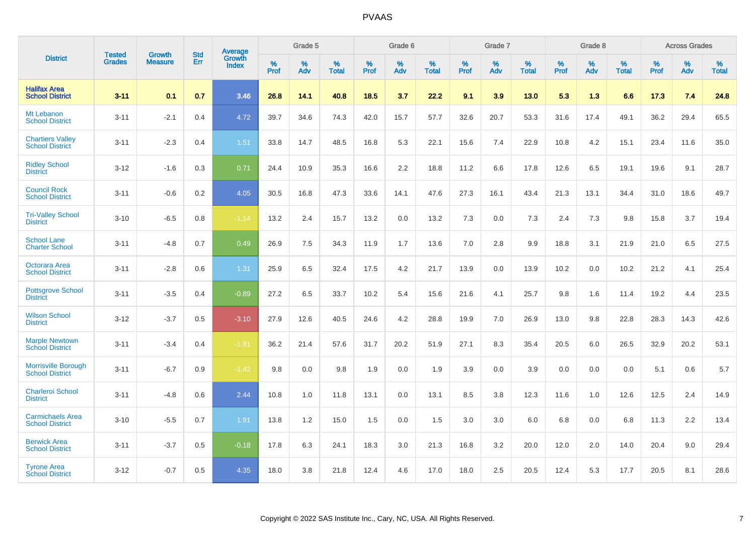# PVAAS

| District | Tested Grades | Growth Measure | Std Err | Average Growth Index | Grade 5 | | | Grade 6 | | | Grade 7 | | | Grade 8 | | | Across Grades | | |
|---|---|---|---|---|---|---|---|---|---|---|---|---|---|---|---|---|---|---|---|
| | | | | | % Prof | % Adv | % Total | % Prof | % Adv | % Total | % Prof | % Adv | % Total | % Prof | % Adv | % Total | % Prof | % Adv | % Total |
| **Halifax Area School District** | **3-11** | **0.1** | **0.7** | **3.46** | **26.8** | **14.1** | **40.8** | **18.5** | **3.7** | **22.2** | **9.1** | **3.9** | **13.0** | **5.3** | **1.3** | **6.6** | **17.3** | **7.4** | **24.8** |
| Mt Lebanon School District | 3-11 | -2.1 | 0.4 | 4.72 | 39.7 | 34.6 | 74.3 | 42.0 | 15.7 | 57.7 | 32.6 | 20.7 | 53.3 | 31.6 | 17.4 | 49.1 | 36.2 | 29.4 | 65.5 |
| Chartiers Valley School District | 3-11 | -2.3 | 0.4 | 1.51 | 33.8 | 14.7 | 48.5 | 16.8 | 5.3 | 22.1 | 15.6 | 7.4 | 22.9 | 10.8 | 4.2 | 15.1 | 23.4 | 11.6 | 35.0 |
| Ridley School District | 3-12 | -1.6 | 0.3 | 0.71 | 24.4 | 10.9 | 35.3 | 16.6 | 2.2 | 18.8 | 11.2 | 6.6 | 17.8 | 12.6 | 6.5 | 19.1 | 19.6 | 9.1 | 28.7 |
| Council Rock School District | 3-11 | -0.6 | 0.2 | 4.05 | 30.5 | 16.8 | 47.3 | 33.6 | 14.1 | 47.6 | 27.3 | 16.1 | 43.4 | 21.3 | 13.1 | 34.4 | 31.0 | 18.6 | 49.7 |
| Tri-Valley School District | 3-10 | -6.5 | 0.8 | -1.14 | 13.2 | 2.4 | 15.7 | 13.2 | 0.0 | 13.2 | 7.3 | 0.0 | 7.3 | 2.4 | 7.3 | 9.8 | 15.8 | 3.7 | 19.4 |
| School Lane Charter School | 3-11 | -4.8 | 0.7 | 0.49 | 26.9 | 7.5 | 34.3 | 11.9 | 1.7 | 13.6 | 7.0 | 2.8 | 9.9 | 18.8 | 3.1 | 21.9 | 21.0 | 6.5 | 27.5 |
| Octorara Area School District | 3-11 | -2.8 | 0.6 | 1.31 | 25.9 | 6.5 | 32.4 | 17.5 | 4.2 | 21.7 | 13.9 | 0.0 | 13.9 | 10.2 | 0.0 | 10.2 | 21.2 | 4.1 | 25.4 |
| Pottsgrove School District | 3-11 | -3.5 | 0.4 | -0.89 | 27.2 | 6.5 | 33.7 | 10.2 | 5.4 | 15.6 | 21.6 | 4.1 | 25.7 | 9.8 | 1.6 | 11.4 | 19.2 | 4.4 | 23.5 |
| Wilson School District | 3-12 | -3.7 | 0.5 | -3.10 | 27.9 | 12.6 | 40.5 | 24.6 | 4.2 | 28.8 | 19.9 | 7.0 | 26.9 | 13.0 | 9.8 | 22.8 | 28.3 | 14.3 | 42.6 |
| Marple Newtown School District | 3-11 | -3.4 | 0.4 | -1.81 | 36.2 | 21.4 | 57.6 | 31.7 | 20.2 | 51.9 | 27.1 | 8.3 | 35.4 | 20.5 | 6.0 | 26.5 | 32.9 | 20.2 | 53.1 |
| Morrisville Borough School District | 3-11 | -6.7 | 0.9 | -1.42 | 9.8 | 0.0 | 9.8 | 1.9 | 0.0 | 1.9 | 3.9 | 0.0 | 3.9 | 0.0 | 0.0 | 0.0 | 5.1 | 0.6 | 5.7 |
| Charleroi School District | 3-11 | -4.8 | 0.6 | 2.44 | 10.8 | 1.0 | 11.8 | 13.1 | 0.0 | 13.1 | 8.5 | 3.8 | 12.3 | 11.6 | 1.0 | 12.6 | 12.5 | 2.4 | 14.9 |
| Carmichaels Area School District | 3-10 | -5.5 | 0.7 | 1.91 | 13.8 | 1.2 | 15.0 | 1.5 | 0.0 | 1.5 | 3.0 | 3.0 | 6.0 | 6.8 | 0.0 | 6.8 | 11.3 | 2.2 | 13.4 |
| Berwick Area School District | 3-11 | -3.7 | 0.5 | -0.18 | 17.8 | 6.3 | 24.1 | 18.3 | 3.0 | 21.3 | 16.8 | 3.2 | 20.0 | 12.0 | 2.0 | 14.0 | 20.4 | 9.0 | 29.4 |
| Tyrone Area School District | 3-12 | -0.7 | 0.5 | 4.35 | 18.0 | 3.8 | 21.8 | 12.4 | 4.6 | 17.0 | 18.0 | 2.5 | 20.5 | 12.4 | 5.3 | 17.7 | 20.5 | 8.1 | 28.6 |

Copyright © 2022 SAS Institute Inc., Cary, NC, USA. All Rights Reserved.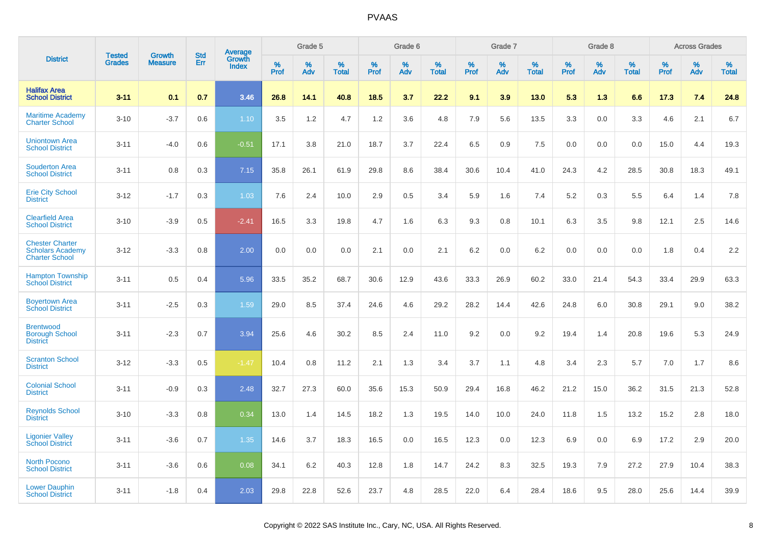# PVAAS

| District | Tested Grades | Growth Measure | Std Err | Average Growth Index | Grade 5 | | | Grade 6 | | | Grade 7 | | | Grade 8 | | | Across Grades | | |
|---|---|---|---|---|---|---|---|---|---|---|---|---|---|---|---|---|---|---|---|
| | | | | | % Prof | % Adv | % Total | % Prof | % Adv | % Total | % Prof | % Adv | % Total | % Prof | % Adv | % Total | % Prof | % Adv | % Total |
| **Halifax Area School District** | **3-11** | **0.1** | **0.7** | **3.46** | **26.8** | **14.1** | **40.8** | **18.5** | **3.7** | **22.2** | **9.1** | **3.9** | **13.0** | **5.3** | **1.3** | **6.6** | **17.3** | **7.4** | **24.8** |
| Maritime Academy Charter School | 3-10 | -3.7 | 0.6 | 1.10 | 3.5 | 1.2 | 4.7 | 1.2 | 3.6 | 4.8 | 7.9 | 5.6 | 13.5 | 3.3 | 0.0 | 3.3 | 4.6 | 2.1 | 6.7 |
| Uniontown Area School District | 3-11 | -4.0 | 0.6 | -0.51 | 17.1 | 3.8 | 21.0 | 18.7 | 3.7 | 22.4 | 6.5 | 0.9 | 7.5 | 0.0 | 0.0 | 0.0 | 15.0 | 4.4 | 19.3 |
| Souderton Area School District | 3-11 | 0.8 | 0.3 | 7.15 | 35.8 | 26.1 | 61.9 | 29.8 | 8.6 | 38.4 | 30.6 | 10.4 | 41.0 | 24.3 | 4.2 | 28.5 | 30.8 | 18.3 | 49.1 |
| Erie City School District | 3-12 | -1.7 | 0.3 | 1.03 | 7.6 | 2.4 | 10.0 | 2.9 | 0.5 | 3.4 | 5.9 | 1.6 | 7.4 | 5.2 | 0.3 | 5.5 | 6.4 | 1.4 | 7.8 |
| Clearfield Area School District | 3-10 | -3.9 | 0.5 | -2.41 | 16.5 | 3.3 | 19.8 | 4.7 | 1.6 | 6.3 | 9.3 | 0.8 | 10.1 | 6.3 | 3.5 | 9.8 | 12.1 | 2.5 | 14.6 |
| Chester Charter Scholars Academy Charter School | 3-12 | -3.3 | 0.8 | 2.00 | 0.0 | 0.0 | 0.0 | 2.1 | 0.0 | 2.1 | 6.2 | 0.0 | 6.2 | 0.0 | 0.0 | 0.0 | 1.8 | 0.4 | 2.2 |
| Hampton Township School District | 3-11 | 0.5 | 0.4 | 5.96 | 33.5 | 35.2 | 68.7 | 30.6 | 12.9 | 43.6 | 33.3 | 26.9 | 60.2 | 33.0 | 21.4 | 54.3 | 33.4 | 29.9 | 63.3 |
| Boyertown Area School District | 3-11 | -2.5 | 0.3 | 1.59 | 29.0 | 8.5 | 37.4 | 24.6 | 4.6 | 29.2 | 28.2 | 14.4 | 42.6 | 24.8 | 6.0 | 30.8 | 29.1 | 9.0 | 38.2 |
| Brentwood Borough School District | 3-11 | -2.3 | 0.7 | 3.94 | 25.6 | 4.6 | 30.2 | 8.5 | 2.4 | 11.0 | 9.2 | 0.0 | 9.2 | 19.4 | 1.4 | 20.8 | 19.6 | 5.3 | 24.9 |
| Scranton School District | 3-12 | -3.3 | 0.5 | -1.47 | 10.4 | 0.8 | 11.2 | 2.1 | 1.3 | 3.4 | 3.7 | 1.1 | 4.8 | 3.4 | 2.3 | 5.7 | 7.0 | 1.7 | 8.6 |
| Colonial School District | 3-11 | -0.9 | 0.3 | 2.48 | 32.7 | 27.3 | 60.0 | 35.6 | 15.3 | 50.9 | 29.4 | 16.8 | 46.2 | 21.2 | 15.0 | 36.2 | 31.5 | 21.3 | 52.8 |
| Reynolds School District | 3-10 | -3.3 | 0.8 | 0.34 | 13.0 | 1.4 | 14.5 | 18.2 | 1.3 | 19.5 | 14.0 | 10.0 | 24.0 | 11.8 | 1.5 | 13.2 | 15.2 | 2.8 | 18.0 |
| Ligonier Valley School District | 3-11 | -3.6 | 0.7 | 1.35 | 14.6 | 3.7 | 18.3 | 16.5 | 0.0 | 16.5 | 12.3 | 0.0 | 12.3 | 6.9 | 0.0 | 6.9 | 17.2 | 2.9 | 20.0 |
| North Pocono School District | 3-11 | -3.6 | 0.6 | 0.08 | 34.1 | 6.2 | 40.3 | 12.8 | 1.8 | 14.7 | 24.2 | 8.3 | 32.5 | 19.3 | 7.9 | 27.2 | 27.9 | 10.4 | 38.3 |
| Lower Dauphin School District | 3-11 | -1.8 | 0.4 | 2.03 | 29.8 | 22.8 | 52.6 | 23.7 | 4.8 | 28.5 | 22.0 | 6.4 | 28.4 | 18.6 | 9.5 | 28.0 | 25.6 | 14.4 | 39.9 |

Copyright © 2022 SAS Institute Inc., Cary, NC, USA. All Rights Reserved.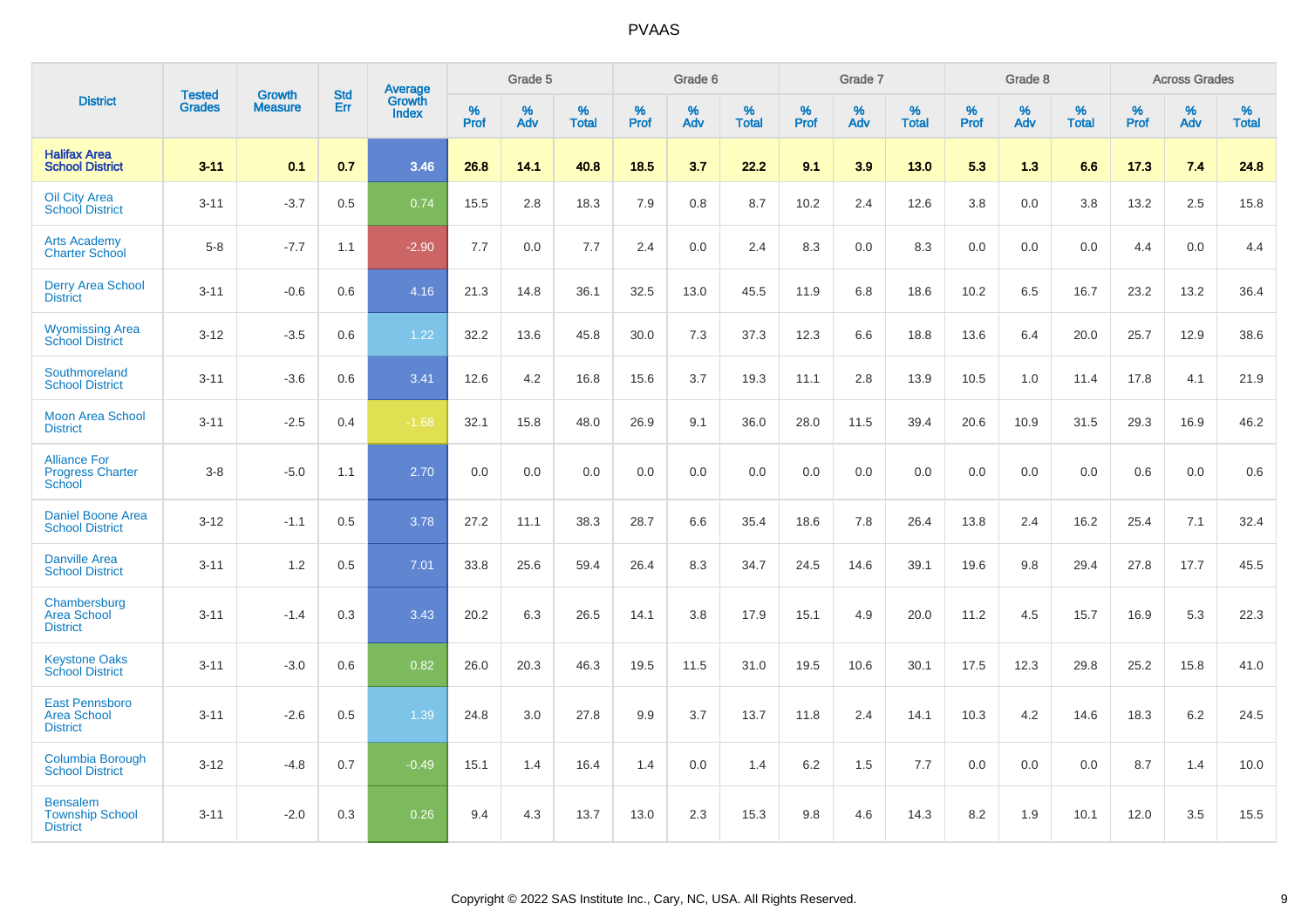# PVAAS

| District | Tested Grades | Growth Measure | Std Err | Average Growth Index | Grade 5 | | | Grade 6 | | | Grade 7 | | | Grade 8 | | | Across Grades | | |
|---|---|---|---|---|---|---|---|---|---|---|---|---|---|---|---|---|---|---|---|
| | | | | | % Prof | % Adv | % Total | % Prof | % Adv | % Total | % Prof | % Adv | % Total | % Prof | % Adv | % Total | % Prof | % Adv | % Total |
| **Halifax Area School District** | **3-11** | **0.1** | **0.7** | **3.46** | **26.8** | **14.1** | **40.8** | **18.5** | **3.7** | **22.2** | **9.1** | **3.9** | **13.0** | **5.3** | **1.3** | **6.6** | **17.3** | **7.4** | **24.8** |
| Oil City Area School District | 3-11 | -3.7 | 0.5 | 0.74 | 15.5 | 2.8 | 18.3 | 7.9 | 0.8 | 8.7 | 10.2 | 2.4 | 12.6 | 3.8 | 0.0 | 3.8 | 13.2 | 2.5 | 15.8 |
| Arts Academy Charter School | 5-8 | -7.7 | 1.1 | -2.90 | 7.7 | 0.0 | 7.7 | 2.4 | 0.0 | 2.4 | 8.3 | 0.0 | 8.3 | 0.0 | 0.0 | 0.0 | 4.4 | 0.0 | 4.4 |
| Derry Area School District | 3-11 | -0.6 | 0.6 | 4.16 | 21.3 | 14.8 | 36.1 | 32.5 | 13.0 | 45.5 | 11.9 | 6.8 | 18.6 | 10.2 | 6.5 | 16.7 | 23.2 | 13.2 | 36.4 |
| Wyomissing Area School District | 3-12 | -3.5 | 0.6 | 1.22 | 32.2 | 13.6 | 45.8 | 30.0 | 7.3 | 37.3 | 12.3 | 6.6 | 18.8 | 13.6 | 6.4 | 20.0 | 25.7 | 12.9 | 38.6 |
| Southmoreland School District | 3-11 | -3.6 | 0.6 | 3.41 | 12.6 | 4.2 | 16.8 | 15.6 | 3.7 | 19.3 | 11.1 | 2.8 | 13.9 | 10.5 | 1.0 | 11.4 | 17.8 | 4.1 | 21.9 |
| Moon Area School District | 3-11 | -2.5 | 0.4 | -1.68 | 32.1 | 15.8 | 48.0 | 26.9 | 9.1 | 36.0 | 28.0 | 11.5 | 39.4 | 20.6 | 10.9 | 31.5 | 29.3 | 16.9 | 46.2 |
| Alliance For Progress Charter School | 3-8 | -5.0 | 1.1 | 2.70 | 0.0 | 0.0 | 0.0 | 0.0 | 0.0 | 0.0 | 0.0 | 0.0 | 0.0 | 0.0 | 0.0 | 0.0 | 0.6 | 0.0 | 0.6 |
| Daniel Boone Area School District | 3-12 | -1.1 | 0.5 | 3.78 | 27.2 | 11.1 | 38.3 | 28.7 | 6.6 | 35.4 | 18.6 | 7.8 | 26.4 | 13.8 | 2.4 | 16.2 | 25.4 | 7.1 | 32.4 |
| Danville Area School District | 3-11 | 1.2 | 0.5 | 7.01 | 33.8 | 25.6 | 59.4 | 26.4 | 8.3 | 34.7 | 24.5 | 14.6 | 39.1 | 19.6 | 9.8 | 29.4 | 27.8 | 17.7 | 45.5 |
| Chambersburg Area School District | 3-11 | -1.4 | 0.3 | 3.43 | 20.2 | 6.3 | 26.5 | 14.1 | 3.8 | 17.9 | 15.1 | 4.9 | 20.0 | 11.2 | 4.5 | 15.7 | 16.9 | 5.3 | 22.3 |
| Keystone Oaks School District | 3-11 | -3.0 | 0.6 | 0.82 | 26.0 | 20.3 | 46.3 | 19.5 | 11.5 | 31.0 | 19.5 | 10.6 | 30.1 | 17.5 | 12.3 | 29.8 | 25.2 | 15.8 | 41.0 |
| East Pennsboro Area School District | 3-11 | -2.6 | 0.5 | 1.39 | 24.8 | 3.0 | 27.8 | 9.9 | 3.7 | 13.7 | 11.8 | 2.4 | 14.1 | 10.3 | 4.2 | 14.6 | 18.3 | 6.2 | 24.5 |
| Columbia Borough School District | 3-12 | -4.8 | 0.7 | -0.49 | 15.1 | 1.4 | 16.4 | 1.4 | 0.0 | 1.4 | 6.2 | 1.5 | 7.7 | 0.0 | 0.0 | 0.0 | 8.7 | 1.4 | 10.0 |
| Bensalem Township School District | 3-11 | -2.0 | 0.3 | 0.26 | 9.4 | 4.3 | 13.7 | 13.0 | 2.3 | 15.3 | 9.8 | 4.6 | 14.3 | 8.2 | 1.9 | 10.1 | 12.0 | 3.5 | 15.5 |

Copyright © 2022 SAS Institute Inc., Cary, NC, USA. All Rights Reserved.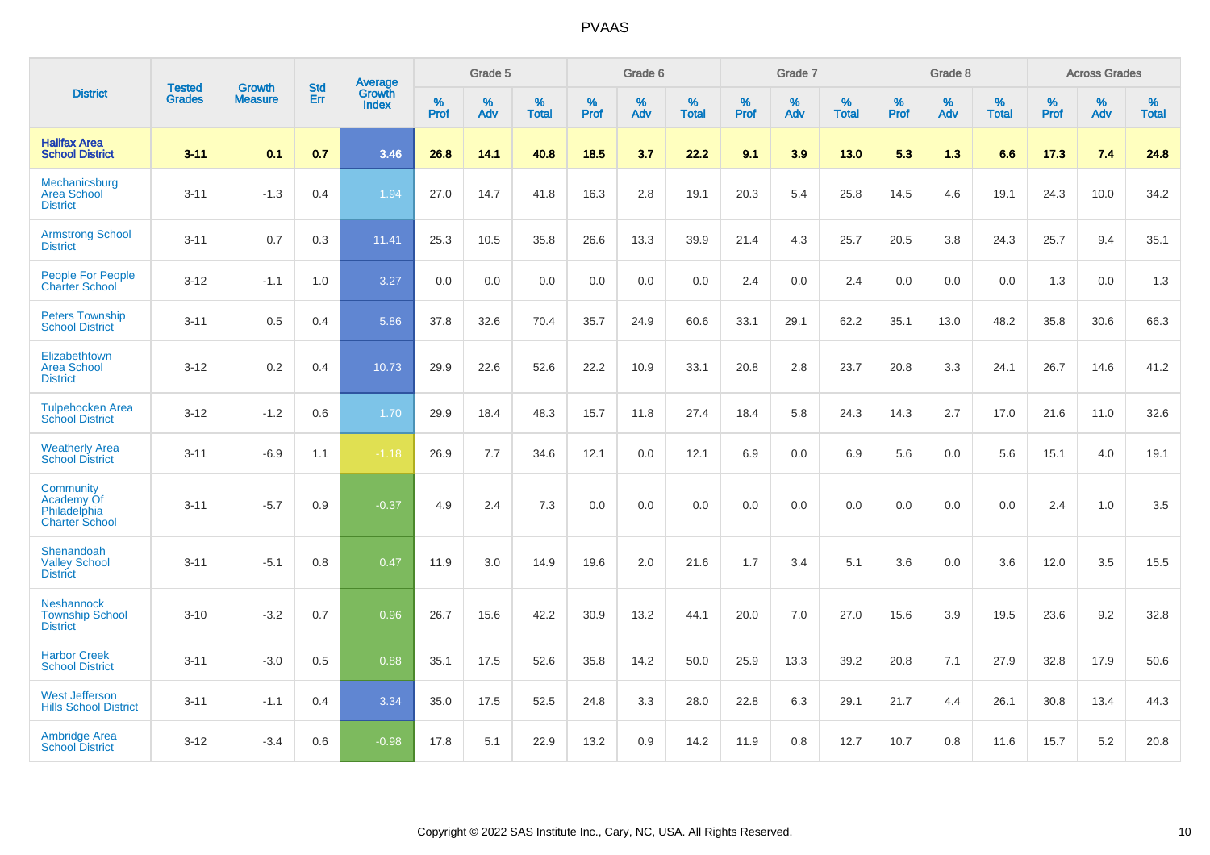PVAAS

| District | Tested Grades | Growth Measure | Std Err | Average Growth Index | Grade 5 | | | Grade 6 | | | Grade 7 | | | Grade 8 | | | Across Grades | | |
|---|---|---|---|---|---|---|---|---|---|---|---|---|---|---|---|---|---|---|---|
| | | | | | % Prof | % Adv | % Total | % Prof | % Adv | % Total | % Prof | % Adv | % Total | % Prof | % Adv | % Total | % Prof | % Adv | % Total |
| **Halifax Area School District** | **3-11** | **0.1** | **0.7** | **3.46** | **26.8** | **14.1** | **40.8** | **18.5** | **3.7** | **22.2** | **9.1** | **3.9** | **13.0** | **5.3** | **1.3** | **6.6** | **17.3** | **7.4** | **24.8** |
| Mechanicsburg Area School District | 3-11 | -1.3 | 0.4 | 1.94 | 27.0 | 14.7 | 41.8 | 16.3 | 2.8 | 19.1 | 20.3 | 5.4 | 25.8 | 14.5 | 4.6 | 19.1 | 24.3 | 10.0 | 34.2 |
| Armstrong School District | 3-11 | 0.7 | 0.3 | 11.41 | 25.3 | 10.5 | 35.8 | 26.6 | 13.3 | 39.9 | 21.4 | 4.3 | 25.7 | 20.5 | 3.8 | 24.3 | 25.7 | 9.4 | 35.1 |
| People For People Charter School | 3-12 | -1.1 | 1.0 | 3.27 | 0.0 | 0.0 | 0.0 | 0.0 | 0.0 | 0.0 | 2.4 | 0.0 | 2.4 | 0.0 | 0.0 | 0.0 | 1.3 | 0.0 | 1.3 |
| Peters Township School District | 3-11 | 0.5 | 0.4 | 5.86 | 37.8 | 32.6 | 70.4 | 35.7 | 24.9 | 60.6 | 33.1 | 29.1 | 62.2 | 35.1 | 13.0 | 48.2 | 35.8 | 30.6 | 66.3 |
| Elizabethtown Area School District | 3-12 | 0.2 | 0.4 | 10.73 | 29.9 | 22.6 | 52.6 | 22.2 | 10.9 | 33.1 | 20.8 | 2.8 | 23.7 | 20.8 | 3.3 | 24.1 | 26.7 | 14.6 | 41.2 |
| Tulpehocken Area School District | 3-12 | -1.2 | 0.6 | 1.70 | 29.9 | 18.4 | 48.3 | 15.7 | 11.8 | 27.4 | 18.4 | 5.8 | 24.3 | 14.3 | 2.7 | 17.0 | 21.6 | 11.0 | 32.6 |
| Weatherly Area School District | 3-11 | -6.9 | 1.1 | -1.18 | 26.9 | 7.7 | 34.6 | 12.1 | 0.0 | 12.1 | 6.9 | 0.0 | 6.9 | 5.6 | 0.0 | 5.6 | 15.1 | 4.0 | 19.1 |
| Community Academy Of Philadelphia Charter School | 3-11 | -5.7 | 0.9 | -0.37 | 4.9 | 2.4 | 7.3 | 0.0 | 0.0 | 0.0 | 0.0 | 0.0 | 0.0 | 0.0 | 0.0 | 0.0 | 2.4 | 1.0 | 3.5 |
| Shenandoah Valley School District | 3-11 | -5.1 | 0.8 | 0.47 | 11.9 | 3.0 | 14.9 | 19.6 | 2.0 | 21.6 | 1.7 | 3.4 | 5.1 | 3.6 | 0.0 | 3.6 | 12.0 | 3.5 | 15.5 |
| Neshannock Township School District | 3-10 | -3.2 | 0.7 | 0.96 | 26.7 | 15.6 | 42.2 | 30.9 | 13.2 | 44.1 | 20.0 | 7.0 | 27.0 | 15.6 | 3.9 | 19.5 | 23.6 | 9.2 | 32.8 |
| Harbor Creek School District | 3-11 | -3.0 | 0.5 | 0.88 | 35.1 | 17.5 | 52.6 | 35.8 | 14.2 | 50.0 | 25.9 | 13.3 | 39.2 | 20.8 | 7.1 | 27.9 | 32.8 | 17.9 | 50.6 |
| West Jefferson Hills School District | 3-11 | -1.1 | 0.4 | 3.34 | 35.0 | 17.5 | 52.5 | 24.8 | 3.3 | 28.0 | 22.8 | 6.3 | 29.1 | 21.7 | 4.4 | 26.1 | 30.8 | 13.4 | 44.3 |
| Ambridge Area School District | 3-12 | -3.4 | 0.6 | -0.98 | 17.8 | 5.1 | 22.9 | 13.2 | 0.9 | 14.2 | 11.9 | 0.8 | 12.7 | 10.7 | 0.8 | 11.6 | 15.7 | 5.2 | 20.8 |

Copyright © 2022 SAS Institute Inc., Cary, NC, USA. All Rights Reserved.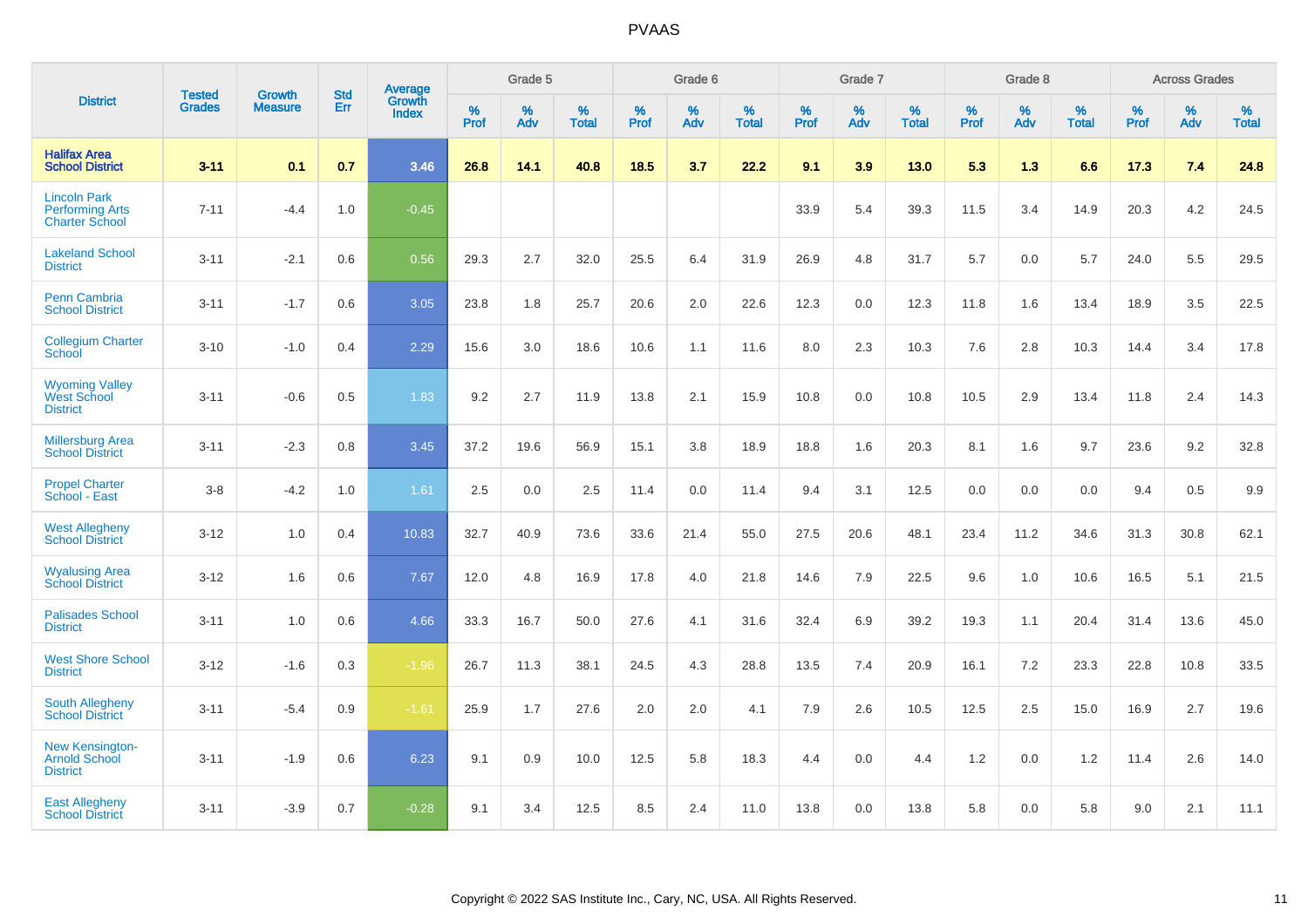# PVAAS

| District | Tested Grades | Growth Measure | Std Err | Average Growth Index | Grade 5 | | | Grade 6 | | | Grade 7 | | | Grade 8 | | | Across Grades | | |
|---|---|---|---|---|---|---|---|---|---|---|---|---|---|---|---|---|---|---|---|
| | | | | | % Prof | % Adv | % Total | % Prof | % Adv | % Total | % Prof | % Adv | % Total | % Prof | % Adv | % Total | % Prof | % Adv | % Total |
| **Halifax Area School District** | **3-11** | **0.1** | **0.7** | **3.46** | **26.8** | **14.1** | **40.8** | **18.5** | **3.7** | **22.2** | **9.1** | **3.9** | **13.0** | **5.3** | **1.3** | **6.6** | **17.3** | **7.4** | **24.8** |
| Lincoln Park Performing Arts Charter School | 7-11 | -4.4 | 1.0 | -0.45 | | | | | | | 33.9 | 5.4 | 39.3 | 11.5 | 3.4 | 14.9 | 20.3 | 4.2 | 24.5 |
| Lakeland School District | 3-11 | -2.1 | 0.6 | 0.56 | 29.3 | 2.7 | 32.0 | 25.5 | 6.4 | 31.9 | 26.9 | 4.8 | 31.7 | 5.7 | 0.0 | 5.7 | 24.0 | 5.5 | 29.5 |
| Penn Cambria School District | 3-11 | -1.7 | 0.6 | 3.05 | 23.8 | 1.8 | 25.7 | 20.6 | 2.0 | 22.6 | 12.3 | 0.0 | 12.3 | 11.8 | 1.6 | 13.4 | 18.9 | 3.5 | 22.5 |
| Collegium Charter School | 3-10 | -1.0 | 0.4 | 2.29 | 15.6 | 3.0 | 18.6 | 10.6 | 1.1 | 11.6 | 8.0 | 2.3 | 10.3 | 7.6 | 2.8 | 10.3 | 14.4 | 3.4 | 17.8 |
| Wyoming Valley West School District | 3-11 | -0.6 | 0.5 | 1.83 | 9.2 | 2.7 | 11.9 | 13.8 | 2.1 | 15.9 | 10.8 | 0.0 | 10.8 | 10.5 | 2.9 | 13.4 | 11.8 | 2.4 | 14.3 |
| Millersburg Area School District | 3-11 | -2.3 | 0.8 | 3.45 | 37.2 | 19.6 | 56.9 | 15.1 | 3.8 | 18.9 | 18.8 | 1.6 | 20.3 | 8.1 | 1.6 | 9.7 | 23.6 | 9.2 | 32.8 |
| Propel Charter School - East | 3-8 | -4.2 | 1.0 | 1.61 | 2.5 | 0.0 | 2.5 | 11.4 | 0.0 | 11.4 | 9.4 | 3.1 | 12.5 | 0.0 | 0.0 | 0.0 | 9.4 | 0.5 | 9.9 |
| West Allegheny School District | 3-12 | 1.0 | 0.4 | 10.83 | 32.7 | 40.9 | 73.6 | 33.6 | 21.4 | 55.0 | 27.5 | 20.6 | 48.1 | 23.4 | 11.2 | 34.6 | 31.3 | 30.8 | 62.1 |
| Wyalusing Area School District | 3-12 | 1.6 | 0.6 | 7.67 | 12.0 | 4.8 | 16.9 | 17.8 | 4.0 | 21.8 | 14.6 | 7.9 | 22.5 | 9.6 | 1.0 | 10.6 | 16.5 | 5.1 | 21.5 |
| Palisades School District | 3-11 | 1.0 | 0.6 | 4.66 | 33.3 | 16.7 | 50.0 | 27.6 | 4.1 | 31.6 | 32.4 | 6.9 | 39.2 | 19.3 | 1.1 | 20.4 | 31.4 | 13.6 | 45.0 |
| West Shore School District | 3-12 | -1.6 | 0.3 | -1.96 | 26.7 | 11.3 | 38.1 | 24.5 | 4.3 | 28.8 | 13.5 | 7.4 | 20.9 | 16.1 | 7.2 | 23.3 | 22.8 | 10.8 | 33.5 |
| South Allegheny School District | 3-11 | -5.4 | 0.9 | -1.61 | 25.9 | 1.7 | 27.6 | 2.0 | 2.0 | 4.1 | 7.9 | 2.6 | 10.5 | 12.5 | 2.5 | 15.0 | 16.9 | 2.7 | 19.6 |
| New Kensington-Arnold School District | 3-11 | -1.9 | 0.6 | 6.23 | 9.1 | 0.9 | 10.0 | 12.5 | 5.8 | 18.3 | 4.4 | 0.0 | 4.4 | 1.2 | 0.0 | 1.2 | 11.4 | 2.6 | 14.0 |
| East Allegheny School District | 3-11 | -3.9 | 0.7 | -0.28 | 9.1 | 3.4 | 12.5 | 8.5 | 2.4 | 11.0 | 13.8 | 0.0 | 13.8 | 5.8 | 0.0 | 5.8 | 9.0 | 2.1 | 11.1 |

Copyright © 2022 SAS Institute Inc., Cary, NC, USA. All Rights Reserved.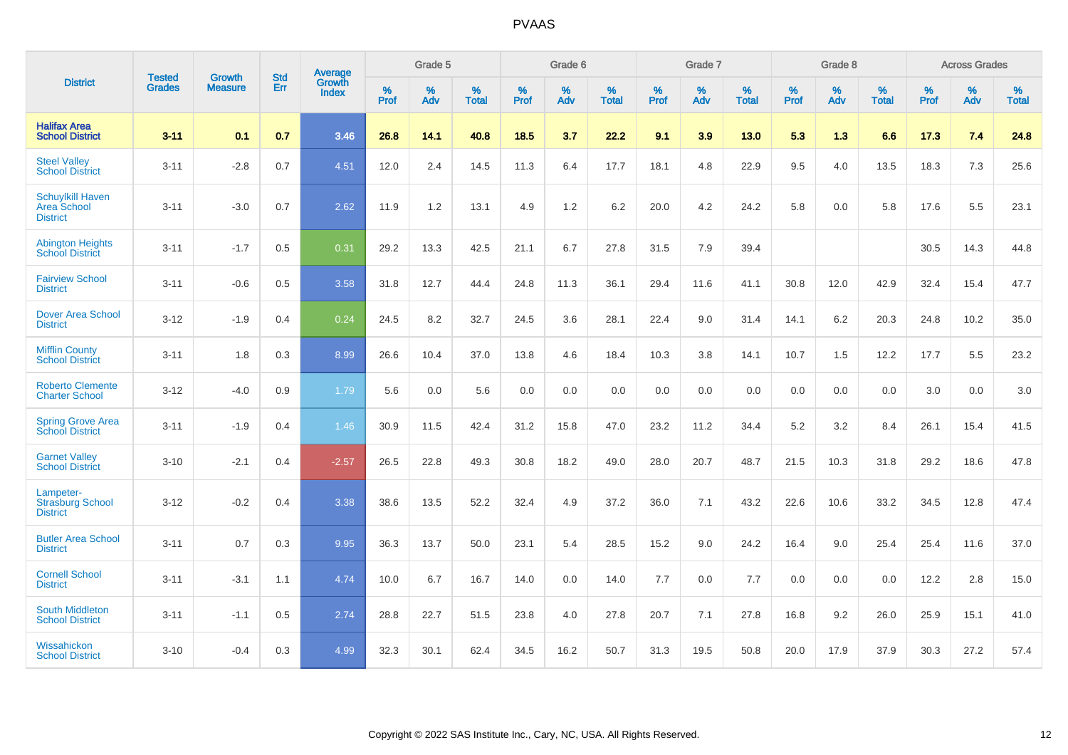| District | Tested Grades | Growth Measure | Std Err | Average Growth Index | Grade 5 | | | Grade 6 | | | Grade 7 | | | Grade 8 | | | Across Grades | | |
|---|---|---|---|---|---|---|---|---|---|---|---|---|---|---|---|---|---|---|---|
| | | | | | % Prof | % Adv | % Total | % Prof | % Adv | % Total | % Prof | % Adv | % Total | % Prof | % Adv | % Total | % Prof | % Adv | % Total |
| **Halifax Area School District** | **3-11** | **0.1** | **0.7** | **3.46** | **26.8** | **14.1** | **40.8** | **18.5** | **3.7** | **22.2** | **9.1** | **3.9** | **13.0** | **5.3** | **1.3** | **6.6** | **17.3** | **7.4** | **24.8** |
| Steel Valley School District | 3-11 | -2.8 | 0.7 | 4.51 | 12.0 | 2.4 | 14.5 | 11.3 | 6.4 | 17.7 | 18.1 | 4.8 | 22.9 | 9.5 | 4.0 | 13.5 | 18.3 | 7.3 | 25.6 |
| Schuylkill Haven Area School District | 3-11 | -3.0 | 0.7 | 2.62 | 11.9 | 1.2 | 13.1 | 4.9 | 1.2 | 6.2 | 20.0 | 4.2 | 24.2 | 5.8 | 0.0 | 5.8 | 17.6 | 5.5 | 23.1 |
| Abington Heights School District | 3-11 | -1.7 | 0.5 | 0.31 | 29.2 | 13.3 | 42.5 | 21.1 | 6.7 | 27.8 | 31.5 | 7.9 | 39.4 | | | | 30.5 | 14.3 | 44.8 |
| Fairview School District | 3-11 | -0.6 | 0.5 | 3.58 | 31.8 | 12.7 | 44.4 | 24.8 | 11.3 | 36.1 | 29.4 | 11.6 | 41.1 | 30.8 | 12.0 | 42.9 | 32.4 | 15.4 | 47.7 |
| Dover Area School District | 3-12 | -1.9 | 0.4 | 0.24 | 24.5 | 8.2 | 32.7 | 24.5 | 3.6 | 28.1 | 22.4 | 9.0 | 31.4 | 14.1 | 6.2 | 20.3 | 24.8 | 10.2 | 35.0 |
| Mifflin County School District | 3-11 | 1.8 | 0.3 | 8.99 | 26.6 | 10.4 | 37.0 | 13.8 | 4.6 | 18.4 | 10.3 | 3.8 | 14.1 | 10.7 | 1.5 | 12.2 | 17.7 | 5.5 | 23.2 |
| Roberto Clemente Charter School | 3-12 | -4.0 | 0.9 | 1.79 | 5.6 | 0.0 | 5.6 | 0.0 | 0.0 | 0.0 | 0.0 | 0.0 | 0.0 | 0.0 | 0.0 | 0.0 | 3.0 | 0.0 | 3.0 |
| Spring Grove Area School District | 3-11 | -1.9 | 0.4 | 1.46 | 30.9 | 11.5 | 42.4 | 31.2 | 15.8 | 47.0 | 23.2 | 11.2 | 34.4 | 5.2 | 3.2 | 8.4 | 26.1 | 15.4 | 41.5 |
| Garnet Valley School District | 3-10 | -2.1 | 0.4 | -2.57 | 26.5 | 22.8 | 49.3 | 30.8 | 18.2 | 49.0 | 28.0 | 20.7 | 48.7 | 21.5 | 10.3 | 31.8 | 29.2 | 18.6 | 47.8 |
| Lampeter-Strasburg School District | 3-12 | -0.2 | 0.4 | 3.38 | 38.6 | 13.5 | 52.2 | 32.4 | 4.9 | 37.2 | 36.0 | 7.1 | 43.2 | 22.6 | 10.6 | 33.2 | 34.5 | 12.8 | 47.4 |
| Butler Area School District | 3-11 | 0.7 | 0.3 | 9.95 | 36.3 | 13.7 | 50.0 | 23.1 | 5.4 | 28.5 | 15.2 | 9.0 | 24.2 | 16.4 | 9.0 | 25.4 | 25.4 | 11.6 | 37.0 |
| Cornell School District | 3-11 | -3.1 | 1.1 | 4.74 | 10.0 | 6.7 | 16.7 | 14.0 | 0.0 | 14.0 | 7.7 | 0.0 | 7.7 | 0.0 | 0.0 | 0.0 | 12.2 | 2.8 | 15.0 |
| South Middleton School District | 3-11 | -1.1 | 0.5 | 2.74 | 28.8 | 22.7 | 51.5 | 23.8 | 4.0 | 27.8 | 20.7 | 7.1 | 27.8 | 16.8 | 9.2 | 26.0 | 25.9 | 15.1 | 41.0 |
| Wissahickon School District | 3-10 | -0.4 | 0.3 | 4.99 | 32.3 | 30.1 | 62.4 | 34.5 | 16.2 | 50.7 | 31.3 | 19.5 | 50.8 | 20.0 | 17.9 | 37.9 | 30.3 | 27.2 | 57.4 |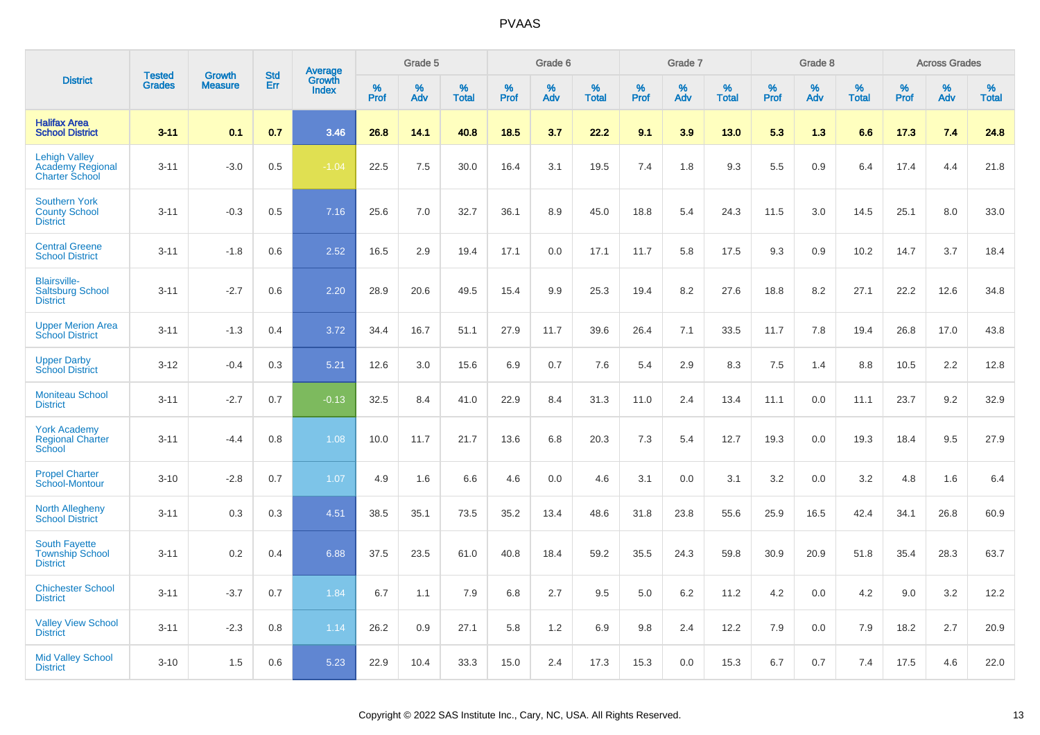# PVAAS

| District | Tested Grades | Growth Measure | Std Err | Average Growth Index | Grade 5 | | | Grade 6 | | | Grade 7 | | | Grade 8 | | | Across Grades | | |
|---|---|---|---|---|---|---|---|---|---|---|---|---|---|---|---|---|---|---|---|
| | | | | | % Prof | % Adv | % Total | % Prof | % Adv | % Total | % Prof | % Adv | % Total | % Prof | % Adv | % Total | % Prof | % Adv | % Total |
| **Halifax Area School District** | **3-11** | **0.1** | **0.7** | **3.46** | **26.8** | **14.1** | **40.8** | **18.5** | **3.7** | **22.2** | **9.1** | **3.9** | **13.0** | **5.3** | **1.3** | **6.6** | **17.3** | **7.4** | **24.8** |
| Lehigh Valley Academy Regional Charter School | 3-11 | -3.0 | 0.5 | -1.04 | 22.5 | 7.5 | 30.0 | 16.4 | 3.1 | 19.5 | 7.4 | 1.8 | 9.3 | 5.5 | 0.9 | 6.4 | 17.4 | 4.4 | 21.8 |
| Southern York County School District | 3-11 | -0.3 | 0.5 | 7.16 | 25.6 | 7.0 | 32.7 | 36.1 | 8.9 | 45.0 | 18.8 | 5.4 | 24.3 | 11.5 | 3.0 | 14.5 | 25.1 | 8.0 | 33.0 |
| Central Greene School District | 3-11 | -1.8 | 0.6 | 2.52 | 16.5 | 2.9 | 19.4 | 17.1 | 0.0 | 17.1 | 11.7 | 5.8 | 17.5 | 9.3 | 0.9 | 10.2 | 14.7 | 3.7 | 18.4 |
| Blairsville-Saltsburg School District | 3-11 | -2.7 | 0.6 | 2.20 | 28.9 | 20.6 | 49.5 | 15.4 | 9.9 | 25.3 | 19.4 | 8.2 | 27.6 | 18.8 | 8.2 | 27.1 | 22.2 | 12.6 | 34.8 |
| Upper Merion Area School District | 3-11 | -1.3 | 0.4 | 3.72 | 34.4 | 16.7 | 51.1 | 27.9 | 11.7 | 39.6 | 26.4 | 7.1 | 33.5 | 11.7 | 7.8 | 19.4 | 26.8 | 17.0 | 43.8 |
| Upper Darby School District | 3-12 | -0.4 | 0.3 | 5.21 | 12.6 | 3.0 | 15.6 | 6.9 | 0.7 | 7.6 | 5.4 | 2.9 | 8.3 | 7.5 | 1.4 | 8.8 | 10.5 | 2.2 | 12.8 |
| Moniteau School District | 3-11 | -2.7 | 0.7 | -0.13 | 32.5 | 8.4 | 41.0 | 22.9 | 8.4 | 31.3 | 11.0 | 2.4 | 13.4 | 11.1 | 0.0 | 11.1 | 23.7 | 9.2 | 32.9 |
| York Academy Regional Charter School | 3-11 | -4.4 | 0.8 | 1.08 | 10.0 | 11.7 | 21.7 | 13.6 | 6.8 | 20.3 | 7.3 | 5.4 | 12.7 | 19.3 | 0.0 | 19.3 | 18.4 | 9.5 | 27.9 |
| Propel Charter School-Montour | 3-10 | -2.8 | 0.7 | 1.07 | 4.9 | 1.6 | 6.6 | 4.6 | 0.0 | 4.6 | 3.1 | 0.0 | 3.1 | 3.2 | 0.0 | 3.2 | 4.8 | 1.6 | 6.4 |
| North Allegheny School District | 3-11 | 0.3 | 0.3 | 4.51 | 38.5 | 35.1 | 73.5 | 35.2 | 13.4 | 48.6 | 31.8 | 23.8 | 55.6 | 25.9 | 16.5 | 42.4 | 34.1 | 26.8 | 60.9 |
| South Fayette Township School District | 3-11 | 0.2 | 0.4 | 6.88 | 37.5 | 23.5 | 61.0 | 40.8 | 18.4 | 59.2 | 35.5 | 24.3 | 59.8 | 30.9 | 20.9 | 51.8 | 35.4 | 28.3 | 63.7 |
| Chichester School District | 3-11 | -3.7 | 0.7 | 1.84 | 6.7 | 1.1 | 7.9 | 6.8 | 2.7 | 9.5 | 5.0 | 6.2 | 11.2 | 4.2 | 0.0 | 4.2 | 9.0 | 3.2 | 12.2 |
| Valley View School District | 3-11 | -2.3 | 0.8 | 1.14 | 26.2 | 0.9 | 27.1 | 5.8 | 1.2 | 6.9 | 9.8 | 2.4 | 12.2 | 7.9 | 0.0 | 7.9 | 18.2 | 2.7 | 20.9 |
| Mid Valley School District | 3-10 | 1.5 | 0.6 | 5.23 | 22.9 | 10.4 | 33.3 | 15.0 | 2.4 | 17.3 | 15.3 | 0.0 | 15.3 | 6.7 | 0.7 | 7.4 | 17.5 | 4.6 | 22.0 |

Copyright © 2022 SAS Institute Inc., Cary, NC, USA. All Rights Reserved.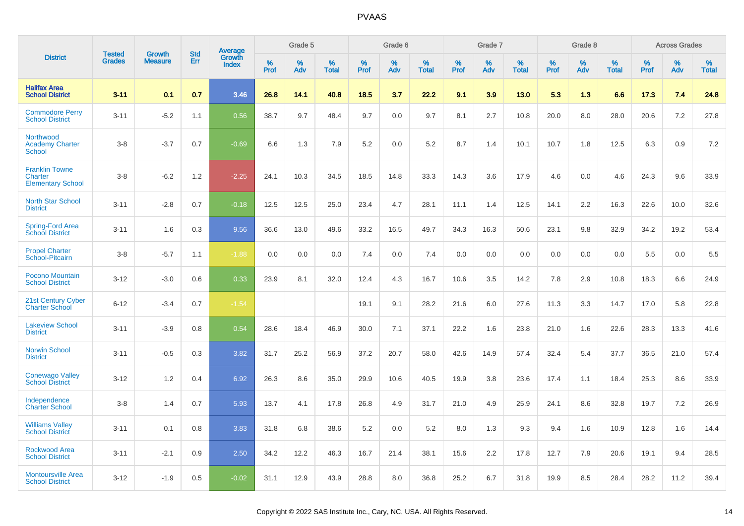| District | Tested Grades | Growth Measure | Std Err | Average Growth Index | Grade 5 | | | Grade 6 | | | Grade 7 | | | Grade 8 | | | Across Grades | | |
|---|---|---|---|---|---|---|---|---|---|---|---|---|---|---|---|---|---|---|---|
| | | | | | % Prof | % Adv | % Total | % Prof | % Adv | % Total | % Prof | % Adv | % Total | % Prof | % Adv | % Total | % Prof | % Adv | % Total |
| **Halifax Area School District** | **3-11** | **0.1** | **0.7** | **3.46** | **26.8** | **14.1** | **40.8** | **18.5** | **3.7** | **22.2** | **9.1** | **3.9** | **13.0** | **5.3** | **1.3** | **6.6** | **17.3** | **7.4** | **24.8** |
| Commodore Perry School District | 3-11 | -5.2 | 1.1 | 0.56 | 38.7 | 9.7 | 48.4 | 9.7 | 0.0 | 9.7 | 8.1 | 2.7 | 10.8 | 20.0 | 8.0 | 28.0 | 20.6 | 7.2 | 27.8 |
| Northwood Academy Charter School | 3-8 | -3.7 | 0.7 | -0.69 | 6.6 | 1.3 | 7.9 | 5.2 | 0.0 | 5.2 | 8.7 | 1.4 | 10.1 | 10.7 | 1.8 | 12.5 | 6.3 | 0.9 | 7.2 |
| Franklin Towne Charter Elementary School | 3-8 | -6.2 | 1.2 | -2.25 | 24.1 | 10.3 | 34.5 | 18.5 | 14.8 | 33.3 | 14.3 | 3.6 | 17.9 | 4.6 | 0.0 | 4.6 | 24.3 | 9.6 | 33.9 |
| North Star School District | 3-11 | -2.8 | 0.7 | -0.18 | 12.5 | 12.5 | 25.0 | 23.4 | 4.7 | 28.1 | 11.1 | 1.4 | 12.5 | 14.1 | 2.2 | 16.3 | 22.6 | 10.0 | 32.6 |
| Spring-Ford Area School District | 3-11 | 1.6 | 0.3 | 9.56 | 36.6 | 13.0 | 49.6 | 33.2 | 16.5 | 49.7 | 34.3 | 16.3 | 50.6 | 23.1 | 9.8 | 32.9 | 34.2 | 19.2 | 53.4 |
| Propel Charter School-Pitcairn | 3-8 | -5.7 | 1.1 | -1.88 | 0.0 | 0.0 | 0.0 | 7.4 | 0.0 | 7.4 | 0.0 | 0.0 | 0.0 | 0.0 | 0.0 | 0.0 | 5.5 | 0.0 | 5.5 |
| Pocono Mountain School District | 3-12 | -3.0 | 0.6 | 0.33 | 23.9 | 8.1 | 32.0 | 12.4 | 4.3 | 16.7 | 10.6 | 3.5 | 14.2 | 7.8 | 2.9 | 10.8 | 18.3 | 6.6 | 24.9 |
| 21st Century Cyber Charter School | 6-12 | -3.4 | 0.7 | -1.54 | | | | 19.1 | 9.1 | 28.2 | 21.6 | 6.0 | 27.6 | 11.3 | 3.3 | 14.7 | 17.0 | 5.8 | 22.8 |
| Lakeview School District | 3-11 | -3.9 | 0.8 | 0.54 | 28.6 | 18.4 | 46.9 | 30.0 | 7.1 | 37.1 | 22.2 | 1.6 | 23.8 | 21.0 | 1.6 | 22.6 | 28.3 | 13.3 | 41.6 |
| Norwin School District | 3-11 | -0.5 | 0.3 | 3.82 | 31.7 | 25.2 | 56.9 | 37.2 | 20.7 | 58.0 | 42.6 | 14.9 | 57.4 | 32.4 | 5.4 | 37.7 | 36.5 | 21.0 | 57.4 |
| Conewago Valley School District | 3-12 | 1.2 | 0.4 | 6.92 | 26.3 | 8.6 | 35.0 | 29.9 | 10.6 | 40.5 | 19.9 | 3.8 | 23.6 | 17.4 | 1.1 | 18.4 | 25.3 | 8.6 | 33.9 |
| Independence Charter School | 3-8 | 1.4 | 0.7 | 5.93 | 13.7 | 4.1 | 17.8 | 26.8 | 4.9 | 31.7 | 21.0 | 4.9 | 25.9 | 24.1 | 8.6 | 32.8 | 19.7 | 7.2 | 26.9 |
| Williams Valley School District | 3-11 | 0.1 | 0.8 | 3.83 | 31.8 | 6.8 | 38.6 | 5.2 | 0.0 | 5.2 | 8.0 | 1.3 | 9.3 | 9.4 | 1.6 | 10.9 | 12.8 | 1.6 | 14.4 |
| Rockwood Area School District | 3-11 | -2.1 | 0.9 | 2.50 | 34.2 | 12.2 | 46.3 | 16.7 | 21.4 | 38.1 | 15.6 | 2.2 | 17.8 | 12.7 | 7.9 | 20.6 | 19.1 | 9.4 | 28.5 |
| Montoursville Area School District | 3-12 | -1.9 | 0.5 | -0.02 | 31.1 | 12.9 | 43.9 | 28.8 | 8.0 | 36.8 | 25.2 | 6.7 | 31.8 | 19.9 | 8.5 | 28.4 | 28.2 | 11.2 | 39.4 |

Copyright © 2022 SAS Institute Inc., Cary, NC, USA. All Rights Reserved.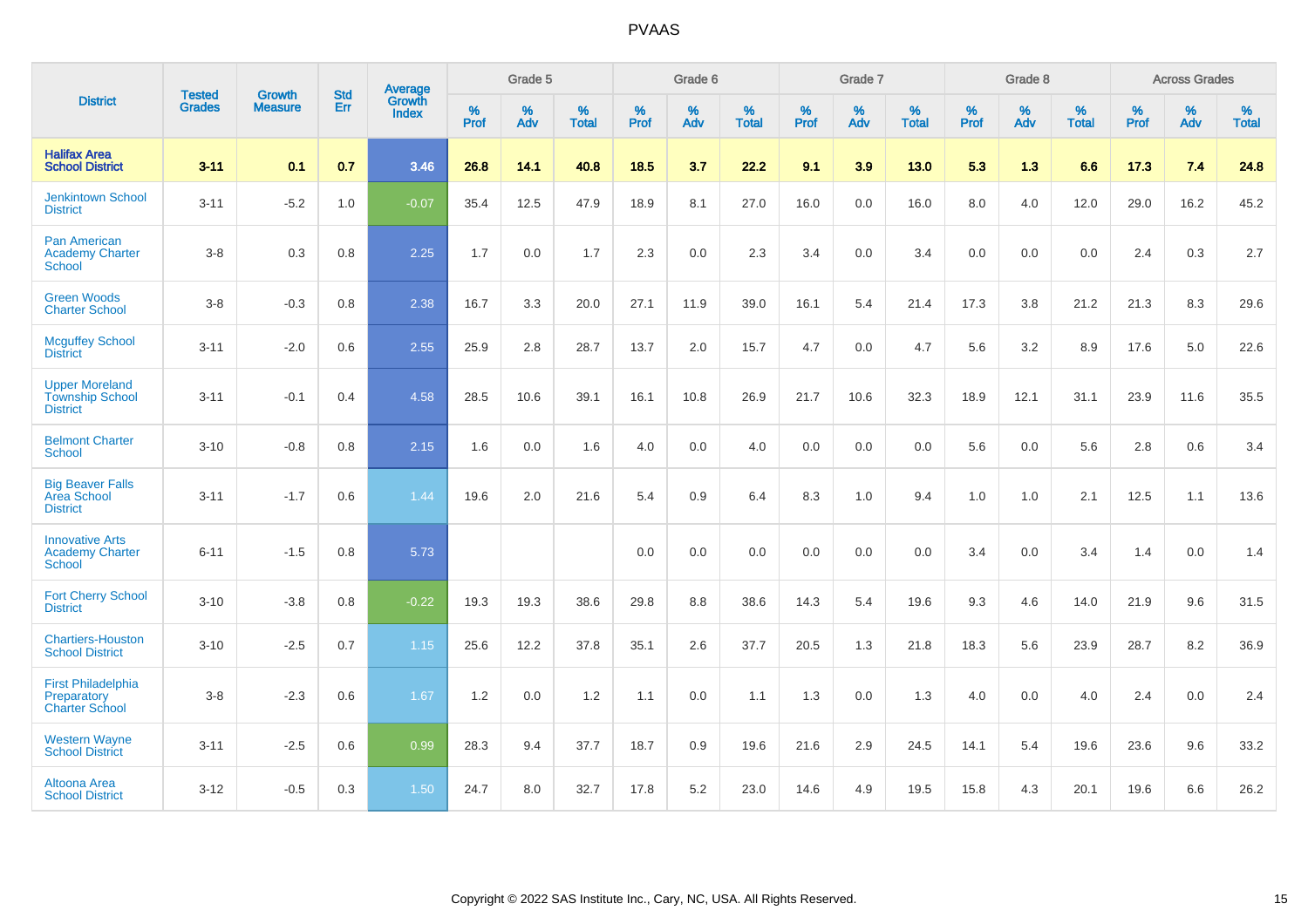# PVAAS

| District | Tested Grades | Growth Measure | Std Err | Average Growth Index | Grade 5 | | | Grade 6 | | | Grade 7 | | | Grade 8 | | | Across Grades | | |
|---|---|---|---|---|---|---|---|---|---|---|---|---|---|---|---|---|---|---|---|
| | | | | | % Prof | % Adv | % Total | % Prof | % Adv | % Total | % Prof | % Adv | % Total | % Prof | % Adv | % Total | % Prof | % Adv | % Total |
| **Halifax Area School District** | **3-11** | **0.1** | **0.7** | **3.46** | **26.8** | **14.1** | **40.8** | **18.5** | **3.7** | **22.2** | **9.1** | **3.9** | **13.0** | **5.3** | **1.3** | **6.6** | **17.3** | **7.4** | **24.8** |
| Jenkintown School District | 3-11 | -5.2 | 1.0 | -0.07 | 35.4 | 12.5 | 47.9 | 18.9 | 8.1 | 27.0 | 16.0 | 0.0 | 16.0 | 8.0 | 4.0 | 12.0 | 29.0 | 16.2 | 45.2 |
| Pan American Academy Charter School | 3-8 | 0.3 | 0.8 | 2.25 | 1.7 | 0.0 | 1.7 | 2.3 | 0.0 | 2.3 | 3.4 | 0.0 | 3.4 | 0.0 | 0.0 | 0.0 | 2.4 | 0.3 | 2.7 |
| Green Woods Charter School | 3-8 | -0.3 | 0.8 | 2.38 | 16.7 | 3.3 | 20.0 | 27.1 | 11.9 | 39.0 | 16.1 | 5.4 | 21.4 | 17.3 | 3.8 | 21.2 | 21.3 | 8.3 | 29.6 |
| Mcguffey School District | 3-11 | -2.0 | 0.6 | 2.55 | 25.9 | 2.8 | 28.7 | 13.7 | 2.0 | 15.7 | 4.7 | 0.0 | 4.7 | 5.6 | 3.2 | 8.9 | 17.6 | 5.0 | 22.6 |
| Upper Moreland Township School District | 3-11 | -0.1 | 0.4 | 4.58 | 28.5 | 10.6 | 39.1 | 16.1 | 10.8 | 26.9 | 21.7 | 10.6 | 32.3 | 18.9 | 12.1 | 31.1 | 23.9 | 11.6 | 35.5 |
| Belmont Charter School | 3-10 | -0.8 | 0.8 | 2.15 | 1.6 | 0.0 | 1.6 | 4.0 | 0.0 | 4.0 | 0.0 | 0.0 | 0.0 | 5.6 | 0.0 | 5.6 | 2.8 | 0.6 | 3.4 |
| Big Beaver Falls Area School District | 3-11 | -1.7 | 0.6 | 1.44 | 19.6 | 2.0 | 21.6 | 5.4 | 0.9 | 6.4 | 8.3 | 1.0 | 9.4 | 1.0 | 1.0 | 2.1 | 12.5 | 1.1 | 13.6 |
| Innovative Arts Academy Charter School | 6-11 | -1.5 | 0.8 | 5.73 | | | | 0.0 | 0.0 | 0.0 | 0.0 | 0.0 | 0.0 | 3.4 | 0.0 | 3.4 | 1.4 | 0.0 | 1.4 |
| Fort Cherry School District | 3-10 | -3.8 | 0.8 | -0.22 | 19.3 | 19.3 | 38.6 | 29.8 | 8.8 | 38.6 | 14.3 | 5.4 | 19.6 | 9.3 | 4.6 | 14.0 | 21.9 | 9.6 | 31.5 |
| Chartiers-Houston School District | 3-10 | -2.5 | 0.7 | 1.15 | 25.6 | 12.2 | 37.8 | 35.1 | 2.6 | 37.7 | 20.5 | 1.3 | 21.8 | 18.3 | 5.6 | 23.9 | 28.7 | 8.2 | 36.9 |
| First Philadelphia Preparatory Charter School | 3-8 | -2.3 | 0.6 | 1.67 | 1.2 | 0.0 | 1.2 | 1.1 | 0.0 | 1.1 | 1.3 | 0.0 | 1.3 | 4.0 | 0.0 | 4.0 | 2.4 | 0.0 | 2.4 |
| Western Wayne School District | 3-11 | -2.5 | 0.6 | 0.99 | 28.3 | 9.4 | 37.7 | 18.7 | 0.9 | 19.6 | 21.6 | 2.9 | 24.5 | 14.1 | 5.4 | 19.6 | 23.6 | 9.6 | 33.2 |
| Altoona Area School District | 3-12 | -0.5 | 0.3 | 1.50 | 24.7 | 8.0 | 32.7 | 17.8 | 5.2 | 23.0 | 14.6 | 4.9 | 19.5 | 15.8 | 4.3 | 20.1 | 19.6 | 6.6 | 26.2 |

Copyright © 2022 SAS Institute Inc., Cary, NC, USA. All Rights Reserved.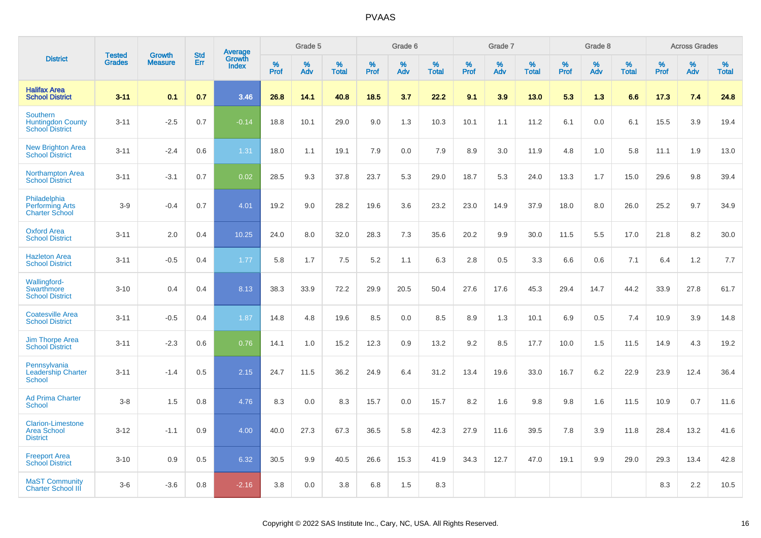# PVAAS

| District | Tested Grades | Growth Measure | Std Err | Average Growth Index | Grade 5 | | | Grade 6 | | | Grade 7 | | | Grade 8 | | | Across Grades | | |
|---|---|---|---|---|---|---|---|---|---|---|---|---|---|---|---|---|---|---|---|
| | | | | | % Prof | % Adv | % Total | % Prof | % Adv | % Total | % Prof | % Adv | % Total | % Prof | % Adv | % Total | % Prof | % Adv | % Total |
| **Halifax Area School District** | **3-11** | **0.1** | **0.7** | **3.46** | **26.8** | **14.1** | **40.8** | **18.5** | **3.7** | **22.2** | **9.1** | **3.9** | **13.0** | **5.3** | **1.3** | **6.6** | **17.3** | **7.4** | **24.8** |
| Southern Huntingdon County School District | 3-11 | -2.5 | 0.7 | -0.14 | 18.8 | 10.1 | 29.0 | 9.0 | 1.3 | 10.3 | 10.1 | 1.1 | 11.2 | 6.1 | 0.0 | 6.1 | 15.5 | 3.9 | 19.4 |
| New Brighton Area School District | 3-11 | -2.4 | 0.6 | 1.31 | 18.0 | 1.1 | 19.1 | 7.9 | 0.0 | 7.9 | 8.9 | 3.0 | 11.9 | 4.8 | 1.0 | 5.8 | 11.1 | 1.9 | 13.0 |
| Northampton Area School District | 3-11 | -3.1 | 0.7 | 0.02 | 28.5 | 9.3 | 37.8 | 23.7 | 5.3 | 29.0 | 18.7 | 5.3 | 24.0 | 13.3 | 1.7 | 15.0 | 29.6 | 9.8 | 39.4 |
| Philadelphia Performing Arts Charter School | 3-9 | -0.4 | 0.7 | 4.01 | 19.2 | 9.0 | 28.2 | 19.6 | 3.6 | 23.2 | 23.0 | 14.9 | 37.9 | 18.0 | 8.0 | 26.0 | 25.2 | 9.7 | 34.9 |
| Oxford Area School District | 3-11 | 2.0 | 0.4 | 10.25 | 24.0 | 8.0 | 32.0 | 28.3 | 7.3 | 35.6 | 20.2 | 9.9 | 30.0 | 11.5 | 5.5 | 17.0 | 21.8 | 8.2 | 30.0 |
| Hazleton Area School District | 3-11 | -0.5 | 0.4 | 1.77 | 5.8 | 1.7 | 7.5 | 5.2 | 1.1 | 6.3 | 2.8 | 0.5 | 3.3 | 6.6 | 0.6 | 7.1 | 6.4 | 1.2 | 7.7 |
| Wallingford-Swarthmore School District | 3-10 | 0.4 | 0.4 | 8.13 | 38.3 | 33.9 | 72.2 | 29.9 | 20.5 | 50.4 | 27.6 | 17.6 | 45.3 | 29.4 | 14.7 | 44.2 | 33.9 | 27.8 | 61.7 |
| Coatesville Area School District | 3-11 | -0.5 | 0.4 | 1.87 | 14.8 | 4.8 | 19.6 | 8.5 | 0.0 | 8.5 | 8.9 | 1.3 | 10.1 | 6.9 | 0.5 | 7.4 | 10.9 | 3.9 | 14.8 |
| Jim Thorpe Area School District | 3-11 | -2.3 | 0.6 | 0.76 | 14.1 | 1.0 | 15.2 | 12.3 | 0.9 | 13.2 | 9.2 | 8.5 | 17.7 | 10.0 | 1.5 | 11.5 | 14.9 | 4.3 | 19.2 |
| Pennsylvania Leadership Charter School | 3-11 | -1.4 | 0.5 | 2.15 | 24.7 | 11.5 | 36.2 | 24.9 | 6.4 | 31.2 | 13.4 | 19.6 | 33.0 | 16.7 | 6.2 | 22.9 | 23.9 | 12.4 | 36.4 |
| Ad Prima Charter School | 3-8 | 1.5 | 0.8 | 4.76 | 8.3 | 0.0 | 8.3 | 15.7 | 0.0 | 15.7 | 8.2 | 1.6 | 9.8 | 9.8 | 1.6 | 11.5 | 10.9 | 0.7 | 11.6 |
| Clarion-Limestone Area School District | 3-12 | -1.1 | 0.9 | 4.00 | 40.0 | 27.3 | 67.3 | 36.5 | 5.8 | 42.3 | 27.9 | 11.6 | 39.5 | 7.8 | 3.9 | 11.8 | 28.4 | 13.2 | 41.6 |
| Freeport Area School District | 3-10 | 0.9 | 0.5 | 6.32 | 30.5 | 9.9 | 40.5 | 26.6 | 15.3 | 41.9 | 34.3 | 12.7 | 47.0 | 19.1 | 9.9 | 29.0 | 29.3 | 13.4 | 42.8 |
| MaST Community Charter School III | 3-6 | -3.6 | 0.8 | -2.16 | 3.8 | 0.0 | 3.8 | 6.8 | 1.5 | 8.3 | | | | | | | 8.3 | 2.2 | 10.5 |

Copyright © 2022 SAS Institute Inc., Cary, NC, USA. All Rights Reserved.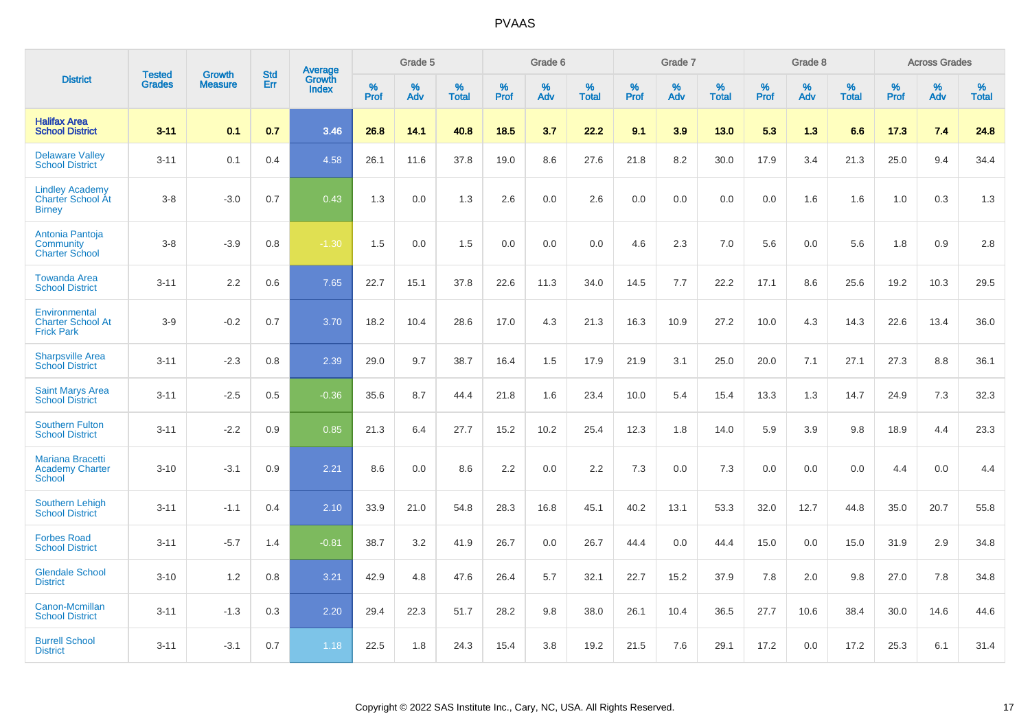| District | Tested Grades | Growth Measure | Std Err | Average Growth Index | Grade 5 | | | Grade 6 | | | Grade 7 | | | Grade 8 | | | Across Grades | | |
|---|---|---|---|---|---|---|---|---|---|---|---|---|---|---|---|---|---|---|---|
| | | | | | % Prof | % Adv | % Total | % Prof | % Adv | % Total | % Prof | % Adv | % Total | % Prof | % Adv | % Total | % Prof | % Adv | % Total |
| **Halifax Area School District** | **3-11** | **0.1** | **0.7** | **3.46** | **26.8** | **14.1** | **40.8** | **18.5** | **3.7** | **22.2** | **9.1** | **3.9** | **13.0** | **5.3** | **1.3** | **6.6** | **17.3** | **7.4** | **24.8** |
| Delaware Valley School District | 3-11 | 0.1 | 0.4 | 4.58 | 26.1 | 11.6 | 37.8 | 19.0 | 8.6 | 27.6 | 21.8 | 8.2 | 30.0 | 17.9 | 3.4 | 21.3 | 25.0 | 9.4 | 34.4 |
| Lindley Academy Charter School At Birney | 3-8 | -3.0 | 0.7 | 0.43 | 1.3 | 0.0 | 1.3 | 2.6 | 0.0 | 2.6 | 0.0 | 0.0 | 0.0 | 0.0 | 1.6 | 1.6 | 1.0 | 0.3 | 1.3 |
| Antonia Pantoja Community Charter School | 3-8 | -3.9 | 0.8 | -1.30 | 1.5 | 0.0 | 1.5 | 0.0 | 0.0 | 0.0 | 4.6 | 2.3 | 7.0 | 5.6 | 0.0 | 5.6 | 1.8 | 0.9 | 2.8 |
| Towanda Area School District | 3-11 | 2.2 | 0.6 | 7.65 | 22.7 | 15.1 | 37.8 | 22.6 | 11.3 | 34.0 | 14.5 | 7.7 | 22.2 | 17.1 | 8.6 | 25.6 | 19.2 | 10.3 | 29.5 |
| Environmental Charter School At Frick Park | 3-9 | -0.2 | 0.7 | 3.70 | 18.2 | 10.4 | 28.6 | 17.0 | 4.3 | 21.3 | 16.3 | 10.9 | 27.2 | 10.0 | 4.3 | 14.3 | 22.6 | 13.4 | 36.0 |
| Sharpsville Area School District | 3-11 | -2.3 | 0.8 | 2.39 | 29.0 | 9.7 | 38.7 | 16.4 | 1.5 | 17.9 | 21.9 | 3.1 | 25.0 | 20.0 | 7.1 | 27.1 | 27.3 | 8.8 | 36.1 |
| Saint Marys Area School District | 3-11 | -2.5 | 0.5 | -0.36 | 35.6 | 8.7 | 44.4 | 21.8 | 1.6 | 23.4 | 10.0 | 5.4 | 15.4 | 13.3 | 1.3 | 14.7 | 24.9 | 7.3 | 32.3 |
| Southern Fulton School District | 3-11 | -2.2 | 0.9 | 0.85 | 21.3 | 6.4 | 27.7 | 15.2 | 10.2 | 25.4 | 12.3 | 1.8 | 14.0 | 5.9 | 3.9 | 9.8 | 18.9 | 4.4 | 23.3 |
| Mariana Bracetti Academy Charter School | 3-10 | -3.1 | 0.9 | 2.21 | 8.6 | 0.0 | 8.6 | 2.2 | 0.0 | 2.2 | 7.3 | 0.0 | 7.3 | 0.0 | 0.0 | 0.0 | 4.4 | 0.0 | 4.4 |
| Southern Lehigh School District | 3-11 | -1.1 | 0.4 | 2.10 | 33.9 | 21.0 | 54.8 | 28.3 | 16.8 | 45.1 | 40.2 | 13.1 | 53.3 | 32.0 | 12.7 | 44.8 | 35.0 | 20.7 | 55.8 |
| Forbes Road School District | 3-11 | -5.7 | 1.4 | -0.81 | 38.7 | 3.2 | 41.9 | 26.7 | 0.0 | 26.7 | 44.4 | 0.0 | 44.4 | 15.0 | 0.0 | 15.0 | 31.9 | 2.9 | 34.8 |
| Glendale School District | 3-10 | 1.2 | 0.8 | 3.21 | 42.9 | 4.8 | 47.6 | 26.4 | 5.7 | 32.1 | 22.7 | 15.2 | 37.9 | 7.8 | 2.0 | 9.8 | 27.0 | 7.8 | 34.8 |
| Canon-Mcmillan School District | 3-11 | -1.3 | 0.3 | 2.20 | 29.4 | 22.3 | 51.7 | 28.2 | 9.8 | 38.0 | 26.1 | 10.4 | 36.5 | 27.7 | 10.6 | 38.4 | 30.0 | 14.6 | 44.6 |
| Burrell School District | 3-11 | -3.1 | 0.7 | 1.18 | 22.5 | 1.8 | 24.3 | 15.4 | 3.8 | 19.2 | 21.5 | 7.6 | 29.1 | 17.2 | 0.0 | 17.2 | 25.3 | 6.1 | 31.4 |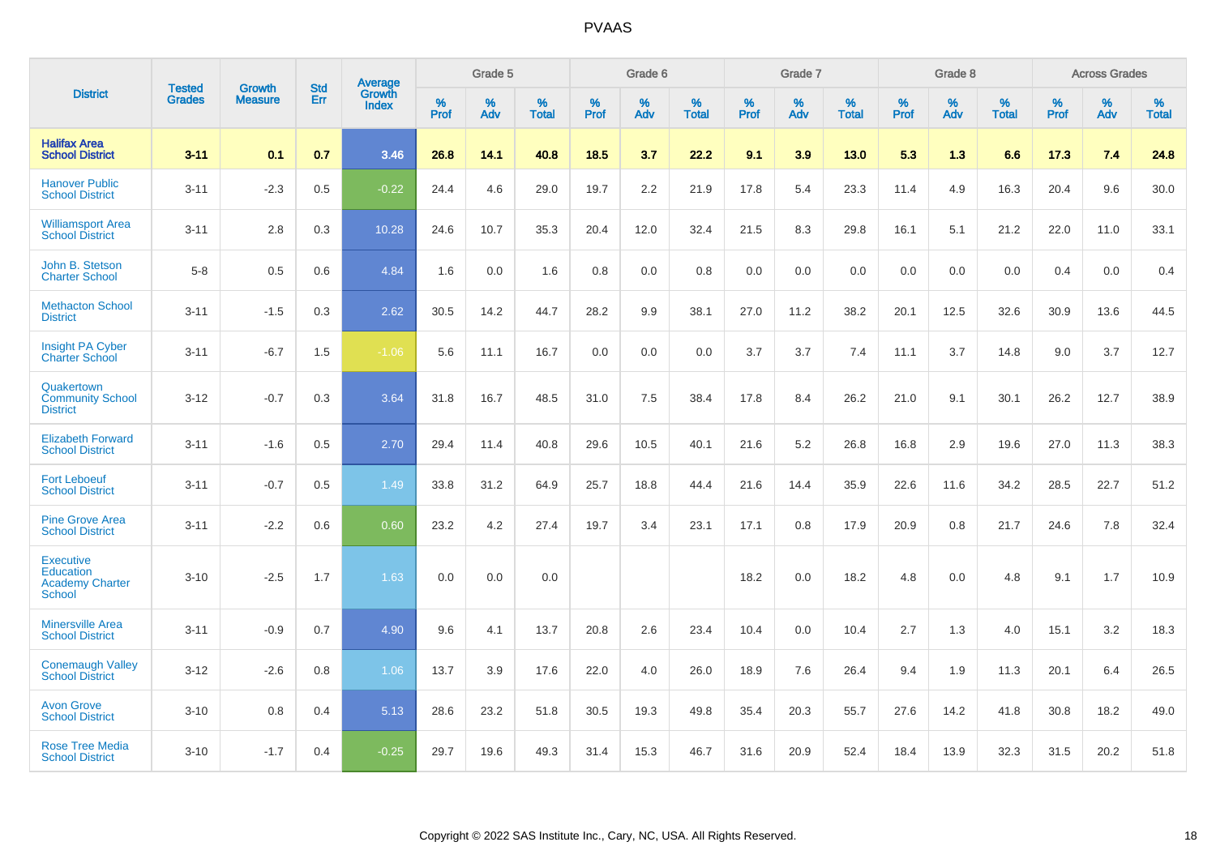| District | Tested Grades | Growth Measure | Std Err | Average Growth Index | Grade 5 | | | Grade 6 | | | Grade 7 | | | Grade 8 | | | Across Grades | | |
|---|---|---|---|---|---|---|---|---|---|---|---|---|---|---|---|---|---|---|---|
| | | | | | % Prof | % Adv | % Total | % Prof | % Adv | % Total | % Prof | % Adv | % Total | % Prof | % Adv | % Total | % Prof | % Adv | % Total |
| **Halifax Area School District** | **3-11** | **0.1** | **0.7** | **3.46** | **26.8** | **14.1** | **40.8** | **18.5** | **3.7** | **22.2** | **9.1** | **3.9** | **13.0** | **5.3** | **1.3** | **6.6** | **17.3** | **7.4** | **24.8** |
| Hanover Public School District | 3-11 | -2.3 | 0.5 | -0.22 | 24.4 | 4.6 | 29.0 | 19.7 | 2.2 | 21.9 | 17.8 | 5.4 | 23.3 | 11.4 | 4.9 | 16.3 | 20.4 | 9.6 | 30.0 |
| Williamsport Area School District | 3-11 | 2.8 | 0.3 | 10.28 | 24.6 | 10.7 | 35.3 | 20.4 | 12.0 | 32.4 | 21.5 | 8.3 | 29.8 | 16.1 | 5.1 | 21.2 | 22.0 | 11.0 | 33.1 |
| John B. Stetson Charter School | 5-8 | 0.5 | 0.6 | 4.84 | 1.6 | 0.0 | 1.6 | 0.8 | 0.0 | 0.8 | 0.0 | 0.0 | 0.0 | 0.0 | 0.0 | 0.0 | 0.4 | 0.0 | 0.4 |
| Methacton School District | 3-11 | -1.5 | 0.3 | 2.62 | 30.5 | 14.2 | 44.7 | 28.2 | 9.9 | 38.1 | 27.0 | 11.2 | 38.2 | 20.1 | 12.5 | 32.6 | 30.9 | 13.6 | 44.5 |
| Insight PA Cyber Charter School | 3-11 | -6.7 | 1.5 | -1.06 | 5.6 | 11.1 | 16.7 | 0.0 | 0.0 | 0.0 | 3.7 | 3.7 | 7.4 | 11.1 | 3.7 | 14.8 | 9.0 | 3.7 | 12.7 |
| Quakertown Community School District | 3-12 | -0.7 | 0.3 | 3.64 | 31.8 | 16.7 | 48.5 | 31.0 | 7.5 | 38.4 | 17.8 | 8.4 | 26.2 | 21.0 | 9.1 | 30.1 | 26.2 | 12.7 | 38.9 |
| Elizabeth Forward School District | 3-11 | -1.6 | 0.5 | 2.70 | 29.4 | 11.4 | 40.8 | 29.6 | 10.5 | 40.1 | 21.6 | 5.2 | 26.8 | 16.8 | 2.9 | 19.6 | 27.0 | 11.3 | 38.3 |
| Fort Leboeuf School District | 3-11 | -0.7 | 0.5 | 1.49 | 33.8 | 31.2 | 64.9 | 25.7 | 18.8 | 44.4 | 21.6 | 14.4 | 35.9 | 22.6 | 11.6 | 34.2 | 28.5 | 22.7 | 51.2 |
| Pine Grove Area School District | 3-11 | -2.2 | 0.6 | 0.60 | 23.2 | 4.2 | 27.4 | 19.7 | 3.4 | 23.1 | 17.1 | 0.8 | 17.9 | 20.9 | 0.8 | 21.7 | 24.6 | 7.8 | 32.4 |
| Executive Education Academy Charter School | 3-10 | -2.5 | 1.7 | 1.63 | 0.0 | 0.0 | 0.0 | | | | 18.2 | 0.0 | 18.2 | 4.8 | 0.0 | 4.8 | 9.1 | 1.7 | 10.9 |
| Minersville Area School District | 3-11 | -0.9 | 0.7 | 4.90 | 9.6 | 4.1 | 13.7 | 20.8 | 2.6 | 23.4 | 10.4 | 0.0 | 10.4 | 2.7 | 1.3 | 4.0 | 15.1 | 3.2 | 18.3 |
| Conemaugh Valley School District | 3-12 | -2.6 | 0.8 | 1.06 | 13.7 | 3.9 | 17.6 | 22.0 | 4.0 | 26.0 | 18.9 | 7.6 | 26.4 | 9.4 | 1.9 | 11.3 | 20.1 | 6.4 | 26.5 |
| Avon Grove School District | 3-10 | 0.8 | 0.4 | 5.13 | 28.6 | 23.2 | 51.8 | 30.5 | 19.3 | 49.8 | 35.4 | 20.3 | 55.7 | 27.6 | 14.2 | 41.8 | 30.8 | 18.2 | 49.0 |
| Rose Tree Media School District | 3-10 | -1.7 | 0.4 | -0.25 | 29.7 | 19.6 | 49.3 | 31.4 | 15.3 | 46.7 | 31.6 | 20.9 | 52.4 | 18.4 | 13.9 | 32.3 | 31.5 | 20.2 | 51.8 |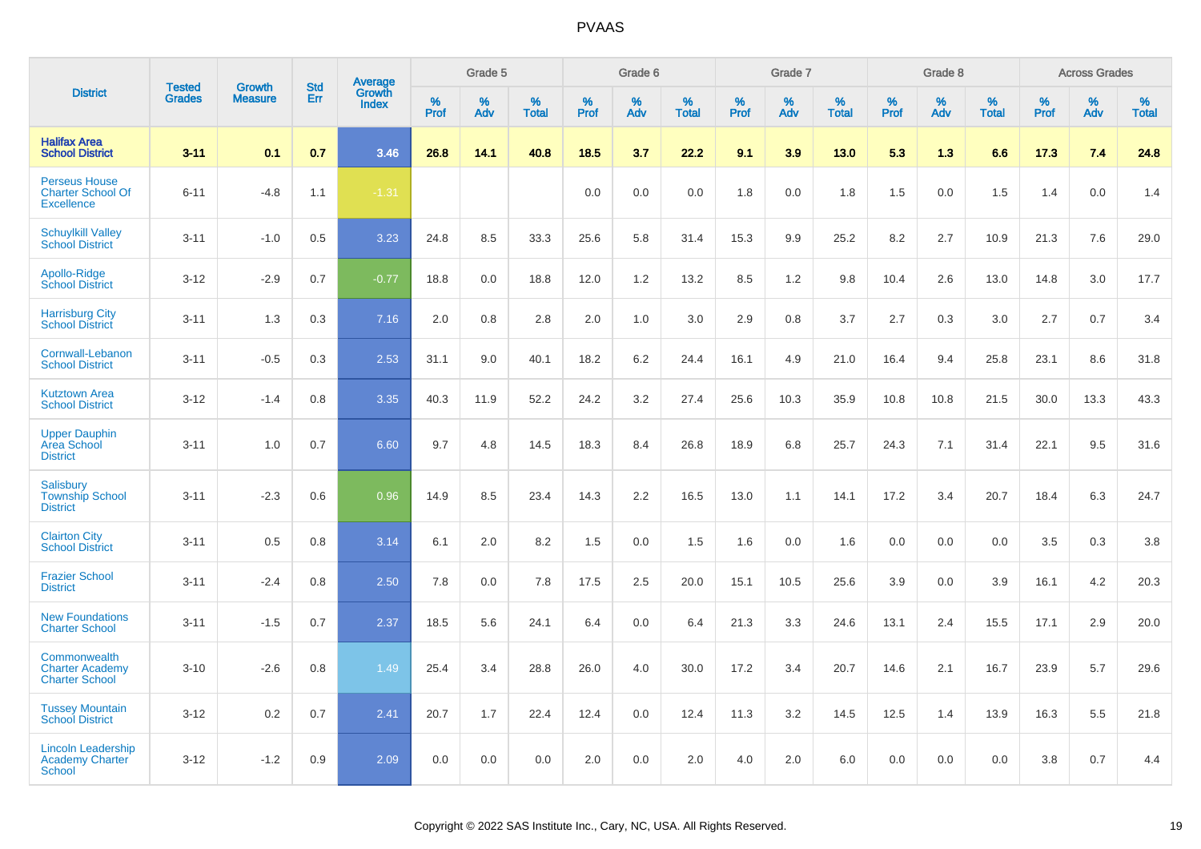| District | Tested Grades | Growth Measure | Std Err | Average Growth Index | Grade 5 | | | Grade 6 | | | Grade 7 | | | Grade 8 | | | Across Grades | | |
|---|---|---|---|---|---|---|---|---|---|---|---|---|---|---|---|---|---|---|---|
| | | | | | % Prof | % Adv | % Total | % Prof | % Adv | % Total | % Prof | % Adv | % Total | % Prof | % Adv | % Total | % Prof | % Adv | % Total |
| **Halifax Area School District** | **3-11** | **0.1** | **0.7** | **3.46** | **26.8** | **14.1** | **40.8** | **18.5** | **3.7** | **22.2** | **9.1** | **3.9** | **13.0** | **5.3** | **1.3** | **6.6** | **17.3** | **7.4** | **24.8** |
| Perseus House Charter School Of Excellence | 6-11 | -4.8 | 1.1 | -1.31 | | | | 0.0 | 0.0 | 0.0 | 1.8 | 0.0 | 1.8 | 1.5 | 0.0 | 1.5 | 1.4 | 0.0 | 1.4 |
| Schuylkill Valley School District | 3-11 | -1.0 | 0.5 | 3.23 | 24.8 | 8.5 | 33.3 | 25.6 | 5.8 | 31.4 | 15.3 | 9.9 | 25.2 | 8.2 | 2.7 | 10.9 | 21.3 | 7.6 | 29.0 |
| Apollo-Ridge School District | 3-12 | -2.9 | 0.7 | -0.77 | 18.8 | 0.0 | 18.8 | 12.0 | 1.2 | 13.2 | 8.5 | 1.2 | 9.8 | 10.4 | 2.6 | 13.0 | 14.8 | 3.0 | 17.7 |
| Harrisburg City School District | 3-11 | 1.3 | 0.3 | 7.16 | 2.0 | 0.8 | 2.8 | 2.0 | 1.0 | 3.0 | 2.9 | 0.8 | 3.7 | 2.7 | 0.3 | 3.0 | 2.7 | 0.7 | 3.4 |
| Cornwall-Lebanon School District | 3-11 | -0.5 | 0.3 | 2.53 | 31.1 | 9.0 | 40.1 | 18.2 | 6.2 | 24.4 | 16.1 | 4.9 | 21.0 | 16.4 | 9.4 | 25.8 | 23.1 | 8.6 | 31.8 |
| Kutztown Area School District | 3-12 | -1.4 | 0.8 | 3.35 | 40.3 | 11.9 | 52.2 | 24.2 | 3.2 | 27.4 | 25.6 | 10.3 | 35.9 | 10.8 | 10.8 | 21.5 | 30.0 | 13.3 | 43.3 |
| Upper Dauphin Area School District | 3-11 | 1.0 | 0.7 | 6.60 | 9.7 | 4.8 | 14.5 | 18.3 | 8.4 | 26.8 | 18.9 | 6.8 | 25.7 | 24.3 | 7.1 | 31.4 | 22.1 | 9.5 | 31.6 |
| Salisbury Township School District | 3-11 | -2.3 | 0.6 | 0.96 | 14.9 | 8.5 | 23.4 | 14.3 | 2.2 | 16.5 | 13.0 | 1.1 | 14.1 | 17.2 | 3.4 | 20.7 | 18.4 | 6.3 | 24.7 |
| Clairton City School District | 3-11 | 0.5 | 0.8 | 3.14 | 6.1 | 2.0 | 8.2 | 1.5 | 0.0 | 1.5 | 1.6 | 0.0 | 1.6 | 0.0 | 0.0 | 0.0 | 3.5 | 0.3 | 3.8 |
| Frazier School District | 3-11 | -2.4 | 0.8 | 2.50 | 7.8 | 0.0 | 7.8 | 17.5 | 2.5 | 20.0 | 15.1 | 10.5 | 25.6 | 3.9 | 0.0 | 3.9 | 16.1 | 4.2 | 20.3 |
| New Foundations Charter School | 3-11 | -1.5 | 0.7 | 2.37 | 18.5 | 5.6 | 24.1 | 6.4 | 0.0 | 6.4 | 21.3 | 3.3 | 24.6 | 13.1 | 2.4 | 15.5 | 17.1 | 2.9 | 20.0 |
| Commonwealth Charter Academy Charter School | 3-10 | -2.6 | 0.8 | 1.49 | 25.4 | 3.4 | 28.8 | 26.0 | 4.0 | 30.0 | 17.2 | 3.4 | 20.7 | 14.6 | 2.1 | 16.7 | 23.9 | 5.7 | 29.6 |
| Tussey Mountain School District | 3-12 | 0.2 | 0.7 | 2.41 | 20.7 | 1.7 | 22.4 | 12.4 | 0.0 | 12.4 | 11.3 | 3.2 | 14.5 | 12.5 | 1.4 | 13.9 | 16.3 | 5.5 | 21.8 |
| Lincoln Leadership Academy Charter School | 3-12 | -1.2 | 0.9 | 2.09 | 0.0 | 0.0 | 0.0 | 2.0 | 0.0 | 2.0 | 4.0 | 2.0 | 6.0 | 0.0 | 0.0 | 0.0 | 3.8 | 0.7 | 4.4 |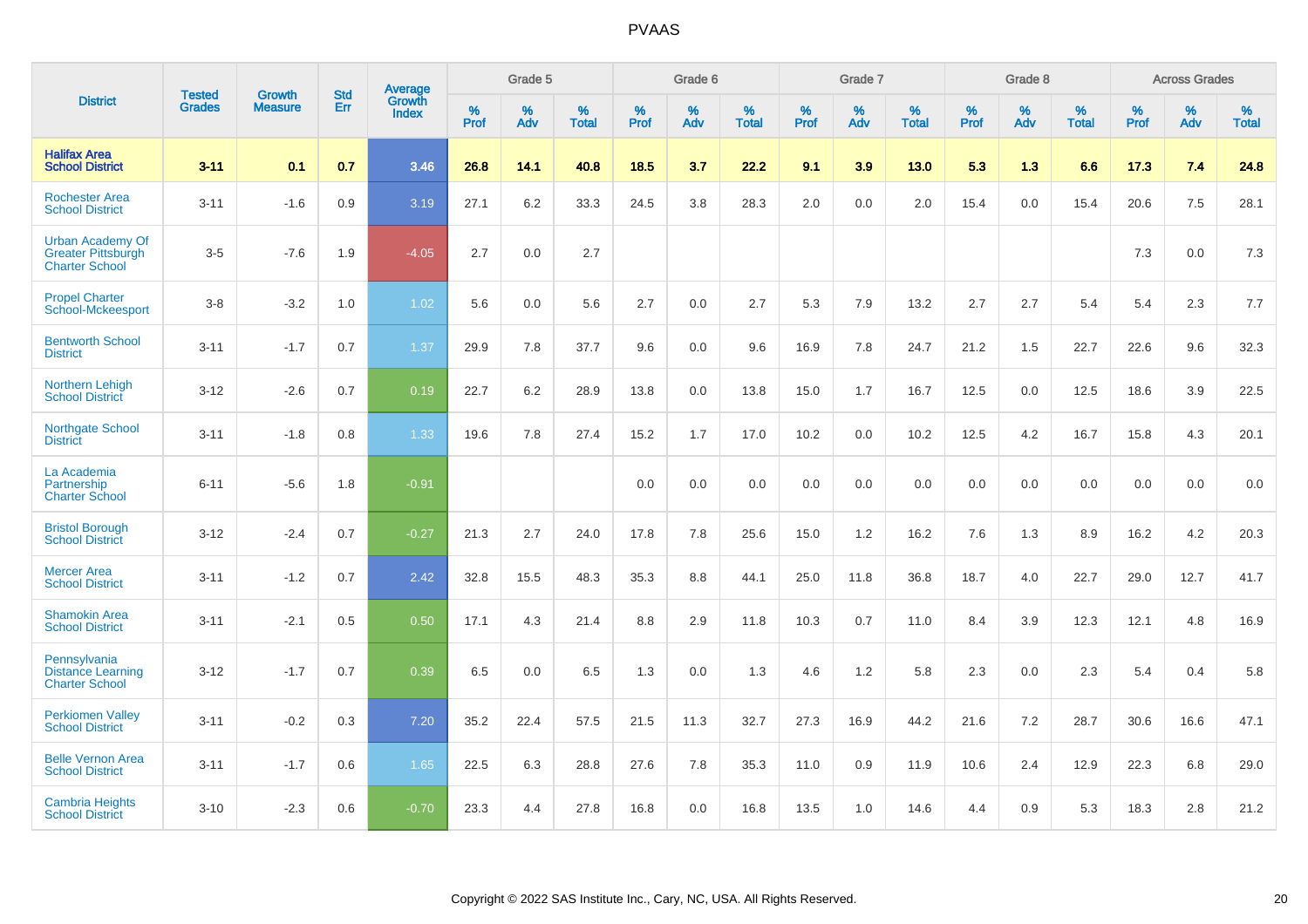| District | Tested Grades | Growth Measure | Std Err | Average Growth Index | Grade 5 | | | Grade 6 | | | Grade 7 | | | Grade 8 | | | Across Grades | | |
|---|---|---|---|---|---|---|---|---|---|---|---|---|---|---|---|---|---|---|---|
| | | | | | % Prof | % Adv | % Total | % Prof | % Adv | % Total | % Prof | % Adv | % Total | % Prof | % Adv | % Total | % Prof | % Adv | % Total |
| **Halifax Area School District** | **3-11** | **0.1** | **0.7** | **3.46** | **26.8** | **14.1** | **40.8** | **18.5** | **3.7** | **22.2** | **9.1** | **3.9** | **13.0** | **5.3** | **1.3** | **6.6** | **17.3** | **7.4** | **24.8** |
| Rochester Area School District | 3-11 | -1.6 | 0.9 | 3.19 | 27.1 | 6.2 | 33.3 | 24.5 | 3.8 | 28.3 | 2.0 | 0.0 | 2.0 | 15.4 | 0.0 | 15.4 | 20.6 | 7.5 | 28.1 |
| Urban Academy Of Greater Pittsburgh Charter School | 3-5 | -7.6 | 1.9 | -4.05 | 2.7 | 0.0 | 2.7 | | | | | | | | | | 7.3 | 0.0 | 7.3 |
| Propel Charter School-Mckeesport | 3-8 | -3.2 | 1.0 | 1.02 | 5.6 | 0.0 | 5.6 | 2.7 | 0.0 | 2.7 | 5.3 | 7.9 | 13.2 | 2.7 | 2.7 | 5.4 | 5.4 | 2.3 | 7.7 |
| Bentworth School District | 3-11 | -1.7 | 0.7 | 1.37 | 29.9 | 7.8 | 37.7 | 9.6 | 0.0 | 9.6 | 16.9 | 7.8 | 24.7 | 21.2 | 1.5 | 22.7 | 22.6 | 9.6 | 32.3 |
| Northern Lehigh School District | 3-12 | -2.6 | 0.7 | 0.19 | 22.7 | 6.2 | 28.9 | 13.8 | 0.0 | 13.8 | 15.0 | 1.7 | 16.7 | 12.5 | 0.0 | 12.5 | 18.6 | 3.9 | 22.5 |
| Northgate School District | 3-11 | -1.8 | 0.8 | 1.33 | 19.6 | 7.8 | 27.4 | 15.2 | 1.7 | 17.0 | 10.2 | 0.0 | 10.2 | 12.5 | 4.2 | 16.7 | 15.8 | 4.3 | 20.1 |
| La Academia Partnership Charter School | 6-11 | -5.6 | 1.8 | -0.91 | | | | 0.0 | 0.0 | 0.0 | 0.0 | 0.0 | 0.0 | 0.0 | 0.0 | 0.0 | 0.0 | 0.0 | 0.0 |
| Bristol Borough School District | 3-12 | -2.4 | 0.7 | -0.27 | 21.3 | 2.7 | 24.0 | 17.8 | 7.8 | 25.6 | 15.0 | 1.2 | 16.2 | 7.6 | 1.3 | 8.9 | 16.2 | 4.2 | 20.3 |
| Mercer Area School District | 3-11 | -1.2 | 0.7 | 2.42 | 32.8 | 15.5 | 48.3 | 35.3 | 8.8 | 44.1 | 25.0 | 11.8 | 36.8 | 18.7 | 4.0 | 22.7 | 29.0 | 12.7 | 41.7 |
| Shamokin Area School District | 3-11 | -2.1 | 0.5 | 0.50 | 17.1 | 4.3 | 21.4 | 8.8 | 2.9 | 11.8 | 10.3 | 0.7 | 11.0 | 8.4 | 3.9 | 12.3 | 12.1 | 4.8 | 16.9 |
| Pennsylvania Distance Learning Charter School | 3-12 | -1.7 | 0.7 | 0.39 | 6.5 | 0.0 | 6.5 | 1.3 | 0.0 | 1.3 | 4.6 | 1.2 | 5.8 | 2.3 | 0.0 | 2.3 | 5.4 | 0.4 | 5.8 |
| Perkiomen Valley School District | 3-11 | -0.2 | 0.3 | 7.20 | 35.2 | 22.4 | 57.5 | 21.5 | 11.3 | 32.7 | 27.3 | 16.9 | 44.2 | 21.6 | 7.2 | 28.7 | 30.6 | 16.6 | 47.1 |
| Belle Vernon Area School District | 3-11 | -1.7 | 0.6 | 1.65 | 22.5 | 6.3 | 28.8 | 27.6 | 7.8 | 35.3 | 11.0 | 0.9 | 11.9 | 10.6 | 2.4 | 12.9 | 22.3 | 6.8 | 29.0 |
| Cambria Heights School District | 3-10 | -2.3 | 0.6 | -0.70 | 23.3 | 4.4 | 27.8 | 16.8 | 0.0 | 16.8 | 13.5 | 1.0 | 14.6 | 4.4 | 0.9 | 5.3 | 18.3 | 2.8 | 21.2 |

Copyright © 2022 SAS Institute Inc., Cary, NC, USA. All Rights Reserved.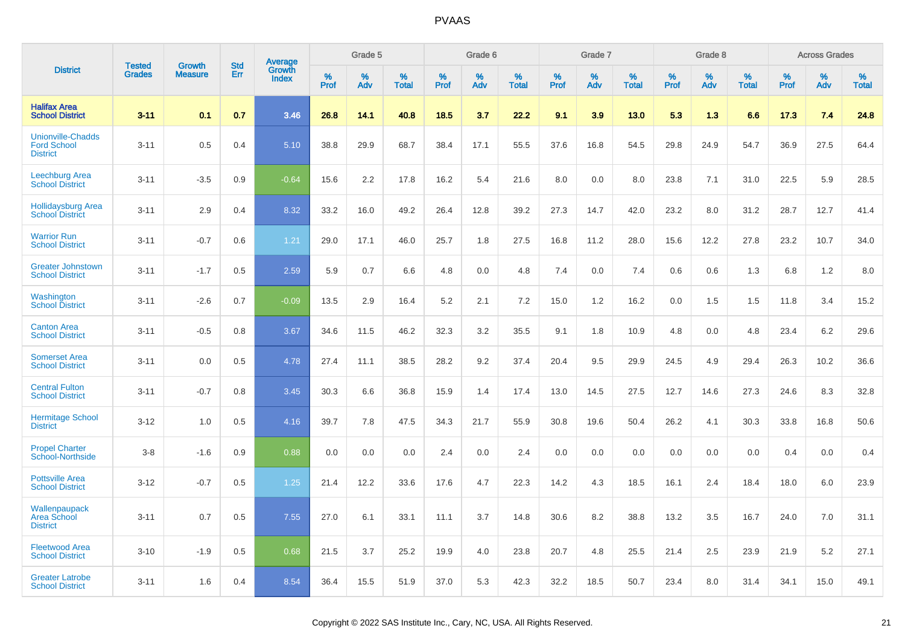| District | Tested Grades | Growth Measure | Std Err | Average Growth Index | Grade 5 | | | Grade 6 | | | Grade 7 | | | Grade 8 | | | Across Grades | | |
|---|---|---|---|---|---|---|---|---|---|---|---|---|---|---|---|---|---|---|---|
| | | | | | % Prof | % Adv | % Total | % Prof | % Adv | % Total | % Prof | % Adv | % Total | % Prof | % Adv | % Total | % Prof | % Adv | % Total |
| **Halifax Area School District** | **3-11** | **0.1** | **0.7** | **3.46** | **26.8** | **14.1** | **40.8** | **18.5** | **3.7** | **22.2** | **9.1** | **3.9** | **13.0** | **5.3** | **1.3** | **6.6** | **17.3** | **7.4** | **24.8** |
| Unionville-Chadds Ford School District | 3-11 | 0.5 | 0.4 | 5.10 | 38.8 | 29.9 | 68.7 | 38.4 | 17.1 | 55.5 | 37.6 | 16.8 | 54.5 | 29.8 | 24.9 | 54.7 | 36.9 | 27.5 | 64.4 |
| Leechburg Area School District | 3-11 | -3.5 | 0.9 | -0.64 | 15.6 | 2.2 | 17.8 | 16.2 | 5.4 | 21.6 | 8.0 | 0.0 | 8.0 | 23.8 | 7.1 | 31.0 | 22.5 | 5.9 | 28.5 |
| Hollidaysburg Area School District | 3-11 | 2.9 | 0.4 | 8.32 | 33.2 | 16.0 | 49.2 | 26.4 | 12.8 | 39.2 | 27.3 | 14.7 | 42.0 | 23.2 | 8.0 | 31.2 | 28.7 | 12.7 | 41.4 |
| Warrior Run School District | 3-11 | -0.7 | 0.6 | 1.21 | 29.0 | 17.1 | 46.0 | 25.7 | 1.8 | 27.5 | 16.8 | 11.2 | 28.0 | 15.6 | 12.2 | 27.8 | 23.2 | 10.7 | 34.0 |
| Greater Johnstown School District | 3-11 | -1.7 | 0.5 | 2.59 | 5.9 | 0.7 | 6.6 | 4.8 | 0.0 | 4.8 | 7.4 | 0.0 | 7.4 | 0.6 | 0.6 | 1.3 | 6.8 | 1.2 | 8.0 |
| Washington School District | 3-11 | -2.6 | 0.7 | -0.09 | 13.5 | 2.9 | 16.4 | 5.2 | 2.1 | 7.2 | 15.0 | 1.2 | 16.2 | 0.0 | 1.5 | 1.5 | 11.8 | 3.4 | 15.2 |
| Canton Area School District | 3-11 | -0.5 | 0.8 | 3.67 | 34.6 | 11.5 | 46.2 | 32.3 | 3.2 | 35.5 | 9.1 | 1.8 | 10.9 | 4.8 | 0.0 | 4.8 | 23.4 | 6.2 | 29.6 |
| Somerset Area School District | 3-11 | 0.0 | 0.5 | 4.78 | 27.4 | 11.1 | 38.5 | 28.2 | 9.2 | 37.4 | 20.4 | 9.5 | 29.9 | 24.5 | 4.9 | 29.4 | 26.3 | 10.2 | 36.6 |
| Central Fulton School District | 3-11 | -0.7 | 0.8 | 3.45 | 30.3 | 6.6 | 36.8 | 15.9 | 1.4 | 17.4 | 13.0 | 14.5 | 27.5 | 12.7 | 14.6 | 27.3 | 24.6 | 8.3 | 32.8 |
| Hermitage School District | 3-12 | 1.0 | 0.5 | 4.16 | 39.7 | 7.8 | 47.5 | 34.3 | 21.7 | 55.9 | 30.8 | 19.6 | 50.4 | 26.2 | 4.1 | 30.3 | 33.8 | 16.8 | 50.6 |
| Propel Charter School-Northside | 3-8 | -1.6 | 0.9 | 0.88 | 0.0 | 0.0 | 0.0 | 2.4 | 0.0 | 2.4 | 0.0 | 0.0 | 0.0 | 0.0 | 0.0 | 0.0 | 0.4 | 0.0 | 0.4 |
| Pottsville Area School District | 3-12 | -0.7 | 0.5 | 1.25 | 21.4 | 12.2 | 33.6 | 17.6 | 4.7 | 22.3 | 14.2 | 4.3 | 18.5 | 16.1 | 2.4 | 18.4 | 18.0 | 6.0 | 23.9 |
| Wallenpaupack Area School District | 3-11 | 0.7 | 0.5 | 7.55 | 27.0 | 6.1 | 33.1 | 11.1 | 3.7 | 14.8 | 30.6 | 8.2 | 38.8 | 13.2 | 3.5 | 16.7 | 24.0 | 7.0 | 31.1 |
| Fleetwood Area School District | 3-10 | -1.9 | 0.5 | 0.68 | 21.5 | 3.7 | 25.2 | 19.9 | 4.0 | 23.8 | 20.7 | 4.8 | 25.5 | 21.4 | 2.5 | 23.9 | 21.9 | 5.2 | 27.1 |
| Greater Latrobe School District | 3-11 | 1.6 | 0.4 | 8.54 | 36.4 | 15.5 | 51.9 | 37.0 | 5.3 | 42.3 | 32.2 | 18.5 | 50.7 | 23.4 | 8.0 | 31.4 | 34.1 | 15.0 | 49.1 |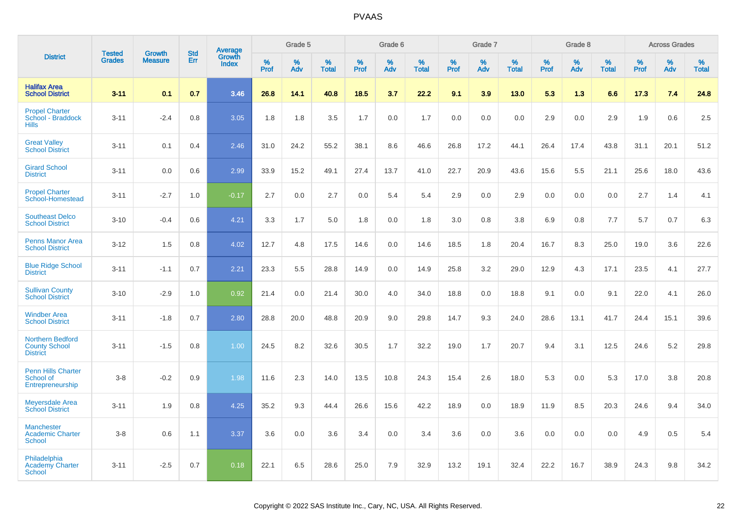| District | Tested Grades | Growth Measure | Std Err | Average Growth Index | Grade 5 | | | Grade 6 | | | Grade 7 | | | Grade 8 | | | Across Grades | | |
|---|---|---|---|---|---|---|---|---|---|---|---|---|---|---|---|---|---|---|---|
| | | | | | % Prof | % Adv | % Total | % Prof | % Adv | % Total | % Prof | % Adv | % Total | % Prof | % Adv | % Total | % Prof | % Adv | % Total |
| **Halifax Area School District** | **3-11** | **0.1** | **0.7** | **3.46** | **26.8** | **14.1** | **40.8** | **18.5** | **3.7** | **22.2** | **9.1** | **3.9** | **13.0** | **5.3** | **1.3** | **6.6** | **17.3** | **7.4** | **24.8** |
| Propel Charter School - Braddock Hills | 3-11 | -2.4 | 0.8 | 3.05 | 1.8 | 1.8 | 3.5 | 1.7 | 0.0 | 1.7 | 0.0 | 0.0 | 0.0 | 2.9 | 0.0 | 2.9 | 1.9 | 0.6 | 2.5 |
| Great Valley School District | 3-11 | 0.1 | 0.4 | 2.46 | 31.0 | 24.2 | 55.2 | 38.1 | 8.6 | 46.6 | 26.8 | 17.2 | 44.1 | 26.4 | 17.4 | 43.8 | 31.1 | 20.1 | 51.2 |
| Girard School District | 3-11 | 0.0 | 0.6 | 2.99 | 33.9 | 15.2 | 49.1 | 27.4 | 13.7 | 41.0 | 22.7 | 20.9 | 43.6 | 15.6 | 5.5 | 21.1 | 25.6 | 18.0 | 43.6 |
| Propel Charter School-Homestead | 3-11 | -2.7 | 1.0 | -0.17 | 2.7 | 0.0 | 2.7 | 0.0 | 5.4 | 5.4 | 2.9 | 0.0 | 2.9 | 0.0 | 0.0 | 0.0 | 2.7 | 1.4 | 4.1 |
| Southeast Delco School District | 3-10 | -0.4 | 0.6 | 4.21 | 3.3 | 1.7 | 5.0 | 1.8 | 0.0 | 1.8 | 3.0 | 0.8 | 3.8 | 6.9 | 0.8 | 7.7 | 5.7 | 0.7 | 6.3 |
| Penns Manor Area School District | 3-12 | 1.5 | 0.8 | 4.02 | 12.7 | 4.8 | 17.5 | 14.6 | 0.0 | 14.6 | 18.5 | 1.8 | 20.4 | 16.7 | 8.3 | 25.0 | 19.0 | 3.6 | 22.6 |
| Blue Ridge School District | 3-11 | -1.1 | 0.7 | 2.21 | 23.3 | 5.5 | 28.8 | 14.9 | 0.0 | 14.9 | 25.8 | 3.2 | 29.0 | 12.9 | 4.3 | 17.1 | 23.5 | 4.1 | 27.7 |
| Sullivan County School District | 3-10 | -2.9 | 1.0 | 0.92 | 21.4 | 0.0 | 21.4 | 30.0 | 4.0 | 34.0 | 18.8 | 0.0 | 18.8 | 9.1 | 0.0 | 9.1 | 22.0 | 4.1 | 26.0 |
| Windber Area School District | 3-11 | -1.8 | 0.7 | 2.80 | 28.8 | 20.0 | 48.8 | 20.9 | 9.0 | 29.8 | 14.7 | 9.3 | 24.0 | 28.6 | 13.1 | 41.7 | 24.4 | 15.1 | 39.6 |
| Northern Bedford County School District | 3-11 | -1.5 | 0.8 | 1.00 | 24.5 | 8.2 | 32.6 | 30.5 | 1.7 | 32.2 | 19.0 | 1.7 | 20.7 | 9.4 | 3.1 | 12.5 | 24.6 | 5.2 | 29.8 |
| Penn Hills Charter School of Entrepreneurship | 3-8 | -0.2 | 0.9 | 1.98 | 11.6 | 2.3 | 14.0 | 13.5 | 10.8 | 24.3 | 15.4 | 2.6 | 18.0 | 5.3 | 0.0 | 5.3 | 17.0 | 3.8 | 20.8 |
| Meyersdale Area School District | 3-11 | 1.9 | 0.8 | 4.25 | 35.2 | 9.3 | 44.4 | 26.6 | 15.6 | 42.2 | 18.9 | 0.0 | 18.9 | 11.9 | 8.5 | 20.3 | 24.6 | 9.4 | 34.0 |
| Manchester Academic Charter School | 3-8 | 0.6 | 1.1 | 3.37 | 3.6 | 0.0 | 3.6 | 3.4 | 0.0 | 3.4 | 3.6 | 0.0 | 3.6 | 0.0 | 0.0 | 0.0 | 4.9 | 0.5 | 5.4 |
| Philadelphia Academy Charter School | 3-11 | -2.5 | 0.7 | 0.18 | 22.1 | 6.5 | 28.6 | 25.0 | 7.9 | 32.9 | 13.2 | 19.1 | 32.4 | 22.2 | 16.7 | 38.9 | 24.3 | 9.8 | 34.2 |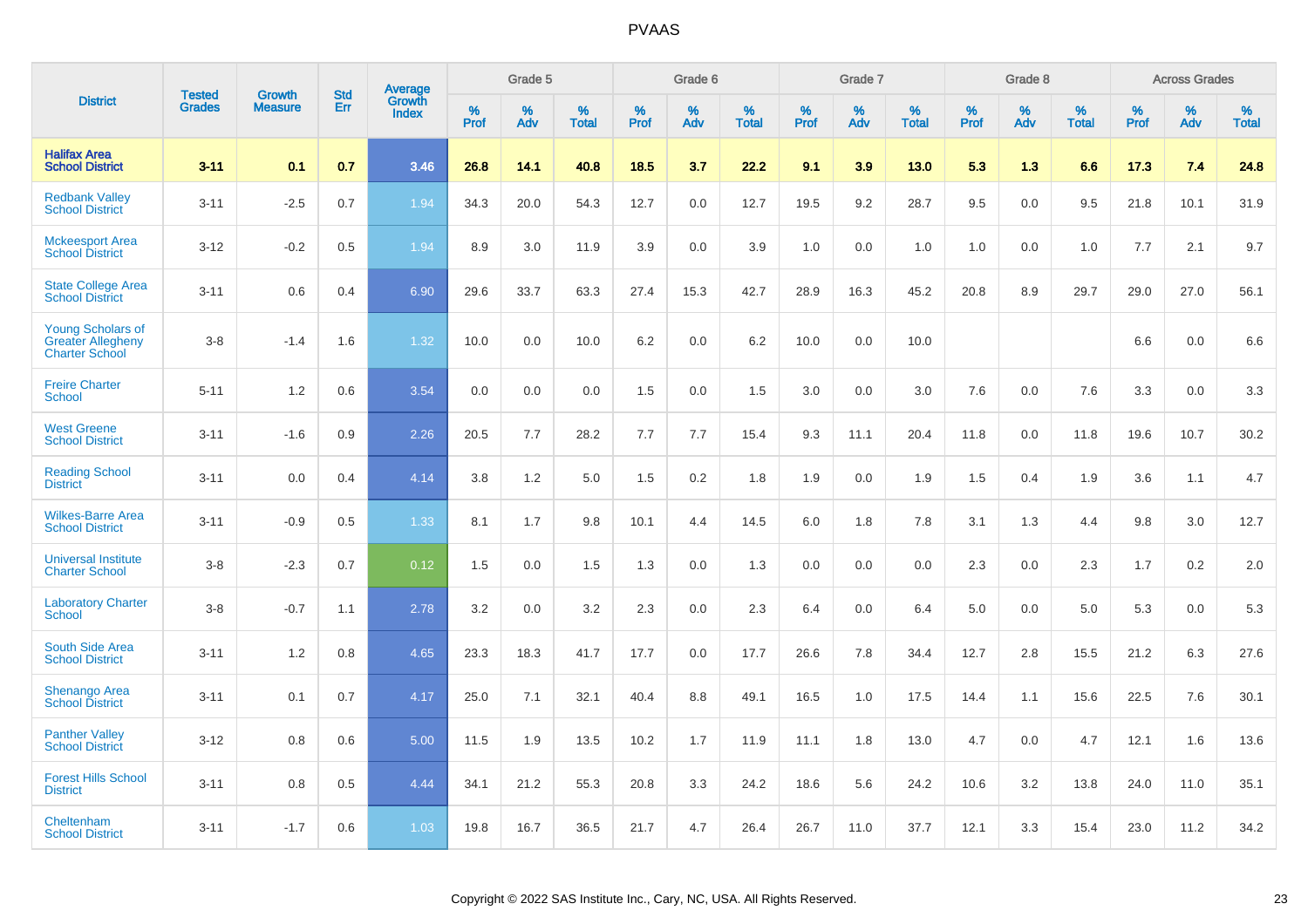| District | Tested Grades | Growth Measure | Std Err | Average Growth Index | Grade 5 | | | Grade 6 | | | Grade 7 | | | Grade 8 | | | Across Grades | | |
|---|---|---|---|---|---|---|---|---|---|---|---|---|---|---|---|---|---|---|---|
| | | | | | % Prof | % Adv | % Total | % Prof | % Adv | % Total | % Prof | % Adv | % Total | % Prof | % Adv | % Total | % Prof | % Adv | % Total |
| **Halifax Area School District** | **3-11** | **0.1** | **0.7** | **3.46** | **26.8** | **14.1** | **40.8** | **18.5** | **3.7** | **22.2** | **9.1** | **3.9** | **13.0** | **5.3** | **1.3** | **6.6** | **17.3** | **7.4** | **24.8** |
| Redbank Valley School District | 3-11 | -2.5 | 0.7 | 1.94 | 34.3 | 20.0 | 54.3 | 12.7 | 0.0 | 12.7 | 19.5 | 9.2 | 28.7 | 9.5 | 0.0 | 9.5 | 21.8 | 10.1 | 31.9 |
| Mckeesport Area School District | 3-12 | -0.2 | 0.5 | 1.94 | 8.9 | 3.0 | 11.9 | 3.9 | 0.0 | 3.9 | 1.0 | 0.0 | 1.0 | 1.0 | 0.0 | 1.0 | 7.7 | 2.1 | 9.7 |
| State College Area School District | 3-11 | 0.6 | 0.4 | 6.90 | 29.6 | 33.7 | 63.3 | 27.4 | 15.3 | 42.7 | 28.9 | 16.3 | 45.2 | 20.8 | 8.9 | 29.7 | 29.0 | 27.0 | 56.1 |
| Young Scholars of Greater Allegheny Charter School | 3-8 | -1.4 | 1.6 | 1.32 | 10.0 | 0.0 | 10.0 | 6.2 | 0.0 | 6.2 | 10.0 | 0.0 | 10.0 | | | | 6.6 | 0.0 | 6.6 |
| Freire Charter School | 5-11 | 1.2 | 0.6 | 3.54 | 0.0 | 0.0 | 0.0 | 1.5 | 0.0 | 1.5 | 3.0 | 0.0 | 3.0 | 7.6 | 0.0 | 7.6 | 3.3 | 0.0 | 3.3 |
| West Greene School District | 3-11 | -1.6 | 0.9 | 2.26 | 20.5 | 7.7 | 28.2 | 7.7 | 7.7 | 15.4 | 9.3 | 11.1 | 20.4 | 11.8 | 0.0 | 11.8 | 19.6 | 10.7 | 30.2 |
| Reading School District | 3-11 | 0.0 | 0.4 | 4.14 | 3.8 | 1.2 | 5.0 | 1.5 | 0.2 | 1.8 | 1.9 | 0.0 | 1.9 | 1.5 | 0.4 | 1.9 | 3.6 | 1.1 | 4.7 |
| Wilkes-Barre Area School District | 3-11 | -0.9 | 0.5 | 1.33 | 8.1 | 1.7 | 9.8 | 10.1 | 4.4 | 14.5 | 6.0 | 1.8 | 7.8 | 3.1 | 1.3 | 4.4 | 9.8 | 3.0 | 12.7 |
| Universal Institute Charter School | 3-8 | -2.3 | 0.7 | 0.12 | 1.5 | 0.0 | 1.5 | 1.3 | 0.0 | 1.3 | 0.0 | 0.0 | 0.0 | 2.3 | 0.0 | 2.3 | 1.7 | 0.2 | 2.0 |
| Laboratory Charter School | 3-8 | -0.7 | 1.1 | 2.78 | 3.2 | 0.0 | 3.2 | 2.3 | 0.0 | 2.3 | 6.4 | 0.0 | 6.4 | 5.0 | 0.0 | 5.0 | 5.3 | 0.0 | 5.3 |
| South Side Area School District | 3-11 | 1.2 | 0.8 | 4.65 | 23.3 | 18.3 | 41.7 | 17.7 | 0.0 | 17.7 | 26.6 | 7.8 | 34.4 | 12.7 | 2.8 | 15.5 | 21.2 | 6.3 | 27.6 |
| Shenango Area School District | 3-11 | 0.1 | 0.7 | 4.17 | 25.0 | 7.1 | 32.1 | 40.4 | 8.8 | 49.1 | 16.5 | 1.0 | 17.5 | 14.4 | 1.1 | 15.6 | 22.5 | 7.6 | 30.1 |
| Panther Valley School District | 3-12 | 0.8 | 0.6 | 5.00 | 11.5 | 1.9 | 13.5 | 10.2 | 1.7 | 11.9 | 11.1 | 1.8 | 13.0 | 4.7 | 0.0 | 4.7 | 12.1 | 1.6 | 13.6 |
| Forest Hills School District | 3-11 | 0.8 | 0.5 | 4.44 | 34.1 | 21.2 | 55.3 | 20.8 | 3.3 | 24.2 | 18.6 | 5.6 | 24.2 | 10.6 | 3.2 | 13.8 | 24.0 | 11.0 | 35.1 |
| Cheltenham School District | 3-11 | -1.7 | 0.6 | 1.03 | 19.8 | 16.7 | 36.5 | 21.7 | 4.7 | 26.4 | 26.7 | 11.0 | 37.7 | 12.1 | 3.3 | 15.4 | 23.0 | 11.2 | 34.2 |

Copyright © 2022 SAS Institute Inc., Cary, NC, USA. All Rights Reserved.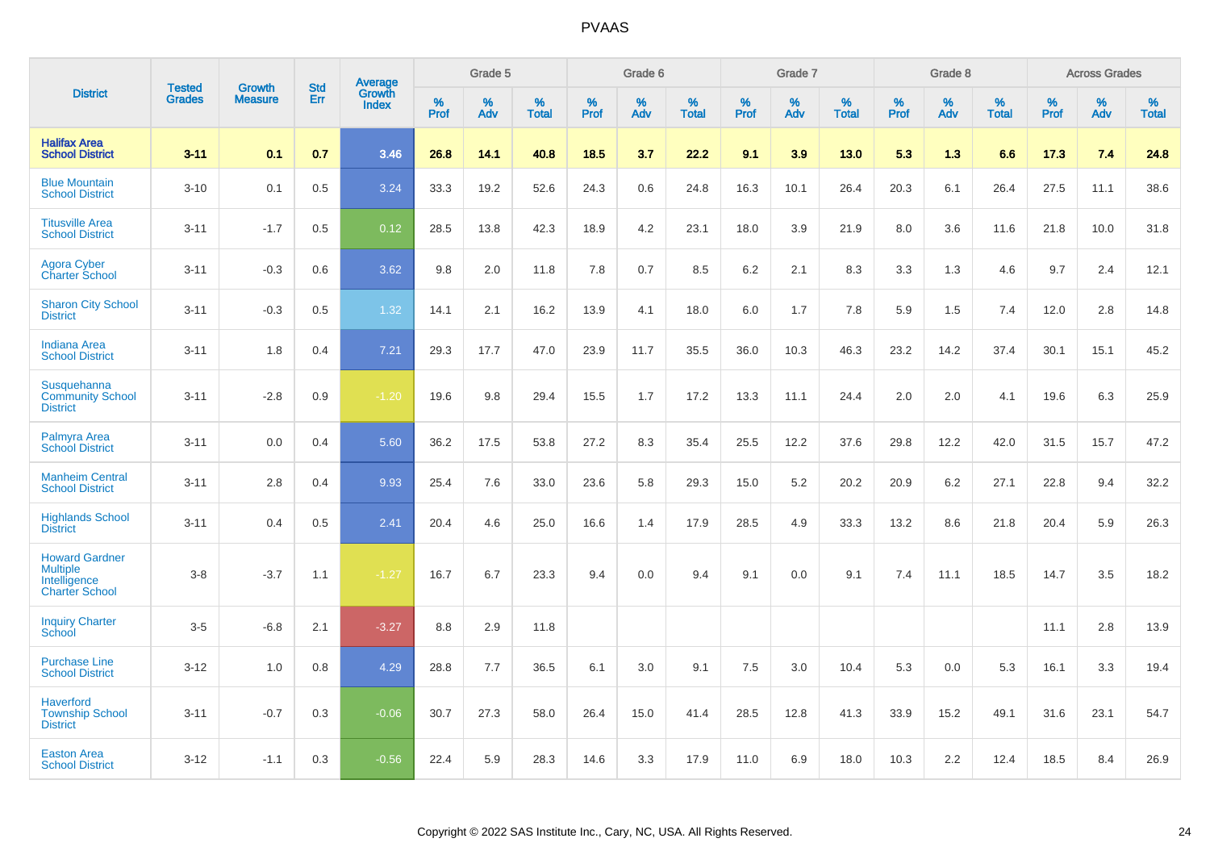| District | Tested Grades | Growth Measure | Std Err | Average Growth Index | Grade 5 | | | Grade 6 | | | Grade 7 | | | Grade 8 | | | Across Grades | | |
|---|---|---|---|---|---|---|---|---|---|---|---|---|---|---|---|---|---|---|---|
| | | | | | % Prof | % Adv | % Total | % Prof | % Adv | % Total | % Prof | % Adv | % Total | % Prof | % Adv | % Total | % Prof | % Adv | % Total |
| **Halifax Area School District** | **3-11** | **0.1** | **0.7** | **3.46** | **26.8** | **14.1** | **40.8** | **18.5** | **3.7** | **22.2** | **9.1** | **3.9** | **13.0** | **5.3** | **1.3** | **6.6** | **17.3** | **7.4** | **24.8** |
| Blue Mountain School District | 3-10 | 0.1 | 0.5 | 3.24 | 33.3 | 19.2 | 52.6 | 24.3 | 0.6 | 24.8 | 16.3 | 10.1 | 26.4 | 20.3 | 6.1 | 26.4 | 27.5 | 11.1 | 38.6 |
| Titusville Area School District | 3-11 | -1.7 | 0.5 | 0.12 | 28.5 | 13.8 | 42.3 | 18.9 | 4.2 | 23.1 | 18.0 | 3.9 | 21.9 | 8.0 | 3.6 | 11.6 | 21.8 | 10.0 | 31.8 |
| Agora Cyber Charter School | 3-11 | -0.3 | 0.6 | 3.62 | 9.8 | 2.0 | 11.8 | 7.8 | 0.7 | 8.5 | 6.2 | 2.1 | 8.3 | 3.3 | 1.3 | 4.6 | 9.7 | 2.4 | 12.1 |
| Sharon City School District | 3-11 | -0.3 | 0.5 | 1.32 | 14.1 | 2.1 | 16.2 | 13.9 | 4.1 | 18.0 | 6.0 | 1.7 | 7.8 | 5.9 | 1.5 | 7.4 | 12.0 | 2.8 | 14.8 |
| Indiana Area School District | 3-11 | 1.8 | 0.4 | 7.21 | 29.3 | 17.7 | 47.0 | 23.9 | 11.7 | 35.5 | 36.0 | 10.3 | 46.3 | 23.2 | 14.2 | 37.4 | 30.1 | 15.1 | 45.2 |
| Susquehanna Community School District | 3-11 | -2.8 | 0.9 | -1.20 | 19.6 | 9.8 | 29.4 | 15.5 | 1.7 | 17.2 | 13.3 | 11.1 | 24.4 | 2.0 | 2.0 | 4.1 | 19.6 | 6.3 | 25.9 |
| Palmyra Area School District | 3-11 | 0.0 | 0.4 | 5.60 | 36.2 | 17.5 | 53.8 | 27.2 | 8.3 | 35.4 | 25.5 | 12.2 | 37.6 | 29.8 | 12.2 | 42.0 | 31.5 | 15.7 | 47.2 |
| Manheim Central School District | 3-11 | 2.8 | 0.4 | 9.93 | 25.4 | 7.6 | 33.0 | 23.6 | 5.8 | 29.3 | 15.0 | 5.2 | 20.2 | 20.9 | 6.2 | 27.1 | 22.8 | 9.4 | 32.2 |
| Highlands School District | 3-11 | 0.4 | 0.5 | 2.41 | 20.4 | 4.6 | 25.0 | 16.6 | 1.4 | 17.9 | 28.5 | 4.9 | 33.3 | 13.2 | 8.6 | 21.8 | 20.4 | 5.9 | 26.3 |
| Howard Gardner Multiple Intelligence Charter School | 3-8 | -3.7 | 1.1 | -1.27 | 16.7 | 6.7 | 23.3 | 9.4 | 0.0 | 9.4 | 9.1 | 0.0 | 9.1 | 7.4 | 11.1 | 18.5 | 14.7 | 3.5 | 18.2 |
| Inquiry Charter School | 3-5 | -6.8 | 2.1 | -3.27 | 8.8 | 2.9 | 11.8 | | | | | | | | | | 11.1 | 2.8 | 13.9 |
| Purchase Line School District | 3-12 | 1.0 | 0.8 | 4.29 | 28.8 | 7.7 | 36.5 | 6.1 | 3.0 | 9.1 | 7.5 | 3.0 | 10.4 | 5.3 | 0.0 | 5.3 | 16.1 | 3.3 | 19.4 |
| Haverford Township School District | 3-11 | -0.7 | 0.3 | -0.06 | 30.7 | 27.3 | 58.0 | 26.4 | 15.0 | 41.4 | 28.5 | 12.8 | 41.3 | 33.9 | 15.2 | 49.1 | 31.6 | 23.1 | 54.7 |
| Easton Area School District | 3-12 | -1.1 | 0.3 | -0.56 | 22.4 | 5.9 | 28.3 | 14.6 | 3.3 | 17.9 | 11.0 | 6.9 | 18.0 | 10.3 | 2.2 | 12.4 | 18.5 | 8.4 | 26.9 |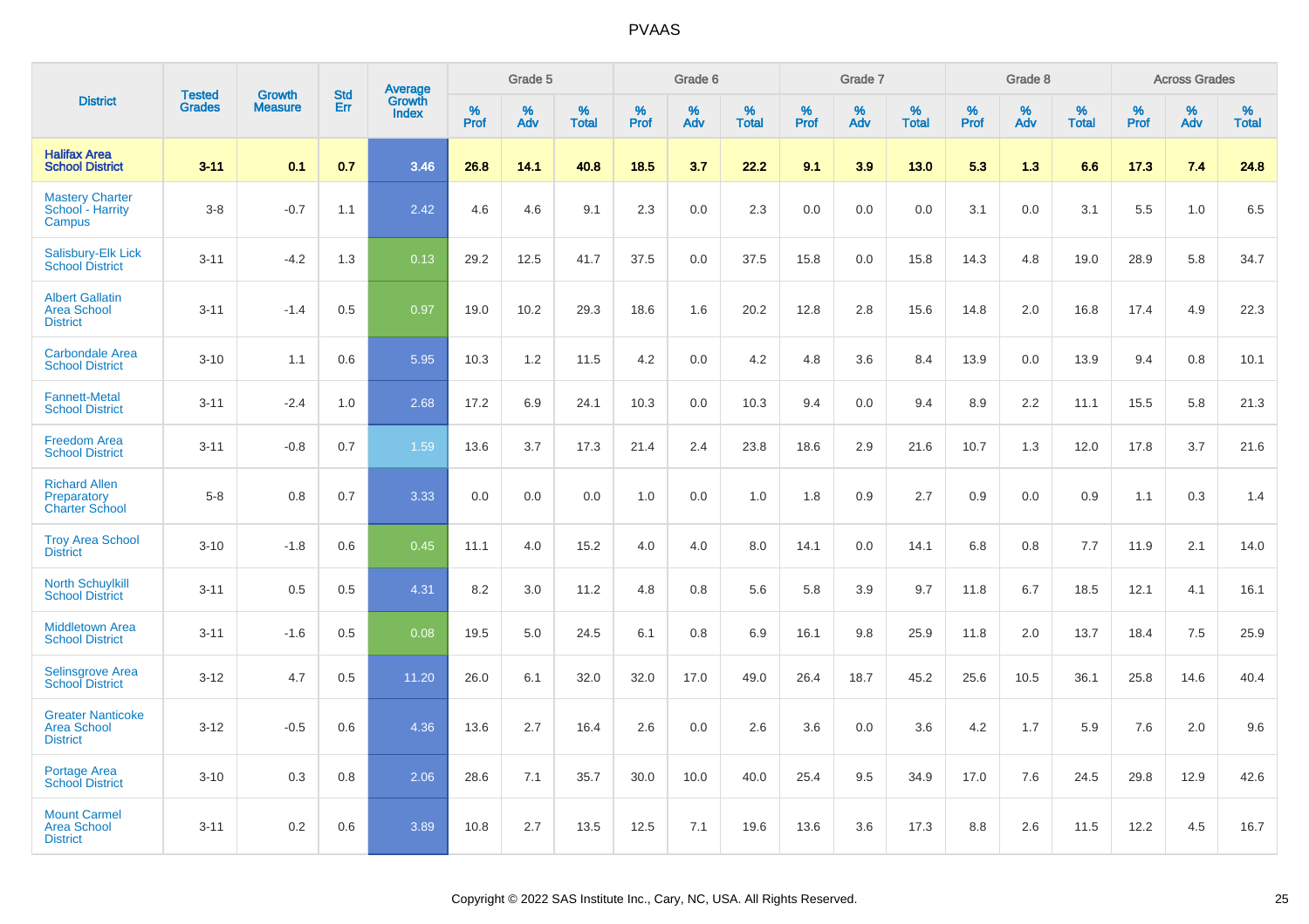# PVAAS

| District | Tested Grades | Growth Measure | Std Err | Average Growth Index | Grade 5 | | | Grade 6 | | | Grade 7 | | | Grade 8 | | | Across Grades | | |
|---|---|---|---|---|---|---|---|---|---|---|---|---|---|---|---|---|---|---|---|
| | | | | | % Prof | % Adv | % Total | % Prof | % Adv | % Total | % Prof | % Adv | % Total | % Prof | % Adv | % Total | % Prof | % Adv | % Total |
| **Halifax Area School District** | **3-11** | **0.1** | **0.7** | **3.46** | **26.8** | **14.1** | **40.8** | **18.5** | **3.7** | **22.2** | **9.1** | **3.9** | **13.0** | **5.3** | **1.3** | **6.6** | **17.3** | **7.4** | **24.8** |
| Mastery Charter School - Harrity Campus | 3-8 | -0.7 | 1.1 | 2.42 | 4.6 | 4.6 | 9.1 | 2.3 | 0.0 | 2.3 | 0.0 | 0.0 | 0.0 | 3.1 | 0.0 | 3.1 | 5.5 | 1.0 | 6.5 |
| Salisbury-Elk Lick School District | 3-11 | -4.2 | 1.3 | 0.13 | 29.2 | 12.5 | 41.7 | 37.5 | 0.0 | 37.5 | 15.8 | 0.0 | 15.8 | 14.3 | 4.8 | 19.0 | 28.9 | 5.8 | 34.7 |
| Albert Gallatin Area School District | 3-11 | -1.4 | 0.5 | 0.97 | 19.0 | 10.2 | 29.3 | 18.6 | 1.6 | 20.2 | 12.8 | 2.8 | 15.6 | 14.8 | 2.0 | 16.8 | 17.4 | 4.9 | 22.3 |
| Carbondale Area School District | 3-10 | 1.1 | 0.6 | 5.95 | 10.3 | 1.2 | 11.5 | 4.2 | 0.0 | 4.2 | 4.8 | 3.6 | 8.4 | 13.9 | 0.0 | 13.9 | 9.4 | 0.8 | 10.1 |
| Fannett-Metal School District | 3-11 | -2.4 | 1.0 | 2.68 | 17.2 | 6.9 | 24.1 | 10.3 | 0.0 | 10.3 | 9.4 | 0.0 | 9.4 | 8.9 | 2.2 | 11.1 | 15.5 | 5.8 | 21.3 |
| Freedom Area School District | 3-11 | -0.8 | 0.7 | 1.59 | 13.6 | 3.7 | 17.3 | 21.4 | 2.4 | 23.8 | 18.6 | 2.9 | 21.6 | 10.7 | 1.3 | 12.0 | 17.8 | 3.7 | 21.6 |
| Richard Allen Preparatory Charter School | 5-8 | 0.8 | 0.7 | 3.33 | 0.0 | 0.0 | 0.0 | 1.0 | 0.0 | 1.0 | 1.8 | 0.9 | 2.7 | 0.9 | 0.0 | 0.9 | 1.1 | 0.3 | 1.4 |
| Troy Area School District | 3-10 | -1.8 | 0.6 | 0.45 | 11.1 | 4.0 | 15.2 | 4.0 | 4.0 | 8.0 | 14.1 | 0.0 | 14.1 | 6.8 | 0.8 | 7.7 | 11.9 | 2.1 | 14.0 |
| North Schuylkill School District | 3-11 | 0.5 | 0.5 | 4.31 | 8.2 | 3.0 | 11.2 | 4.8 | 0.8 | 5.6 | 5.8 | 3.9 | 9.7 | 11.8 | 6.7 | 18.5 | 12.1 | 4.1 | 16.1 |
| Middletown Area School District | 3-11 | -1.6 | 0.5 | 0.08 | 19.5 | 5.0 | 24.5 | 6.1 | 0.8 | 6.9 | 16.1 | 9.8 | 25.9 | 11.8 | 2.0 | 13.7 | 18.4 | 7.5 | 25.9 |
| Selinsgrove Area School District | 3-12 | 4.7 | 0.5 | 11.20 | 26.0 | 6.1 | 32.0 | 32.0 | 17.0 | 49.0 | 26.4 | 18.7 | 45.2 | 25.6 | 10.5 | 36.1 | 25.8 | 14.6 | 40.4 |
| Greater Nanticoke Area School District | 3-12 | -0.5 | 0.6 | 4.36 | 13.6 | 2.7 | 16.4 | 2.6 | 0.0 | 2.6 | 3.6 | 0.0 | 3.6 | 4.2 | 1.7 | 5.9 | 7.6 | 2.0 | 9.6 |
| Portage Area School District | 3-10 | 0.3 | 0.8 | 2.06 | 28.6 | 7.1 | 35.7 | 30.0 | 10.0 | 40.0 | 25.4 | 9.5 | 34.9 | 17.0 | 7.6 | 24.5 | 29.8 | 12.9 | 42.6 |
| Mount Carmel Area School District | 3-11 | 0.2 | 0.6 | 3.89 | 10.8 | 2.7 | 13.5 | 12.5 | 7.1 | 19.6 | 13.6 | 3.6 | 17.3 | 8.8 | 2.6 | 11.5 | 12.2 | 4.5 | 16.7 |

Copyright © 2022 SAS Institute Inc., Cary, NC, USA. All Rights Reserved.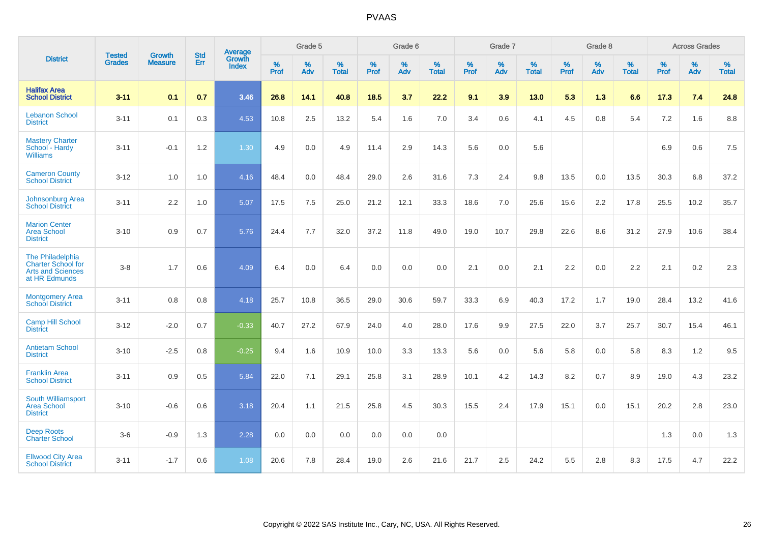| District | Tested Grades | Growth Measure | Std Err | Average Growth Index | Grade 5 | | | Grade 6 | | | Grade 7 | | | Grade 8 | | | Across Grades | | |
|---|---|---|---|---|---|---|---|---|---|---|---|---|---|---|---|---|---|---|---|
| | | | | | % Prof | % Adv | % Total | % Prof | % Adv | % Total | % Prof | % Adv | % Total | % Prof | % Adv | % Total | % Prof | % Adv | % Total |
| **Halifax Area School District** | **3-11** | **0.1** | **0.7** | **3.46** | **26.8** | **14.1** | **40.8** | **18.5** | **3.7** | **22.2** | **9.1** | **3.9** | **13.0** | **5.3** | **1.3** | **6.6** | **17.3** | **7.4** | **24.8** |
| Lebanon School District | 3-11 | 0.1 | 0.3 | 4.53 | 10.8 | 2.5 | 13.2 | 5.4 | 1.6 | 7.0 | 3.4 | 0.6 | 4.1 | 4.5 | 0.8 | 5.4 | 7.2 | 1.6 | 8.8 |
| Mastery Charter School - Hardy Williams | 3-11 | -0.1 | 1.2 | 1.30 | 4.9 | 0.0 | 4.9 | 11.4 | 2.9 | 14.3 | 5.6 | 0.0 | 5.6 | | | | 6.9 | 0.6 | 7.5 |
| Cameron County School District | 3-12 | 1.0 | 1.0 | 4.16 | 48.4 | 0.0 | 48.4 | 29.0 | 2.6 | 31.6 | 7.3 | 2.4 | 9.8 | 13.5 | 0.0 | 13.5 | 30.3 | 6.8 | 37.2 |
| Johnsonburg Area School District | 3-11 | 2.2 | 1.0 | 5.07 | 17.5 | 7.5 | 25.0 | 21.2 | 12.1 | 33.3 | 18.6 | 7.0 | 25.6 | 15.6 | 2.2 | 17.8 | 25.5 | 10.2 | 35.7 |
| Marion Center Area School District | 3-10 | 0.9 | 0.7 | 5.76 | 24.4 | 7.7 | 32.0 | 37.2 | 11.8 | 49.0 | 19.0 | 10.7 | 29.8 | 22.6 | 8.6 | 31.2 | 27.9 | 10.6 | 38.4 |
| The Philadelphia Charter School for Arts and Sciences at HR Edmunds | 3-8 | 1.7 | 0.6 | 4.09 | 6.4 | 0.0 | 6.4 | 0.0 | 0.0 | 0.0 | 2.1 | 0.0 | 2.1 | 2.2 | 0.0 | 2.2 | 2.1 | 0.2 | 2.3 |
| Montgomery Area School District | 3-11 | 0.8 | 0.8 | 4.18 | 25.7 | 10.8 | 36.5 | 29.0 | 30.6 | 59.7 | 33.3 | 6.9 | 40.3 | 17.2 | 1.7 | 19.0 | 28.4 | 13.2 | 41.6 |
| Camp Hill School District | 3-12 | -2.0 | 0.7 | -0.33 | 40.7 | 27.2 | 67.9 | 24.0 | 4.0 | 28.0 | 17.6 | 9.9 | 27.5 | 22.0 | 3.7 | 25.7 | 30.7 | 15.4 | 46.1 |
| Antietam School District | 3-10 | -2.5 | 0.8 | -0.25 | 9.4 | 1.6 | 10.9 | 10.0 | 3.3 | 13.3 | 5.6 | 0.0 | 5.6 | 5.8 | 0.0 | 5.8 | 8.3 | 1.2 | 9.5 |
| Franklin Area School District | 3-11 | 0.9 | 0.5 | 5.84 | 22.0 | 7.1 | 29.1 | 25.8 | 3.1 | 28.9 | 10.1 | 4.2 | 14.3 | 8.2 | 0.7 | 8.9 | 19.0 | 4.3 | 23.2 |
| South Williamsport Area School District | 3-10 | -0.6 | 0.6 | 3.18 | 20.4 | 1.1 | 21.5 | 25.8 | 4.5 | 30.3 | 15.5 | 2.4 | 17.9 | 15.1 | 0.0 | 15.1 | 20.2 | 2.8 | 23.0 |
| Deep Roots Charter School | 3-6 | -0.9 | 1.3 | 2.28 | 0.0 | 0.0 | 0.0 | 0.0 | 0.0 | 0.0 | | | | | | | 1.3 | 0.0 | 1.3 |
| Ellwood City Area School District | 3-11 | -1.7 | 0.6 | 1.08 | 20.6 | 7.8 | 28.4 | 19.0 | 2.6 | 21.6 | 21.7 | 2.5 | 24.2 | 5.5 | 2.8 | 8.3 | 17.5 | 4.7 | 22.2 |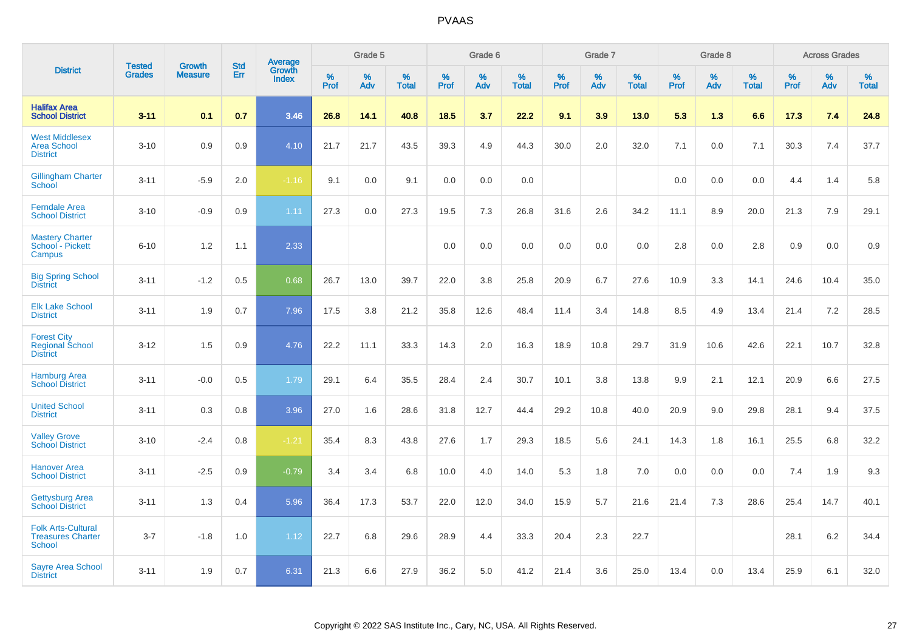| District | Tested Grades | Growth Measure | Std Err | Average Growth Index | Grade 5 | | | Grade 6 | | | Grade 7 | | | Grade 8 | | | Across Grades | | |
|---|---|---|---|---|---|---|---|---|---|---|---|---|---|---|---|---|---|---|---|
| | | | | | % Prof | % Adv | % Total | % Prof | % Adv | % Total | % Prof | % Adv | % Total | % Prof | % Adv | % Total | % Prof | % Adv | % Total |
| **Halifax Area School District** | **3-11** | **0.1** | **0.7** | **3.46** | **26.8** | **14.1** | **40.8** | **18.5** | **3.7** | **22.2** | **9.1** | **3.9** | **13.0** | **5.3** | **1.3** | **6.6** | **17.3** | **7.4** | **24.8** |
| West Middlesex Area School District | 3-10 | 0.9 | 0.9 | 4.10 | 21.7 | 21.7 | 43.5 | 39.3 | 4.9 | 44.3 | 30.0 | 2.0 | 32.0 | 7.1 | 0.0 | 7.1 | 30.3 | 7.4 | 37.7 |
| Gillingham Charter School | 3-11 | -5.9 | 2.0 | -1.16 | 9.1 | 0.0 | 9.1 | 0.0 | 0.0 | 0.0 | | | | 0.0 | 0.0 | 0.0 | 4.4 | 1.4 | 5.8 |
| Ferndale Area School District | 3-10 | -0.9 | 0.9 | 1.11 | 27.3 | 0.0 | 27.3 | 19.5 | 7.3 | 26.8 | 31.6 | 2.6 | 34.2 | 11.1 | 8.9 | 20.0 | 21.3 | 7.9 | 29.1 |
| Mastery Charter School - Pickett Campus | 6-10 | 1.2 | 1.1 | 2.33 | | | | 0.0 | 0.0 | 0.0 | 0.0 | 0.0 | 0.0 | 2.8 | 0.0 | 2.8 | 0.9 | 0.0 | 0.9 |
| Big Spring School District | 3-11 | -1.2 | 0.5 | 0.68 | 26.7 | 13.0 | 39.7 | 22.0 | 3.8 | 25.8 | 20.9 | 6.7 | 27.6 | 10.9 | 3.3 | 14.1 | 24.6 | 10.4 | 35.0 |
| Elk Lake School District | 3-11 | 1.9 | 0.7 | 7.96 | 17.5 | 3.8 | 21.2 | 35.8 | 12.6 | 48.4 | 11.4 | 3.4 | 14.8 | 8.5 | 4.9 | 13.4 | 21.4 | 7.2 | 28.5 |
| Forest City Regional School District | 3-12 | 1.5 | 0.9 | 4.76 | 22.2 | 11.1 | 33.3 | 14.3 | 2.0 | 16.3 | 18.9 | 10.8 | 29.7 | 31.9 | 10.6 | 42.6 | 22.1 | 10.7 | 32.8 |
| Hamburg Area School District | 3-11 | -0.0 | 0.5 | 1.79 | 29.1 | 6.4 | 35.5 | 28.4 | 2.4 | 30.7 | 10.1 | 3.8 | 13.8 | 9.9 | 2.1 | 12.1 | 20.9 | 6.6 | 27.5 |
| United School District | 3-11 | 0.3 | 0.8 | 3.96 | 27.0 | 1.6 | 28.6 | 31.8 | 12.7 | 44.4 | 29.2 | 10.8 | 40.0 | 20.9 | 9.0 | 29.8 | 28.1 | 9.4 | 37.5 |
| Valley Grove School District | 3-10 | -2.4 | 0.8 | -1.21 | 35.4 | 8.3 | 43.8 | 27.6 | 1.7 | 29.3 | 18.5 | 5.6 | 24.1 | 14.3 | 1.8 | 16.1 | 25.5 | 6.8 | 32.2 |
| Hanover Area School District | 3-11 | -2.5 | 0.9 | -0.79 | 3.4 | 3.4 | 6.8 | 10.0 | 4.0 | 14.0 | 5.3 | 1.8 | 7.0 | 0.0 | 0.0 | 0.0 | 7.4 | 1.9 | 9.3 |
| Gettysburg Area School District | 3-11 | 1.3 | 0.4 | 5.96 | 36.4 | 17.3 | 53.7 | 22.0 | 12.0 | 34.0 | 15.9 | 5.7 | 21.6 | 21.4 | 7.3 | 28.6 | 25.4 | 14.7 | 40.1 |
| Folk Arts-Cultural Treasures Charter School | 3-7 | -1.8 | 1.0 | 1.12 | 22.7 | 6.8 | 29.6 | 28.9 | 4.4 | 33.3 | 20.4 | 2.3 | 22.7 | | | | 28.1 | 6.2 | 34.4 |
| Sayre Area School District | 3-11 | 1.9 | 0.7 | 6.31 | 21.3 | 6.6 | 27.9 | 36.2 | 5.0 | 41.2 | 21.4 | 3.6 | 25.0 | 13.4 | 0.0 | 13.4 | 25.9 | 6.1 | 32.0 |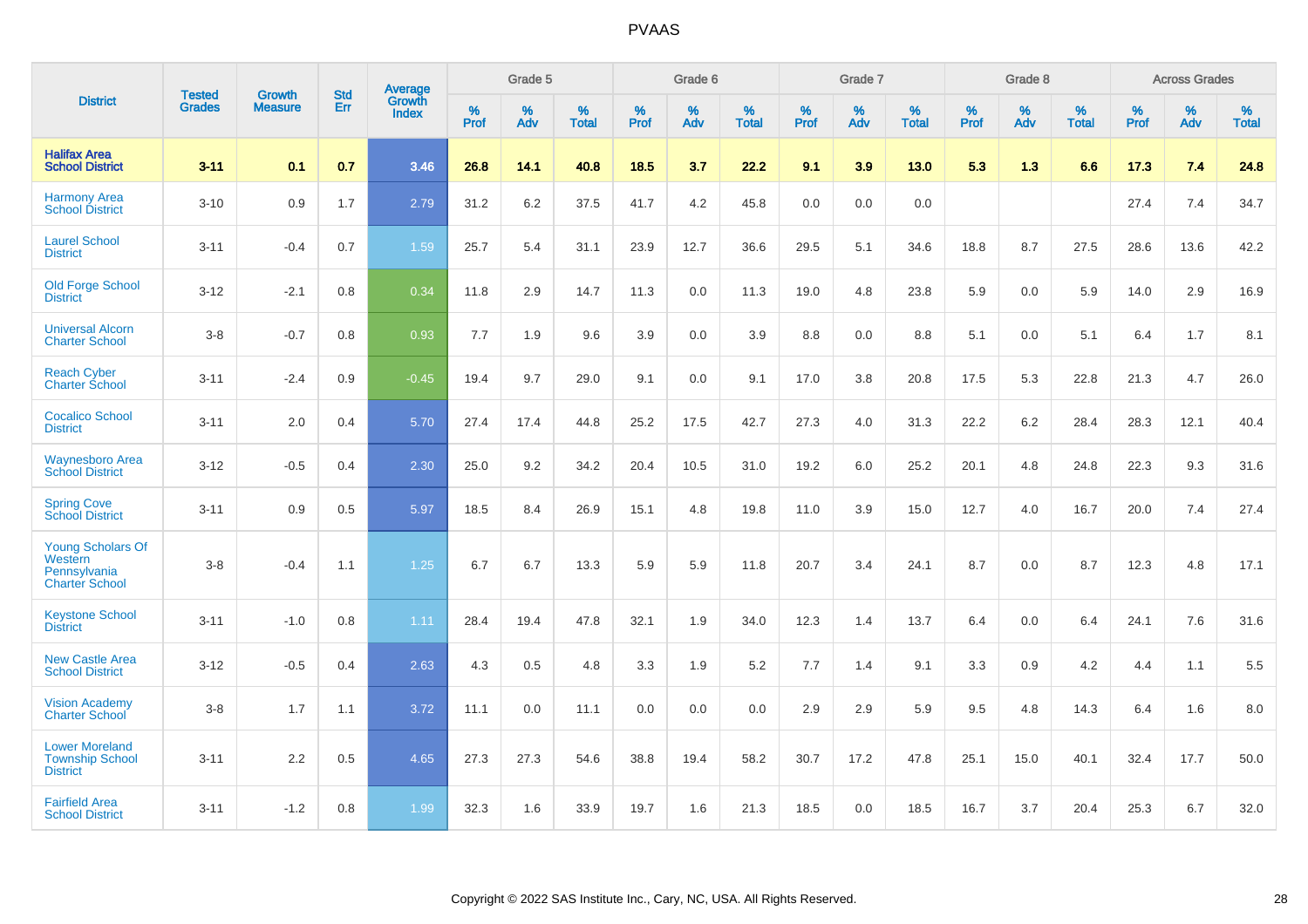# PVAAS

| District | Tested Grades | Growth Measure | Std Err | Average Growth Index | Grade 5 | | | Grade 6 | | | Grade 7 | | | Grade 8 | | | Across Grades | | |
|---|---|---|---|---|---|---|---|---|---|---|---|---|---|---|---|---|---|---|---|
| | | | | | % Prof | % Adv | % Total | % Prof | % Adv | % Total | % Prof | % Adv | % Total | % Prof | % Adv | % Total | % Prof | % Adv | % Total |
| **Halifax Area School District** | **3-11** | **0.1** | **0.7** | **3.46** | **26.8** | **14.1** | **40.8** | **18.5** | **3.7** | **22.2** | **9.1** | **3.9** | **13.0** | **5.3** | **1.3** | **6.6** | **17.3** | **7.4** | **24.8** |
| Harmony Area School District | 3-10 | 0.9 | 1.7 | 2.79 | 31.2 | 6.2 | 37.5 | 41.7 | 4.2 | 45.8 | 0.0 | 0.0 | 0.0 | | | | 27.4 | 7.4 | 34.7 |
| Laurel School District | 3-11 | -0.4 | 0.7 | 1.59 | 25.7 | 5.4 | 31.1 | 23.9 | 12.7 | 36.6 | 29.5 | 5.1 | 34.6 | 18.8 | 8.7 | 27.5 | 28.6 | 13.6 | 42.2 |
| Old Forge School District | 3-12 | -2.1 | 0.8 | 0.34 | 11.8 | 2.9 | 14.7 | 11.3 | 0.0 | 11.3 | 19.0 | 4.8 | 23.8 | 5.9 | 0.0 | 5.9 | 14.0 | 2.9 | 16.9 |
| Universal Alcorn Charter School | 3-8 | -0.7 | 0.8 | 0.93 | 7.7 | 1.9 | 9.6 | 3.9 | 0.0 | 3.9 | 8.8 | 0.0 | 8.8 | 5.1 | 0.0 | 5.1 | 6.4 | 1.7 | 8.1 |
| Reach Cyber Charter School | 3-11 | -2.4 | 0.9 | -0.45 | 19.4 | 9.7 | 29.0 | 9.1 | 0.0 | 9.1 | 17.0 | 3.8 | 20.8 | 17.5 | 5.3 | 22.8 | 21.3 | 4.7 | 26.0 |
| Cocalico School District | 3-11 | 2.0 | 0.4 | 5.70 | 27.4 | 17.4 | 44.8 | 25.2 | 17.5 | 42.7 | 27.3 | 4.0 | 31.3 | 22.2 | 6.2 | 28.4 | 28.3 | 12.1 | 40.4 |
| Waynesboro Area School District | 3-12 | -0.5 | 0.4 | 2.30 | 25.0 | 9.2 | 34.2 | 20.4 | 10.5 | 31.0 | 19.2 | 6.0 | 25.2 | 20.1 | 4.8 | 24.8 | 22.3 | 9.3 | 31.6 |
| Spring Cove School District | 3-11 | 0.9 | 0.5 | 5.97 | 18.5 | 8.4 | 26.9 | 15.1 | 4.8 | 19.8 | 11.0 | 3.9 | 15.0 | 12.7 | 4.0 | 16.7 | 20.0 | 7.4 | 27.4 |
| Young Scholars Of Western Pennsylvania Charter School | 3-8 | -0.4 | 1.1 | 1.25 | 6.7 | 6.7 | 13.3 | 5.9 | 5.9 | 11.8 | 20.7 | 3.4 | 24.1 | 8.7 | 0.0 | 8.7 | 12.3 | 4.8 | 17.1 |
| Keystone School District | 3-11 | -1.0 | 0.8 | 1.11 | 28.4 | 19.4 | 47.8 | 32.1 | 1.9 | 34.0 | 12.3 | 1.4 | 13.7 | 6.4 | 0.0 | 6.4 | 24.1 | 7.6 | 31.6 |
| New Castle Area School District | 3-12 | -0.5 | 0.4 | 2.63 | 4.3 | 0.5 | 4.8 | 3.3 | 1.9 | 5.2 | 7.7 | 1.4 | 9.1 | 3.3 | 0.9 | 4.2 | 4.4 | 1.1 | 5.5 |
| Vision Academy Charter School | 3-8 | 1.7 | 1.1 | 3.72 | 11.1 | 0.0 | 11.1 | 0.0 | 0.0 | 0.0 | 2.9 | 2.9 | 5.9 | 9.5 | 4.8 | 14.3 | 6.4 | 1.6 | 8.0 |
| Lower Moreland Township School District | 3-11 | 2.2 | 0.5 | 4.65 | 27.3 | 27.3 | 54.6 | 38.8 | 19.4 | 58.2 | 30.7 | 17.2 | 47.8 | 25.1 | 15.0 | 40.1 | 32.4 | 17.7 | 50.0 |
| Fairfield Area School District | 3-11 | -1.2 | 0.8 | 1.99 | 32.3 | 1.6 | 33.9 | 19.7 | 1.6 | 21.3 | 18.5 | 0.0 | 18.5 | 16.7 | 3.7 | 20.4 | 25.3 | 6.7 | 32.0 |

Copyright © 2022 SAS Institute Inc., Cary, NC, USA. All Rights Reserved.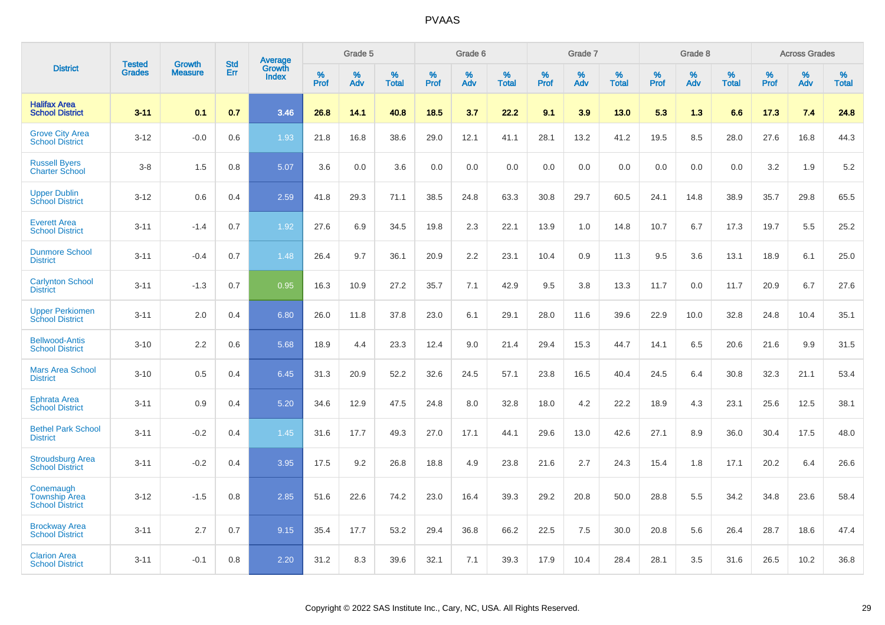| District | Tested Grades | Growth Measure | Std Err | Average Growth Index | Grade 5 | | | Grade 6 | | | Grade 7 | | | Grade 8 | | | Across Grades | | |
|---|---|---|---|---|---|---|---|---|---|---|---|---|---|---|---|---|---|---|---|
| | | | | | % Prof | % Adv | % Total | % Prof | % Adv | % Total | % Prof | % Adv | % Total | % Prof | % Adv | % Total | % Prof | % Adv | % Total |
| **Halifax Area School District** | **3-11** | **0.1** | **0.7** | **3.46** | **26.8** | **14.1** | **40.8** | **18.5** | **3.7** | **22.2** | **9.1** | **3.9** | **13.0** | **5.3** | **1.3** | **6.6** | **17.3** | **7.4** | **24.8** |
| Grove City Area School District | 3-12 | -0.0 | 0.6 | 1.93 | 21.8 | 16.8 | 38.6 | 29.0 | 12.1 | 41.1 | 28.1 | 13.2 | 41.2 | 19.5 | 8.5 | 28.0 | 27.6 | 16.8 | 44.3 |
| Russell Byers Charter School | 3-8 | 1.5 | 0.8 | 5.07 | 3.6 | 0.0 | 3.6 | 0.0 | 0.0 | 0.0 | 0.0 | 0.0 | 0.0 | 0.0 | 0.0 | 0.0 | 3.2 | 1.9 | 5.2 |
| Upper Dublin School District | 3-12 | 0.6 | 0.4 | 2.59 | 41.8 | 29.3 | 71.1 | 38.5 | 24.8 | 63.3 | 30.8 | 29.7 | 60.5 | 24.1 | 14.8 | 38.9 | 35.7 | 29.8 | 65.5 |
| Everett Area School District | 3-11 | -1.4 | 0.7 | 1.92 | 27.6 | 6.9 | 34.5 | 19.8 | 2.3 | 22.1 | 13.9 | 1.0 | 14.8 | 10.7 | 6.7 | 17.3 | 19.7 | 5.5 | 25.2 |
| Dunmore School District | 3-11 | -0.4 | 0.7 | 1.48 | 26.4 | 9.7 | 36.1 | 20.9 | 2.2 | 23.1 | 10.4 | 0.9 | 11.3 | 9.5 | 3.6 | 13.1 | 18.9 | 6.1 | 25.0 |
| Carlynton School District | 3-11 | -1.3 | 0.7 | 0.95 | 16.3 | 10.9 | 27.2 | 35.7 | 7.1 | 42.9 | 9.5 | 3.8 | 13.3 | 11.7 | 0.0 | 11.7 | 20.9 | 6.7 | 27.6 |
| Upper Perkiomen School District | 3-11 | 2.0 | 0.4 | 6.80 | 26.0 | 11.8 | 37.8 | 23.0 | 6.1 | 29.1 | 28.0 | 11.6 | 39.6 | 22.9 | 10.0 | 32.8 | 24.8 | 10.4 | 35.1 |
| Bellwood-Antis School District | 3-10 | 2.2 | 0.6 | 5.68 | 18.9 | 4.4 | 23.3 | 12.4 | 9.0 | 21.4 | 29.4 | 15.3 | 44.7 | 14.1 | 6.5 | 20.6 | 21.6 | 9.9 | 31.5 |
| Mars Area School District | 3-10 | 0.5 | 0.4 | 6.45 | 31.3 | 20.9 | 52.2 | 32.6 | 24.5 | 57.1 | 23.8 | 16.5 | 40.4 | 24.5 | 6.4 | 30.8 | 32.3 | 21.1 | 53.4 |
| Ephrata Area School District | 3-11 | 0.9 | 0.4 | 5.20 | 34.6 | 12.9 | 47.5 | 24.8 | 8.0 | 32.8 | 18.0 | 4.2 | 22.2 | 18.9 | 4.3 | 23.1 | 25.6 | 12.5 | 38.1 |
| Bethel Park School District | 3-11 | -0.2 | 0.4 | 1.45 | 31.6 | 17.7 | 49.3 | 27.0 | 17.1 | 44.1 | 29.6 | 13.0 | 42.6 | 27.1 | 8.9 | 36.0 | 30.4 | 17.5 | 48.0 |
| Stroudsburg Area School District | 3-11 | -0.2 | 0.4 | 3.95 | 17.5 | 9.2 | 26.8 | 18.8 | 4.9 | 23.8 | 21.6 | 2.7 | 24.3 | 15.4 | 1.8 | 17.1 | 20.2 | 6.4 | 26.6 |
| Conemaugh Township Area School District | 3-12 | -1.5 | 0.8 | 2.85 | 51.6 | 22.6 | 74.2 | 23.0 | 16.4 | 39.3 | 29.2 | 20.8 | 50.0 | 28.8 | 5.5 | 34.2 | 34.8 | 23.6 | 58.4 |
| Brockway Area School District | 3-11 | 2.7 | 0.7 | 9.15 | 35.4 | 17.7 | 53.2 | 29.4 | 36.8 | 66.2 | 22.5 | 7.5 | 30.0 | 20.8 | 5.6 | 26.4 | 28.7 | 18.6 | 47.4 |
| Clarion Area School District | 3-11 | -0.1 | 0.8 | 2.20 | 31.2 | 8.3 | 39.6 | 32.1 | 7.1 | 39.3 | 17.9 | 10.4 | 28.4 | 28.1 | 3.5 | 31.6 | 26.5 | 10.2 | 36.8 |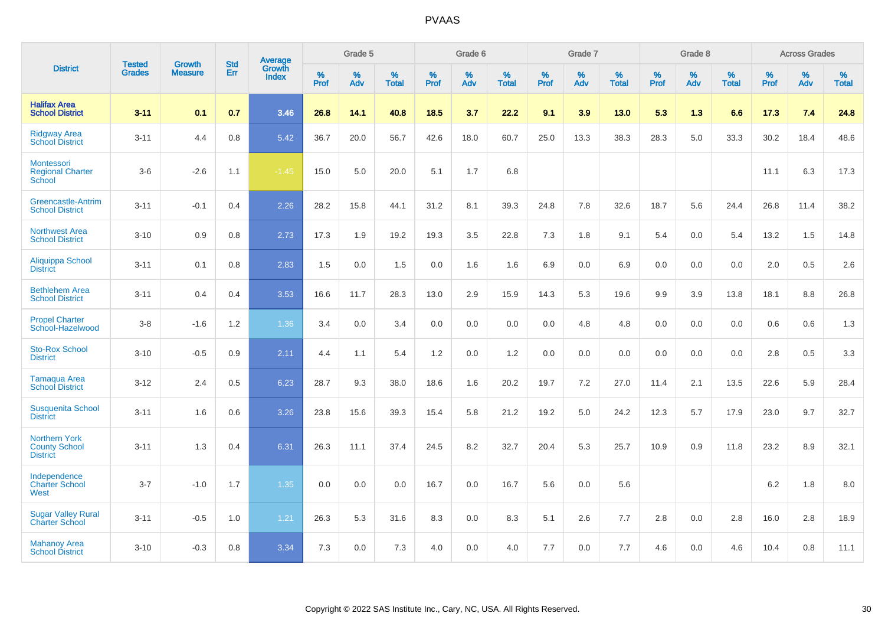# PVAAS

| District | Tested Grades | Growth Measure | Std Err | Average Growth Index | Grade 5 | | | Grade 6 | | | Grade 7 | | | Grade 8 | | | Across Grades | | |
|---|---|---|---|---|---|---|---|---|---|---|---|---|---|---|---|---|---|---|---|
| | | | | | % Prof | % Adv | % Total | % Prof | % Adv | % Total | % Prof | % Adv | % Total | % Prof | % Adv | % Total | % Prof | % Adv | % Total |
| **Halifax Area School District** | **3-11** | **0.1** | **0.7** | **3.46** | **26.8** | **14.1** | **40.8** | **18.5** | **3.7** | **22.2** | **9.1** | **3.9** | **13.0** | **5.3** | **1.3** | **6.6** | **17.3** | **7.4** | **24.8** |
| Ridgway Area School District | 3-11 | 4.4 | 0.8 | 5.42 | 36.7 | 20.0 | 56.7 | 42.6 | 18.0 | 60.7 | 25.0 | 13.3 | 38.3 | 28.3 | 5.0 | 33.3 | 30.2 | 18.4 | 48.6 |
| Montessori Regional Charter School | 3-6 | -2.6 | 1.1 | -1.45 | 15.0 | 5.0 | 20.0 | 5.1 | 1.7 | 6.8 | | | | | | | 11.1 | 6.3 | 17.3 |
| Greencastle-Antrim School District | 3-11 | -0.1 | 0.4 | 2.26 | 28.2 | 15.8 | 44.1 | 31.2 | 8.1 | 39.3 | 24.8 | 7.8 | 32.6 | 18.7 | 5.6 | 24.4 | 26.8 | 11.4 | 38.2 |
| Northwest Area School District | 3-10 | 0.9 | 0.8 | 2.73 | 17.3 | 1.9 | 19.2 | 19.3 | 3.5 | 22.8 | 7.3 | 1.8 | 9.1 | 5.4 | 0.0 | 5.4 | 13.2 | 1.5 | 14.8 |
| Aliquippa School District | 3-11 | 0.1 | 0.8 | 2.83 | 1.5 | 0.0 | 1.5 | 0.0 | 1.6 | 1.6 | 6.9 | 0.0 | 6.9 | 0.0 | 0.0 | 0.0 | 2.0 | 0.5 | 2.6 |
| Bethlehem Area School District | 3-11 | 0.4 | 0.4 | 3.53 | 16.6 | 11.7 | 28.3 | 13.0 | 2.9 | 15.9 | 14.3 | 5.3 | 19.6 | 9.9 | 3.9 | 13.8 | 18.1 | 8.8 | 26.8 |
| Propel Charter School-Hazelwood | 3-8 | -1.6 | 1.2 | 1.36 | 3.4 | 0.0 | 3.4 | 0.0 | 0.0 | 0.0 | 0.0 | 4.8 | 4.8 | 0.0 | 0.0 | 0.0 | 0.6 | 0.6 | 1.3 |
| Sto-Rox School District | 3-10 | -0.5 | 0.9 | 2.11 | 4.4 | 1.1 | 5.4 | 1.2 | 0.0 | 1.2 | 0.0 | 0.0 | 0.0 | 0.0 | 0.0 | 0.0 | 2.8 | 0.5 | 3.3 |
| Tamaqua Area School District | 3-12 | 2.4 | 0.5 | 6.23 | 28.7 | 9.3 | 38.0 | 18.6 | 1.6 | 20.2 | 19.7 | 7.2 | 27.0 | 11.4 | 2.1 | 13.5 | 22.6 | 5.9 | 28.4 |
| Susquenita School District | 3-11 | 1.6 | 0.6 | 3.26 | 23.8 | 15.6 | 39.3 | 15.4 | 5.8 | 21.2 | 19.2 | 5.0 | 24.2 | 12.3 | 5.7 | 17.9 | 23.0 | 9.7 | 32.7 |
| Northern York County School District | 3-11 | 1.3 | 0.4 | 6.31 | 26.3 | 11.1 | 37.4 | 24.5 | 8.2 | 32.7 | 20.4 | 5.3 | 25.7 | 10.9 | 0.9 | 11.8 | 23.2 | 8.9 | 32.1 |
| Independence Charter School West | 3-7 | -1.0 | 1.7 | 1.35 | 0.0 | 0.0 | 0.0 | 16.7 | 0.0 | 16.7 | 5.6 | 0.0 | 5.6 | | | | 6.2 | 1.8 | 8.0 |
| Sugar Valley Rural Charter School | 3-11 | -0.5 | 1.0 | 1.21 | 26.3 | 5.3 | 31.6 | 8.3 | 0.0 | 8.3 | 5.1 | 2.6 | 7.7 | 2.8 | 0.0 | 2.8 | 16.0 | 2.8 | 18.9 |
| Mahanoy Area School District | 3-10 | -0.3 | 0.8 | 3.34 | 7.3 | 0.0 | 7.3 | 4.0 | 0.0 | 4.0 | 7.7 | 0.0 | 7.7 | 4.6 | 0.0 | 4.6 | 10.4 | 0.8 | 11.1 |

Copyright © 2022 SAS Institute Inc., Cary, NC, USA. All Rights Reserved.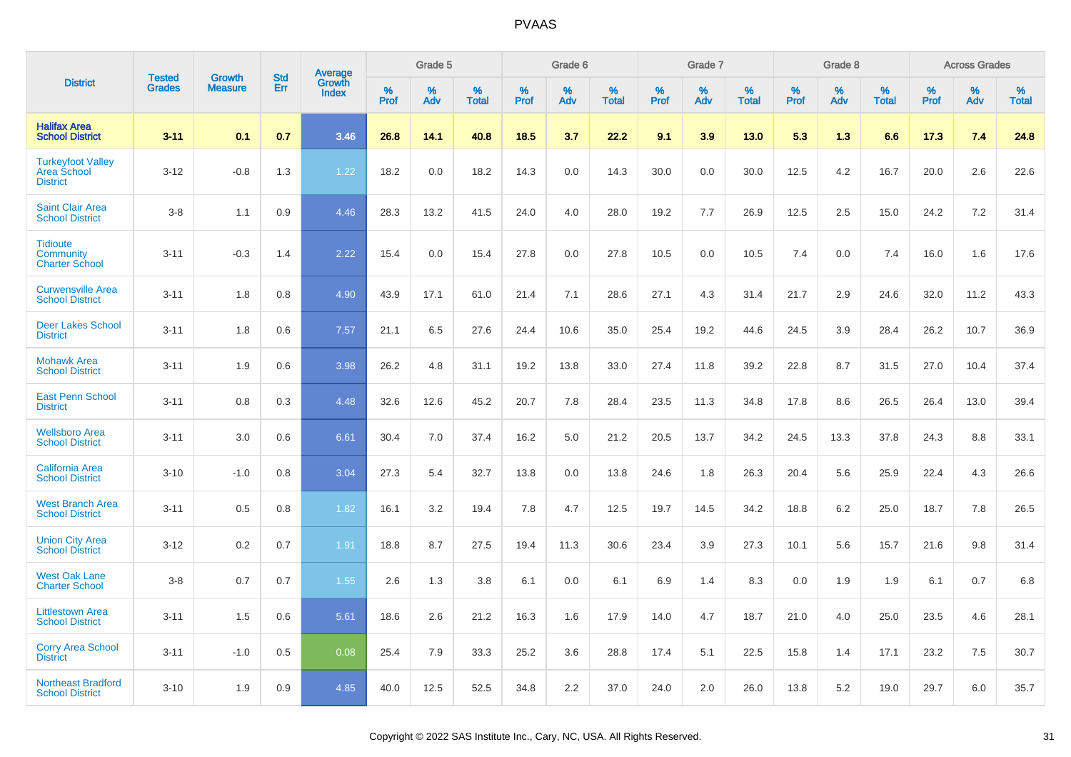# PVAAS

| District | Tested Grades | Growth Measure | Std Err | Average Growth Index | Grade 5 | | | Grade 6 | | | Grade 7 | | | Grade 8 | | | Across Grades | | |
|---|---|---|---|---|---|---|---|---|---|---|---|---|---|---|---|---|---|---|---|
| | | | | | % Prof | % Adv | % Total | % Prof | % Adv | % Total | % Prof | % Adv | % Total | % Prof | % Adv | % Total | % Prof | % Adv | % Total |
| **Halifax Area School District** | **3-11** | **0.1** | **0.7** | **3.46** | **26.8** | **14.1** | **40.8** | **18.5** | **3.7** | **22.2** | **9.1** | **3.9** | **13.0** | **5.3** | **1.3** | **6.6** | **17.3** | **7.4** | **24.8** |
| Turkeyfoot Valley Area School District | 3-12 | -0.8 | 1.3 | 1.22 | 18.2 | 0.0 | 18.2 | 14.3 | 0.0 | 14.3 | 30.0 | 0.0 | 30.0 | 12.5 | 4.2 | 16.7 | 20.0 | 2.6 | 22.6 |
| Saint Clair Area School District | 3-8 | 1.1 | 0.9 | 4.46 | 28.3 | 13.2 | 41.5 | 24.0 | 4.0 | 28.0 | 19.2 | 7.7 | 26.9 | 12.5 | 2.5 | 15.0 | 24.2 | 7.2 | 31.4 |
| Tidioute Community Charter School | 3-11 | -0.3 | 1.4 | 2.22 | 15.4 | 0.0 | 15.4 | 27.8 | 0.0 | 27.8 | 10.5 | 0.0 | 10.5 | 7.4 | 0.0 | 7.4 | 16.0 | 1.6 | 17.6 |
| Curwensville Area School District | 3-11 | 1.8 | 0.8 | 4.90 | 43.9 | 17.1 | 61.0 | 21.4 | 7.1 | 28.6 | 27.1 | 4.3 | 31.4 | 21.7 | 2.9 | 24.6 | 32.0 | 11.2 | 43.3 |
| Deer Lakes School District | 3-11 | 1.8 | 0.6 | 7.57 | 21.1 | 6.5 | 27.6 | 24.4 | 10.6 | 35.0 | 25.4 | 19.2 | 44.6 | 24.5 | 3.9 | 28.4 | 26.2 | 10.7 | 36.9 |
| Mohawk Area School District | 3-11 | 1.9 | 0.6 | 3.98 | 26.2 | 4.8 | 31.1 | 19.2 | 13.8 | 33.0 | 27.4 | 11.8 | 39.2 | 22.8 | 8.7 | 31.5 | 27.0 | 10.4 | 37.4 |
| East Penn School District | 3-11 | 0.8 | 0.3 | 4.48 | 32.6 | 12.6 | 45.2 | 20.7 | 7.8 | 28.4 | 23.5 | 11.3 | 34.8 | 17.8 | 8.6 | 26.5 | 26.4 | 13.0 | 39.4 |
| Wellsboro Area School District | 3-11 | 3.0 | 0.6 | 6.61 | 30.4 | 7.0 | 37.4 | 16.2 | 5.0 | 21.2 | 20.5 | 13.7 | 34.2 | 24.5 | 13.3 | 37.8 | 24.3 | 8.8 | 33.1 |
| California Area School District | 3-10 | -1.0 | 0.8 | 3.04 | 27.3 | 5.4 | 32.7 | 13.8 | 0.0 | 13.8 | 24.6 | 1.8 | 26.3 | 20.4 | 5.6 | 25.9 | 22.4 | 4.3 | 26.6 |
| West Branch Area School District | 3-11 | 0.5 | 0.8 | 1.82 | 16.1 | 3.2 | 19.4 | 7.8 | 4.7 | 12.5 | 19.7 | 14.5 | 34.2 | 18.8 | 6.2 | 25.0 | 18.7 | 7.8 | 26.5 |
| Union City Area School District | 3-12 | 0.2 | 0.7 | 1.91 | 18.8 | 8.7 | 27.5 | 19.4 | 11.3 | 30.6 | 23.4 | 3.9 | 27.3 | 10.1 | 5.6 | 15.7 | 21.6 | 9.8 | 31.4 |
| West Oak Lane Charter School | 3-8 | 0.7 | 0.7 | 1.55 | 2.6 | 1.3 | 3.8 | 6.1 | 0.0 | 6.1 | 6.9 | 1.4 | 8.3 | 0.0 | 1.9 | 1.9 | 6.1 | 0.7 | 6.8 |
| Littlestown Area School District | 3-11 | 1.5 | 0.6 | 5.61 | 18.6 | 2.6 | 21.2 | 16.3 | 1.6 | 17.9 | 14.0 | 4.7 | 18.7 | 21.0 | 4.0 | 25.0 | 23.5 | 4.6 | 28.1 |
| Corry Area School District | 3-11 | -1.0 | 0.5 | 0.08 | 25.4 | 7.9 | 33.3 | 25.2 | 3.6 | 28.8 | 17.4 | 5.1 | 22.5 | 15.8 | 1.4 | 17.1 | 23.2 | 7.5 | 30.7 |
| Northeast Bradford School District | 3-10 | 1.9 | 0.9 | 4.85 | 40.0 | 12.5 | 52.5 | 34.8 | 2.2 | 37.0 | 24.0 | 2.0 | 26.0 | 13.8 | 5.2 | 19.0 | 29.7 | 6.0 | 35.7 |

Copyright © 2022 SAS Institute Inc., Cary, NC, USA. All Rights Reserved.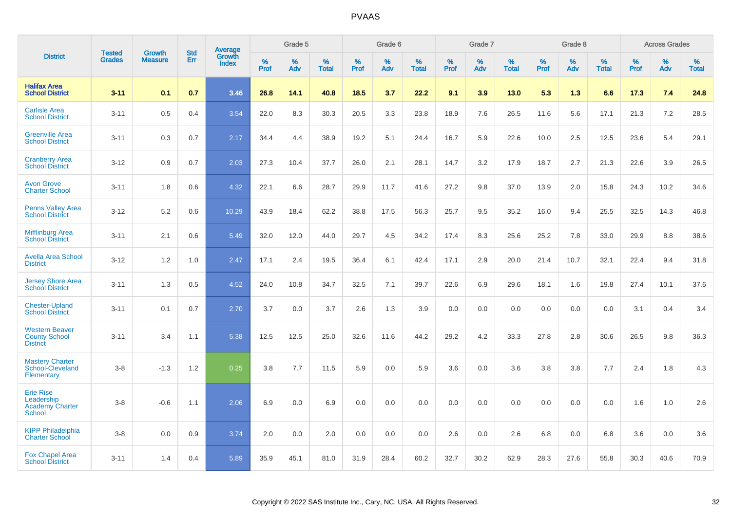# PVAAS

| District | Tested Grades | Growth Measure | Std Err | Average Growth Index | Grade 5 | | | Grade 6 | | | Grade 7 | | | Grade 8 | | | Across Grades | | |
|---|---|---|---|---|---|---|---|---|---|---|---|---|---|---|---|---|---|---|---|
| | | | | | % Prof | % Adv | % Total | % Prof | % Adv | % Total | % Prof | % Adv | % Total | % Prof | % Adv | % Total | % Prof | % Adv | % Total |
| **Halifax Area School District** | **3-11** | **0.1** | **0.7** | **3.46** | **26.8** | **14.1** | **40.8** | **18.5** | **3.7** | **22.2** | **9.1** | **3.9** | **13.0** | **5.3** | **1.3** | **6.6** | **17.3** | **7.4** | **24.8** |
| Carlisle Area School District | 3-11 | 0.5 | 0.4 | 3.54 | 22.0 | 8.3 | 30.3 | 20.5 | 3.3 | 23.8 | 18.9 | 7.6 | 26.5 | 11.6 | 5.6 | 17.1 | 21.3 | 7.2 | 28.5 |
| Greenville Area School District | 3-11 | 0.3 | 0.7 | 2.17 | 34.4 | 4.4 | 38.9 | 19.2 | 5.1 | 24.4 | 16.7 | 5.9 | 22.6 | 10.0 | 2.5 | 12.5 | 23.6 | 5.4 | 29.1 |
| Cranberry Area School District | 3-12 | 0.9 | 0.7 | 2.03 | 27.3 | 10.4 | 37.7 | 26.0 | 2.1 | 28.1 | 14.7 | 3.2 | 17.9 | 18.7 | 2.7 | 21.3 | 22.6 | 3.9 | 26.5 |
| Avon Grove Charter School | 3-11 | 1.8 | 0.6 | 4.32 | 22.1 | 6.6 | 28.7 | 29.9 | 11.7 | 41.6 | 27.2 | 9.8 | 37.0 | 13.9 | 2.0 | 15.8 | 24.3 | 10.2 | 34.6 |
| Penns Valley Area School District | 3-12 | 5.2 | 0.6 | 10.29 | 43.9 | 18.4 | 62.2 | 38.8 | 17.5 | 56.3 | 25.7 | 9.5 | 35.2 | 16.0 | 9.4 | 25.5 | 32.5 | 14.3 | 46.8 |
| Mifflinburg Area School District | 3-11 | 2.1 | 0.6 | 5.49 | 32.0 | 12.0 | 44.0 | 29.7 | 4.5 | 34.2 | 17.4 | 8.3 | 25.6 | 25.2 | 7.8 | 33.0 | 29.9 | 8.8 | 38.6 |
| Avella Area School District | 3-12 | 1.2 | 1.0 | 2.47 | 17.1 | 2.4 | 19.5 | 36.4 | 6.1 | 42.4 | 17.1 | 2.9 | 20.0 | 21.4 | 10.7 | 32.1 | 22.4 | 9.4 | 31.8 |
| Jersey Shore Area School District | 3-11 | 1.3 | 0.5 | 4.52 | 24.0 | 10.8 | 34.7 | 32.5 | 7.1 | 39.7 | 22.6 | 6.9 | 29.6 | 18.1 | 1.6 | 19.8 | 27.4 | 10.1 | 37.6 |
| Chester-Upland School District | 3-11 | 0.1 | 0.7 | 2.70 | 3.7 | 0.0 | 3.7 | 2.6 | 1.3 | 3.9 | 0.0 | 0.0 | 0.0 | 0.0 | 0.0 | 0.0 | 3.1 | 0.4 | 3.4 |
| Western Beaver County School District | 3-11 | 3.4 | 1.1 | 5.38 | 12.5 | 12.5 | 25.0 | 32.6 | 11.6 | 44.2 | 29.2 | 4.2 | 33.3 | 27.8 | 2.8 | 30.6 | 26.5 | 9.8 | 36.3 |
| Mastery Charter School-Cleveland Elementary | 3-8 | -1.3 | 1.2 | 0.25 | 3.8 | 7.7 | 11.5 | 5.9 | 0.0 | 5.9 | 3.6 | 0.0 | 3.6 | 3.8 | 3.8 | 7.7 | 2.4 | 1.8 | 4.3 |
| Erie Rise Leadership Academy Charter School | 3-8 | -0.6 | 1.1 | 2.06 | 6.9 | 0.0 | 6.9 | 0.0 | 0.0 | 0.0 | 0.0 | 0.0 | 0.0 | 0.0 | 0.0 | 0.0 | 1.6 | 1.0 | 2.6 |
| KIPP Philadelphia Charter School | 3-8 | 0.0 | 0.9 | 3.74 | 2.0 | 0.0 | 2.0 | 0.0 | 0.0 | 0.0 | 2.6 | 0.0 | 2.6 | 6.8 | 0.0 | 6.8 | 3.6 | 0.0 | 3.6 |
| Fox Chapel Area School District | 3-11 | 1.4 | 0.4 | 5.89 | 35.9 | 45.1 | 81.0 | 31.9 | 28.4 | 60.2 | 32.7 | 30.2 | 62.9 | 28.3 | 27.6 | 55.8 | 30.3 | 40.6 | 70.9 |

Copyright © 2022 SAS Institute Inc., Cary, NC, USA. All Rights Reserved.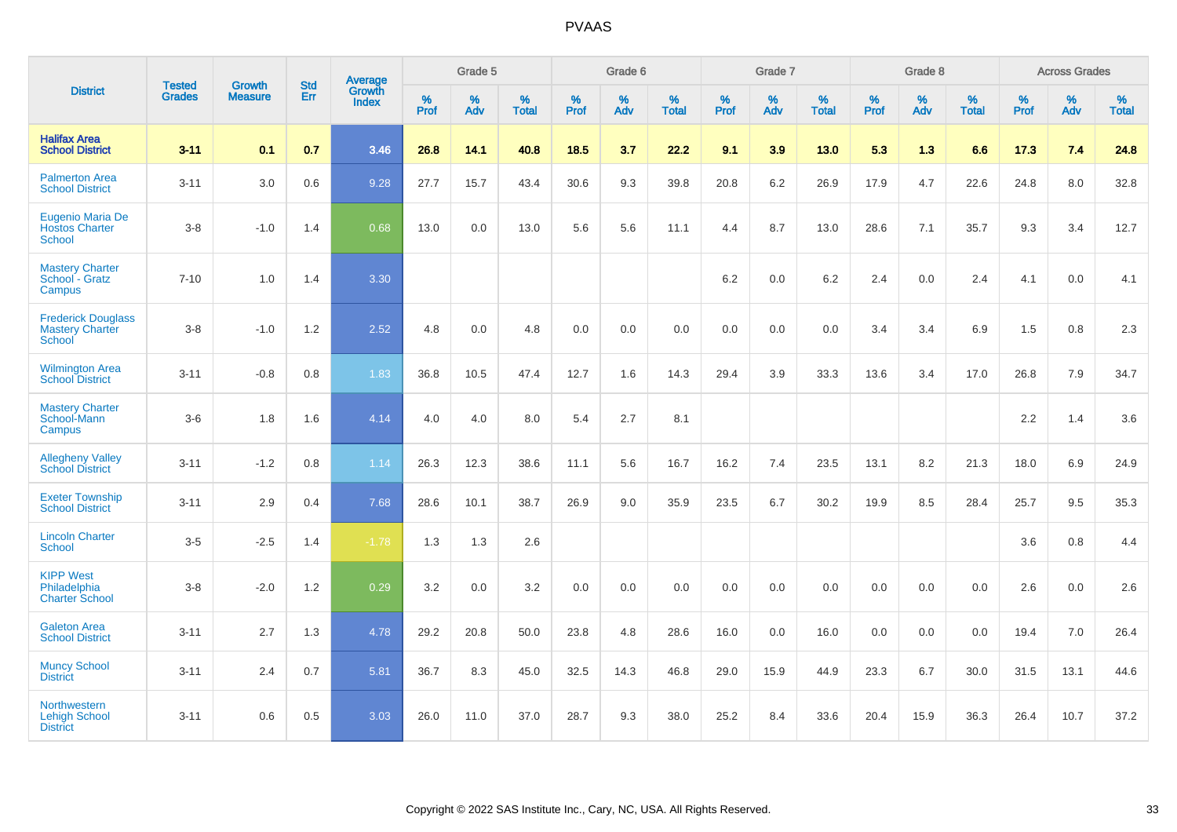# PVAAS

| District | Tested Grades | Growth Measure | Std Err | Average Growth Index | Grade 5 | | | Grade 6 | | | Grade 7 | | | Grade 8 | | | Across Grades | | |
|---|---|---|---|---|---|---|---|---|---|---|---|---|---|---|---|---|---|---|---|
| | | | | | % Prof | % Adv | % Total | % Prof | % Adv | % Total | % Prof | % Adv | % Total | % Prof | % Adv | % Total | % Prof | % Adv | % Total |
| **Halifax Area School District** | **3-11** | **0.1** | **0.7** | **3.46** | **26.8** | **14.1** | **40.8** | **18.5** | **3.7** | **22.2** | **9.1** | **3.9** | **13.0** | **5.3** | **1.3** | **6.6** | **17.3** | **7.4** | **24.8** |
| Palmerton Area School District | 3-11 | 3.0 | 0.6 | 9.28 | 27.7 | 15.7 | 43.4 | 30.6 | 9.3 | 39.8 | 20.8 | 6.2 | 26.9 | 17.9 | 4.7 | 22.6 | 24.8 | 8.0 | 32.8 |
| Eugenio Maria De Hostos Charter School | 3-8 | -1.0 | 1.4 | 0.68 | 13.0 | 0.0 | 13.0 | 5.6 | 5.6 | 11.1 | 4.4 | 8.7 | 13.0 | 28.6 | 7.1 | 35.7 | 9.3 | 3.4 | 12.7 |
| Mastery Charter School - Gratz Campus | 7-10 | 1.0 | 1.4 | 3.30 | | | | | | | 6.2 | 0.0 | 6.2 | 2.4 | 0.0 | 2.4 | 4.1 | 0.0 | 4.1 |
| Frederick Douglass Mastery Charter School | 3-8 | -1.0 | 1.2 | 2.52 | 4.8 | 0.0 | 4.8 | 0.0 | 0.0 | 0.0 | 0.0 | 0.0 | 0.0 | 3.4 | 3.4 | 6.9 | 1.5 | 0.8 | 2.3 |
| Wilmington Area School District | 3-11 | -0.8 | 0.8 | 1.83 | 36.8 | 10.5 | 47.4 | 12.7 | 1.6 | 14.3 | 29.4 | 3.9 | 33.3 | 13.6 | 3.4 | 17.0 | 26.8 | 7.9 | 34.7 |
| Mastery Charter School-Mann Campus | 3-6 | 1.8 | 1.6 | 4.14 | 4.0 | 4.0 | 8.0 | 5.4 | 2.7 | 8.1 | | | | | | | 2.2 | 1.4 | 3.6 |
| Allegheny Valley School District | 3-11 | -1.2 | 0.8 | 1.14 | 26.3 | 12.3 | 38.6 | 11.1 | 5.6 | 16.7 | 16.2 | 7.4 | 23.5 | 13.1 | 8.2 | 21.3 | 18.0 | 6.9 | 24.9 |
| Exeter Township School District | 3-11 | 2.9 | 0.4 | 7.68 | 28.6 | 10.1 | 38.7 | 26.9 | 9.0 | 35.9 | 23.5 | 6.7 | 30.2 | 19.9 | 8.5 | 28.4 | 25.7 | 9.5 | 35.3 |
| Lincoln Charter School | 3-5 | -2.5 | 1.4 | -1.78 | 1.3 | 1.3 | 2.6 | | | | | | | | | | 3.6 | 0.8 | 4.4 |
| KIPP West Philadelphia Charter School | 3-8 | -2.0 | 1.2 | 0.29 | 3.2 | 0.0 | 3.2 | 0.0 | 0.0 | 0.0 | 0.0 | 0.0 | 0.0 | 0.0 | 0.0 | 0.0 | 2.6 | 0.0 | 2.6 |
| Galeton Area School District | 3-11 | 2.7 | 1.3 | 4.78 | 29.2 | 20.8 | 50.0 | 23.8 | 4.8 | 28.6 | 16.0 | 0.0 | 16.0 | 0.0 | 0.0 | 0.0 | 19.4 | 7.0 | 26.4 |
| Muncy School District | 3-11 | 2.4 | 0.7 | 5.81 | 36.7 | 8.3 | 45.0 | 32.5 | 14.3 | 46.8 | 29.0 | 15.9 | 44.9 | 23.3 | 6.7 | 30.0 | 31.5 | 13.1 | 44.6 |
| Northwestern Lehigh School District | 3-11 | 0.6 | 0.5 | 3.03 | 26.0 | 11.0 | 37.0 | 28.7 | 9.3 | 38.0 | 25.2 | 8.4 | 33.6 | 20.4 | 15.9 | 36.3 | 26.4 | 10.7 | 37.2 |

Copyright © 2022 SAS Institute Inc., Cary, NC, USA. All Rights Reserved.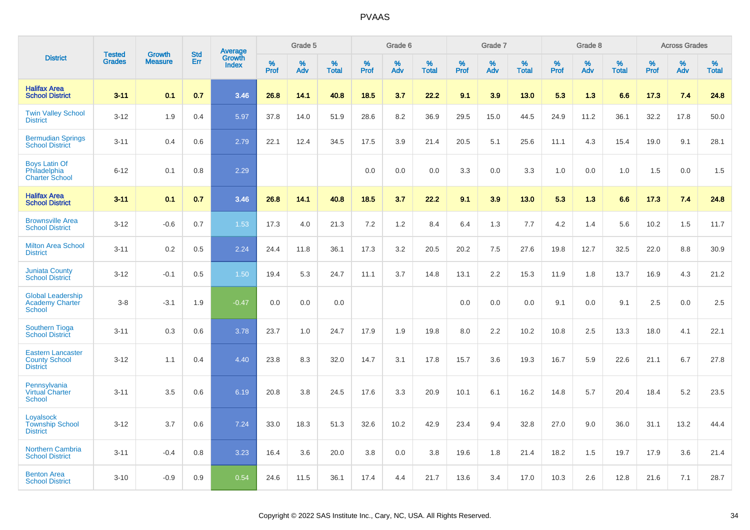# PVAAS

| District | Tested Grades | Growth Measure | Std Err | Average Growth Index | Grade 5 | | | Grade 6 | | | Grade 7 | | | Grade 8 | | | Across Grades | | |
|---|---|---|---|---|---|---|---|---|---|---|---|---|---|---|---|---|---|---|---|
| | | | | | % Prof | % Adv | % Total | % Prof | % Adv | % Total | % Prof | % Adv | % Total | % Prof | % Adv | % Total | % Prof | % Adv | % Total |
| **Halifax Area School District** | **3-11** | **0.1** | **0.7** | **3.46** | **26.8** | **14.1** | **40.8** | **18.5** | **3.7** | **22.2** | **9.1** | **3.9** | **13.0** | **5.3** | **1.3** | **6.6** | **17.3** | **7.4** | **24.8** |
| Twin Valley School District | 3-12 | 1.9 | 0.4 | 5.97 | 37.8 | 14.0 | 51.9 | 28.6 | 8.2 | 36.9 | 29.5 | 15.0 | 44.5 | 24.9 | 11.2 | 36.1 | 32.2 | 17.8 | 50.0 |
| Bermudian Springs School District | 3-11 | 0.4 | 0.6 | 2.79 | 22.1 | 12.4 | 34.5 | 17.5 | 3.9 | 21.4 | 20.5 | 5.1 | 25.6 | 11.1 | 4.3 | 15.4 | 19.0 | 9.1 | 28.1 |
| Boys Latin Of Philadelphia Charter School | 6-12 | 0.1 | 0.8 | 2.29 | | | | 0.0 | 0.0 | 0.0 | 3.3 | 0.0 | 3.3 | 1.0 | 0.0 | 1.0 | 1.5 | 0.0 | 1.5 |
| **Halifax Area School District** | **3-11** | **0.1** | **0.7** | **3.46** | **26.8** | **14.1** | **40.8** | **18.5** | **3.7** | **22.2** | **9.1** | **3.9** | **13.0** | **5.3** | **1.3** | **6.6** | **17.3** | **7.4** | **24.8** |
| Brownsville Area School District | 3-12 | -0.6 | 0.7 | 1.53 | 17.3 | 4.0 | 21.3 | 7.2 | 1.2 | 8.4 | 6.4 | 1.3 | 7.7 | 4.2 | 1.4 | 5.6 | 10.2 | 1.5 | 11.7 |
| Milton Area School District | 3-11 | 0.2 | 0.5 | 2.24 | 24.4 | 11.8 | 36.1 | 17.3 | 3.2 | 20.5 | 20.2 | 7.5 | 27.6 | 19.8 | 12.7 | 32.5 | 22.0 | 8.8 | 30.9 |
| Juniata County School District | 3-12 | -0.1 | 0.5 | 1.50 | 19.4 | 5.3 | 24.7 | 11.1 | 3.7 | 14.8 | 13.1 | 2.2 | 15.3 | 11.9 | 1.8 | 13.7 | 16.9 | 4.3 | 21.2 |
| Global Leadership Academy Charter School | 3-8 | -3.1 | 1.9 | -0.47 | 0.0 | 0.0 | 0.0 | | | | 0.0 | 0.0 | 0.0 | 9.1 | 0.0 | 9.1 | 2.5 | 0.0 | 2.5 |
| Southern Tioga School District | 3-11 | 0.3 | 0.6 | 3.78 | 23.7 | 1.0 | 24.7 | 17.9 | 1.9 | 19.8 | 8.0 | 2.2 | 10.2 | 10.8 | 2.5 | 13.3 | 18.0 | 4.1 | 22.1 |
| Eastern Lancaster County School District | 3-12 | 1.1 | 0.4 | 4.40 | 23.8 | 8.3 | 32.0 | 14.7 | 3.1 | 17.8 | 15.7 | 3.6 | 19.3 | 16.7 | 5.9 | 22.6 | 21.1 | 6.7 | 27.8 |
| Pennsylvania Virtual Charter School | 3-11 | 3.5 | 0.6 | 6.19 | 20.8 | 3.8 | 24.5 | 17.6 | 3.3 | 20.9 | 10.1 | 6.1 | 16.2 | 14.8 | 5.7 | 20.4 | 18.4 | 5.2 | 23.5 |
| Loyalsock Township School District | 3-12 | 3.7 | 0.6 | 7.24 | 33.0 | 18.3 | 51.3 | 32.6 | 10.2 | 42.9 | 23.4 | 9.4 | 32.8 | 27.0 | 9.0 | 36.0 | 31.1 | 13.2 | 44.4 |
| Northern Cambria School District | 3-11 | -0.4 | 0.8 | 3.23 | 16.4 | 3.6 | 20.0 | 3.8 | 0.0 | 3.8 | 19.6 | 1.8 | 21.4 | 18.2 | 1.5 | 19.7 | 17.9 | 3.6 | 21.4 |
| Benton Area School District | 3-10 | -0.9 | 0.9 | 0.54 | 24.6 | 11.5 | 36.1 | 17.4 | 4.4 | 21.7 | 13.6 | 3.4 | 17.0 | 10.3 | 2.6 | 12.8 | 21.6 | 7.1 | 28.7 |

Copyright © 2022 SAS Institute Inc., Cary, NC, USA. All Rights Reserved.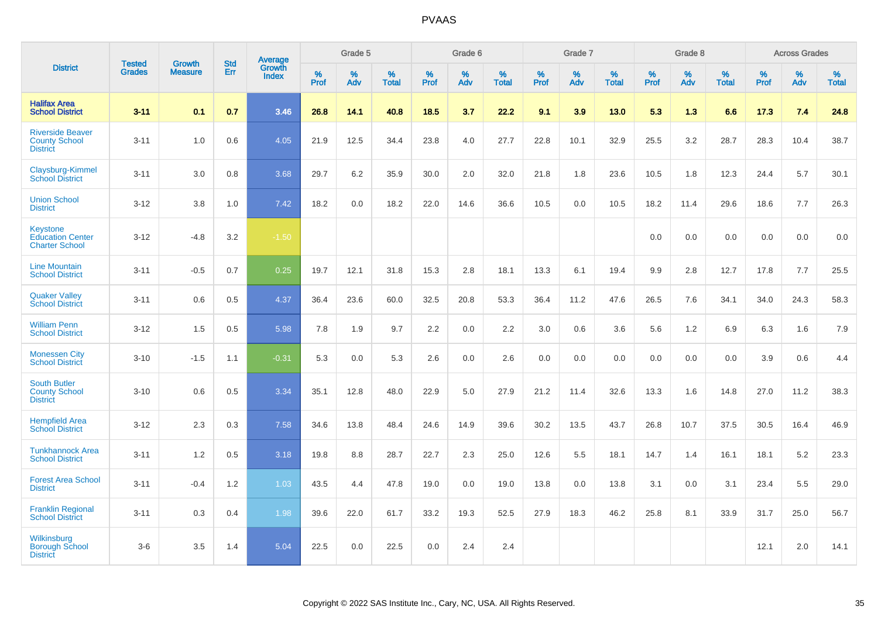# PVAAS

| District | Tested Grades | Growth Measure | Std Err | Average Growth Index | Grade 5 | | | Grade 6 | | | Grade 7 | | | Grade 8 | | | Across Grades | | |
|---|---|---|---|---|---|---|---|---|---|---|---|---|---|---|---|---|---|---|---|
| | | | | | % Prof | % Adv | % Total | % Prof | % Adv | % Total | % Prof | % Adv | % Total | % Prof | % Adv | % Total | % Prof | % Adv | % Total |
| **Halifax Area School District** | **3-11** | **0.1** | **0.7** | **3.46** | **26.8** | **14.1** | **40.8** | **18.5** | **3.7** | **22.2** | **9.1** | **3.9** | **13.0** | **5.3** | **1.3** | **6.6** | **17.3** | **7.4** | **24.8** |
| Riverside Beaver County School District | 3-11 | 1.0 | 0.6 | 4.05 | 21.9 | 12.5 | 34.4 | 23.8 | 4.0 | 27.7 | 22.8 | 10.1 | 32.9 | 25.5 | 3.2 | 28.7 | 28.3 | 10.4 | 38.7 |
| Claysburg-Kimmel School District | 3-11 | 3.0 | 0.8 | 3.68 | 29.7 | 6.2 | 35.9 | 30.0 | 2.0 | 32.0 | 21.8 | 1.8 | 23.6 | 10.5 | 1.8 | 12.3 | 24.4 | 5.7 | 30.1 |
| Union School District | 3-12 | 3.8 | 1.0 | 7.42 | 18.2 | 0.0 | 18.2 | 22.0 | 14.6 | 36.6 | 10.5 | 0.0 | 10.5 | 18.2 | 11.4 | 29.6 | 18.6 | 7.7 | 26.3 |
| Keystone Education Center Charter School | 3-12 | -4.8 | 3.2 | -1.50 | | | | | | | | | | 0.0 | 0.0 | 0.0 | 0.0 | 0.0 | 0.0 |
| Line Mountain School District | 3-11 | -0.5 | 0.7 | 0.25 | 19.7 | 12.1 | 31.8 | 15.3 | 2.8 | 18.1 | 13.3 | 6.1 | 19.4 | 9.9 | 2.8 | 12.7 | 17.8 | 7.7 | 25.5 |
| Quaker Valley School District | 3-11 | 0.6 | 0.5 | 4.37 | 36.4 | 23.6 | 60.0 | 32.5 | 20.8 | 53.3 | 36.4 | 11.2 | 47.6 | 26.5 | 7.6 | 34.1 | 34.0 | 24.3 | 58.3 |
| William Penn School District | 3-12 | 1.5 | 0.5 | 5.98 | 7.8 | 1.9 | 9.7 | 2.2 | 0.0 | 2.2 | 3.0 | 0.6 | 3.6 | 5.6 | 1.2 | 6.9 | 6.3 | 1.6 | 7.9 |
| Monessen City School District | 3-10 | -1.5 | 1.1 | -0.31 | 5.3 | 0.0 | 5.3 | 2.6 | 0.0 | 2.6 | 0.0 | 0.0 | 0.0 | 0.0 | 0.0 | 0.0 | 3.9 | 0.6 | 4.4 |
| South Butler County School District | 3-10 | 0.6 | 0.5 | 3.34 | 35.1 | 12.8 | 48.0 | 22.9 | 5.0 | 27.9 | 21.2 | 11.4 | 32.6 | 13.3 | 1.6 | 14.8 | 27.0 | 11.2 | 38.3 |
| Hempfield Area School District | 3-12 | 2.3 | 0.3 | 7.58 | 34.6 | 13.8 | 48.4 | 24.6 | 14.9 | 39.6 | 30.2 | 13.5 | 43.7 | 26.8 | 10.7 | 37.5 | 30.5 | 16.4 | 46.9 |
| Tunkhannock Area School District | 3-11 | 1.2 | 0.5 | 3.18 | 19.8 | 8.8 | 28.7 | 22.7 | 2.3 | 25.0 | 12.6 | 5.5 | 18.1 | 14.7 | 1.4 | 16.1 | 18.1 | 5.2 | 23.3 |
| Forest Area School District | 3-11 | -0.4 | 1.2 | 1.03 | 43.5 | 4.4 | 47.8 | 19.0 | 0.0 | 19.0 | 13.8 | 0.0 | 13.8 | 3.1 | 0.0 | 3.1 | 23.4 | 5.5 | 29.0 |
| Franklin Regional School District | 3-11 | 0.3 | 0.4 | 1.98 | 39.6 | 22.0 | 61.7 | 33.2 | 19.3 | 52.5 | 27.9 | 18.3 | 46.2 | 25.8 | 8.1 | 33.9 | 31.7 | 25.0 | 56.7 |
| Wilkinsburg Borough School District | 3-6 | 3.5 | 1.4 | 5.04 | 22.5 | 0.0 | 22.5 | 0.0 | 2.4 | 2.4 | | | | | | | 12.1 | 2.0 | 14.1 |

Copyright © 2022 SAS Institute Inc., Cary, NC, USA. All Rights Reserved.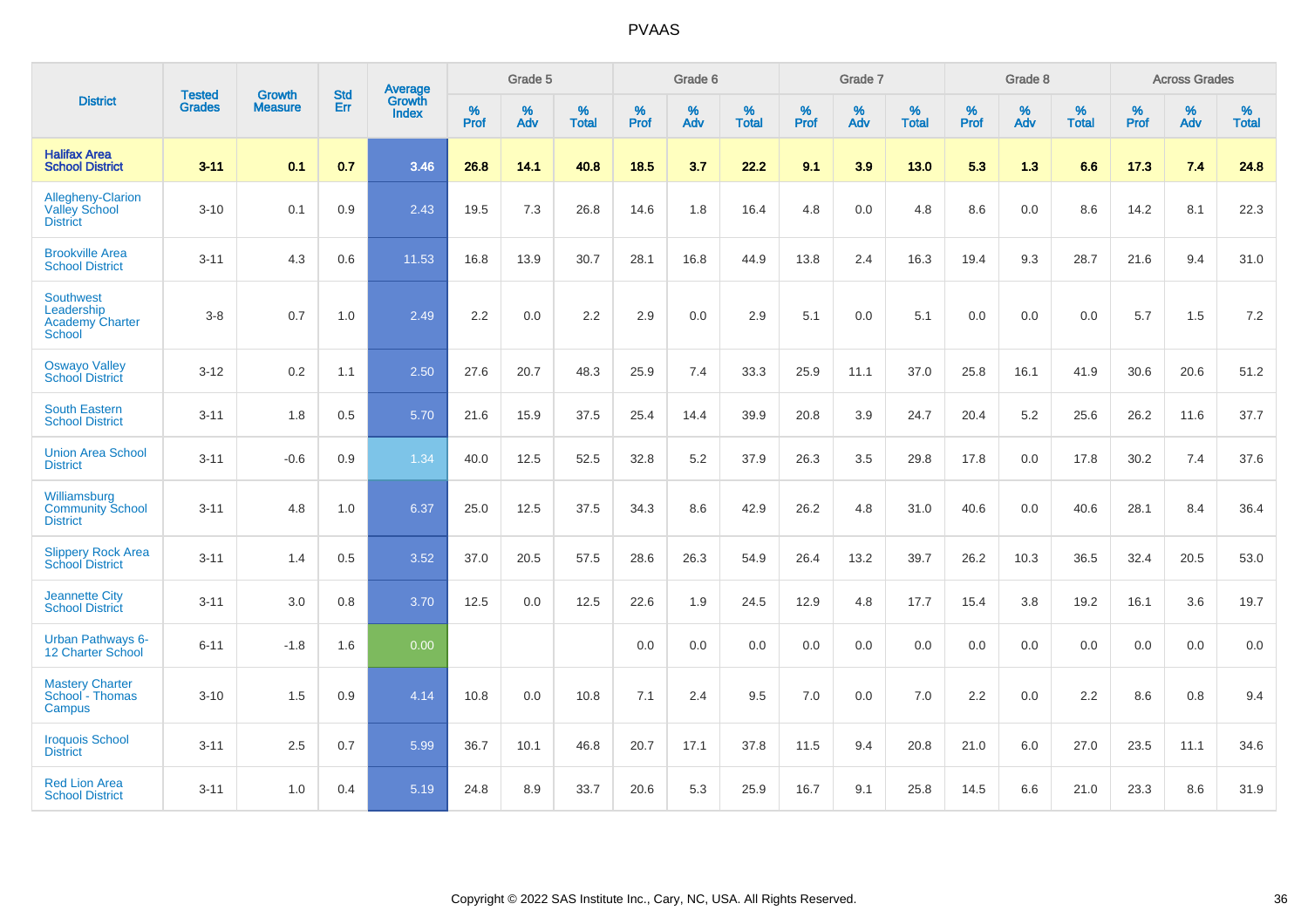# PVAAS

| District | Tested Grades | Growth Measure | Std Err | Average Growth Index | Grade 5 | | | Grade 6 | | | Grade 7 | | | Grade 8 | | | Across Grades | | |
|---|---|---|---|---|---|---|---|---|---|---|---|---|---|---|---|---|---|---|---|
| | | | | | % Prof | % Adv | % Total | % Prof | % Adv | % Total | % Prof | % Adv | % Total | % Prof | % Adv | % Total | % Prof | % Adv | % Total |
| **Halifax Area School District** | **3-11** | **0.1** | **0.7** | **3.46** | **26.8** | **14.1** | **40.8** | **18.5** | **3.7** | **22.2** | **9.1** | **3.9** | **13.0** | **5.3** | **1.3** | **6.6** | **17.3** | **7.4** | **24.8** |
| Allegheny-Clarion Valley School District | 3-10 | 0.1 | 0.9 | 2.43 | 19.5 | 7.3 | 26.8 | 14.6 | 1.8 | 16.4 | 4.8 | 0.0 | 4.8 | 8.6 | 0.0 | 8.6 | 14.2 | 8.1 | 22.3 |
| Brookville Area School District | 3-11 | 4.3 | 0.6 | 11.53 | 16.8 | 13.9 | 30.7 | 28.1 | 16.8 | 44.9 | 13.8 | 2.4 | 16.3 | 19.4 | 9.3 | 28.7 | 21.6 | 9.4 | 31.0 |
| Southwest Leadership Academy Charter School | 3-8 | 0.7 | 1.0 | 2.49 | 2.2 | 0.0 | 2.2 | 2.9 | 0.0 | 2.9 | 5.1 | 0.0 | 5.1 | 0.0 | 0.0 | 0.0 | 5.7 | 1.5 | 7.2 |
| Oswayo Valley School District | 3-12 | 0.2 | 1.1 | 2.50 | 27.6 | 20.7 | 48.3 | 25.9 | 7.4 | 33.3 | 25.9 | 11.1 | 37.0 | 25.8 | 16.1 | 41.9 | 30.6 | 20.6 | 51.2 |
| South Eastern School District | 3-11 | 1.8 | 0.5 | 5.70 | 21.6 | 15.9 | 37.5 | 25.4 | 14.4 | 39.9 | 20.8 | 3.9 | 24.7 | 20.4 | 5.2 | 25.6 | 26.2 | 11.6 | 37.7 |
| Union Area School District | 3-11 | -0.6 | 0.9 | 1.34 | 40.0 | 12.5 | 52.5 | 32.8 | 5.2 | 37.9 | 26.3 | 3.5 | 29.8 | 17.8 | 0.0 | 17.8 | 30.2 | 7.4 | 37.6 |
| Williamsburg Community School District | 3-11 | 4.8 | 1.0 | 6.37 | 25.0 | 12.5 | 37.5 | 34.3 | 8.6 | 42.9 | 26.2 | 4.8 | 31.0 | 40.6 | 0.0 | 40.6 | 28.1 | 8.4 | 36.4 |
| Slippery Rock Area School District | 3-11 | 1.4 | 0.5 | 3.52 | 37.0 | 20.5 | 57.5 | 28.6 | 26.3 | 54.9 | 26.4 | 13.2 | 39.7 | 26.2 | 10.3 | 36.5 | 32.4 | 20.5 | 53.0 |
| Jeannette City School District | 3-11 | 3.0 | 0.8 | 3.70 | 12.5 | 0.0 | 12.5 | 22.6 | 1.9 | 24.5 | 12.9 | 4.8 | 17.7 | 15.4 | 3.8 | 19.2 | 16.1 | 3.6 | 19.7 |
| Urban Pathways 6-12 Charter School | 6-11 | -1.8 | 1.6 | 0.00 | | | | 0.0 | 0.0 | 0.0 | 0.0 | 0.0 | 0.0 | 0.0 | 0.0 | 0.0 | 0.0 | 0.0 | 0.0 |
| Mastery Charter School - Thomas Campus | 3-10 | 1.5 | 0.9 | 4.14 | 10.8 | 0.0 | 10.8 | 7.1 | 2.4 | 9.5 | 7.0 | 0.0 | 7.0 | 2.2 | 0.0 | 2.2 | 8.6 | 0.8 | 9.4 |
| Iroquois School District | 3-11 | 2.5 | 0.7 | 5.99 | 36.7 | 10.1 | 46.8 | 20.7 | 17.1 | 37.8 | 11.5 | 9.4 | 20.8 | 21.0 | 6.0 | 27.0 | 23.5 | 11.1 | 34.6 |
| Red Lion Area School District | 3-11 | 1.0 | 0.4 | 5.19 | 24.8 | 8.9 | 33.7 | 20.6 | 5.3 | 25.9 | 16.7 | 9.1 | 25.8 | 14.5 | 6.6 | 21.0 | 23.3 | 8.6 | 31.9 |

Copyright © 2022 SAS Institute Inc., Cary, NC, USA. All Rights Reserved.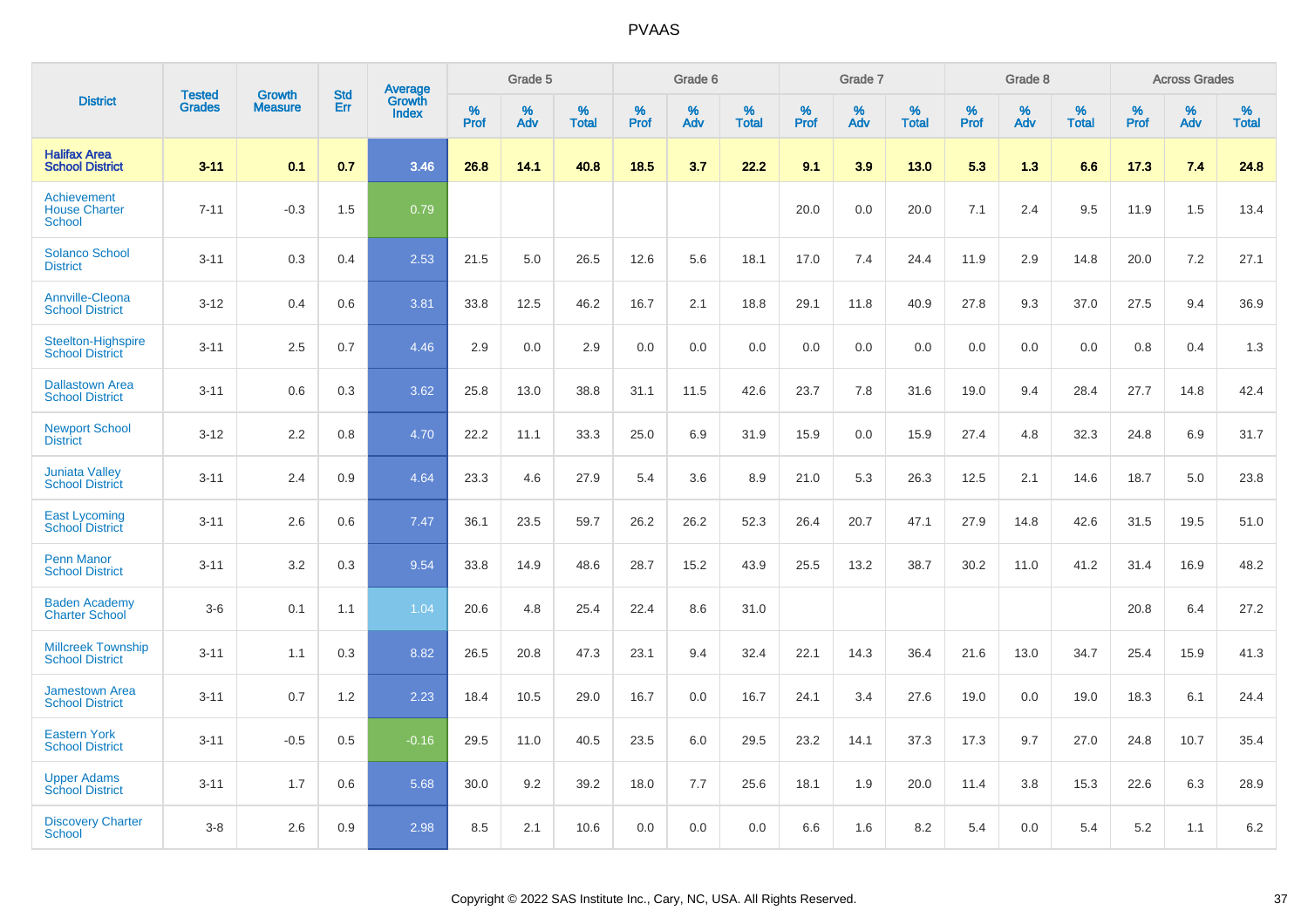# PVAAS

| District | Tested Grades | Growth Measure | Std Err | Average Growth Index | Grade 5 | | | Grade 6 | | | Grade 7 | | | Grade 8 | | | Across Grades | | |
|---|---|---|---|---|---|---|---|---|---|---|---|---|---|---|---|---|---|---|---|
| | | | | | % Prof | % Adv | % Total | % Prof | % Adv | % Total | % Prof | % Adv | % Total | % Prof | % Adv | % Total | % Prof | % Adv | % Total |
| **Halifax Area School District** | **3-11** | **0.1** | **0.7** | **3.46** | **26.8** | **14.1** | **40.8** | **18.5** | **3.7** | **22.2** | **9.1** | **3.9** | **13.0** | **5.3** | **1.3** | **6.6** | **17.3** | **7.4** | **24.8** |
| Achievement House Charter School | 7-11 | -0.3 | 1.5 | 0.79 | | | | | | | 20.0 | 0.0 | 20.0 | 7.1 | 2.4 | 9.5 | 11.9 | 1.5 | 13.4 |
| Solanco School District | 3-11 | 0.3 | 0.4 | 2.53 | 21.5 | 5.0 | 26.5 | 12.6 | 5.6 | 18.1 | 17.0 | 7.4 | 24.4 | 11.9 | 2.9 | 14.8 | 20.0 | 7.2 | 27.1 |
| Annville-Cleona School District | 3-12 | 0.4 | 0.6 | 3.81 | 33.8 | 12.5 | 46.2 | 16.7 | 2.1 | 18.8 | 29.1 | 11.8 | 40.9 | 27.8 | 9.3 | 37.0 | 27.5 | 9.4 | 36.9 |
| Steelton-Highspire School District | 3-11 | 2.5 | 0.7 | 4.46 | 2.9 | 0.0 | 2.9 | 0.0 | 0.0 | 0.0 | 0.0 | 0.0 | 0.0 | 0.0 | 0.0 | 0.0 | 0.8 | 0.4 | 1.3 |
| Dallastown Area School District | 3-11 | 0.6 | 0.3 | 3.62 | 25.8 | 13.0 | 38.8 | 31.1 | 11.5 | 42.6 | 23.7 | 7.8 | 31.6 | 19.0 | 9.4 | 28.4 | 27.7 | 14.8 | 42.4 |
| Newport School District | 3-12 | 2.2 | 0.8 | 4.70 | 22.2 | 11.1 | 33.3 | 25.0 | 6.9 | 31.9 | 15.9 | 0.0 | 15.9 | 27.4 | 4.8 | 32.3 | 24.8 | 6.9 | 31.7 |
| Juniata Valley School District | 3-11 | 2.4 | 0.9 | 4.64 | 23.3 | 4.6 | 27.9 | 5.4 | 3.6 | 8.9 | 21.0 | 5.3 | 26.3 | 12.5 | 2.1 | 14.6 | 18.7 | 5.0 | 23.8 |
| East Lycoming School District | 3-11 | 2.6 | 0.6 | 7.47 | 36.1 | 23.5 | 59.7 | 26.2 | 26.2 | 52.3 | 26.4 | 20.7 | 47.1 | 27.9 | 14.8 | 42.6 | 31.5 | 19.5 | 51.0 |
| Penn Manor School District | 3-11 | 3.2 | 0.3 | 9.54 | 33.8 | 14.9 | 48.6 | 28.7 | 15.2 | 43.9 | 25.5 | 13.2 | 38.7 | 30.2 | 11.0 | 41.2 | 31.4 | 16.9 | 48.2 |
| Baden Academy Charter School | 3-6 | 0.1 | 1.1 | 1.04 | 20.6 | 4.8 | 25.4 | 22.4 | 8.6 | 31.0 | | | | | | | 20.8 | 6.4 | 27.2 |
| Millcreek Township School District | 3-11 | 1.1 | 0.3 | 8.82 | 26.5 | 20.8 | 47.3 | 23.1 | 9.4 | 32.4 | 22.1 | 14.3 | 36.4 | 21.6 | 13.0 | 34.7 | 25.4 | 15.9 | 41.3 |
| Jamestown Area School District | 3-11 | 0.7 | 1.2 | 2.23 | 18.4 | 10.5 | 29.0 | 16.7 | 0.0 | 16.7 | 24.1 | 3.4 | 27.6 | 19.0 | 0.0 | 19.0 | 18.3 | 6.1 | 24.4 |
| Eastern York School District | 3-11 | -0.5 | 0.5 | -0.16 | 29.5 | 11.0 | 40.5 | 23.5 | 6.0 | 29.5 | 23.2 | 14.1 | 37.3 | 17.3 | 9.7 | 27.0 | 24.8 | 10.7 | 35.4 |
| Upper Adams School District | 3-11 | 1.7 | 0.6 | 5.68 | 30.0 | 9.2 | 39.2 | 18.0 | 7.7 | 25.6 | 18.1 | 1.9 | 20.0 | 11.4 | 3.8 | 15.3 | 22.6 | 6.3 | 28.9 |
| Discovery Charter School | 3-8 | 2.6 | 0.9 | 2.98 | 8.5 | 2.1 | 10.6 | 0.0 | 0.0 | 0.0 | 6.6 | 1.6 | 8.2 | 5.4 | 0.0 | 5.4 | 5.2 | 1.1 | 6.2 |

Copyright © 2022 SAS Institute Inc., Cary, NC, USA. All Rights Reserved.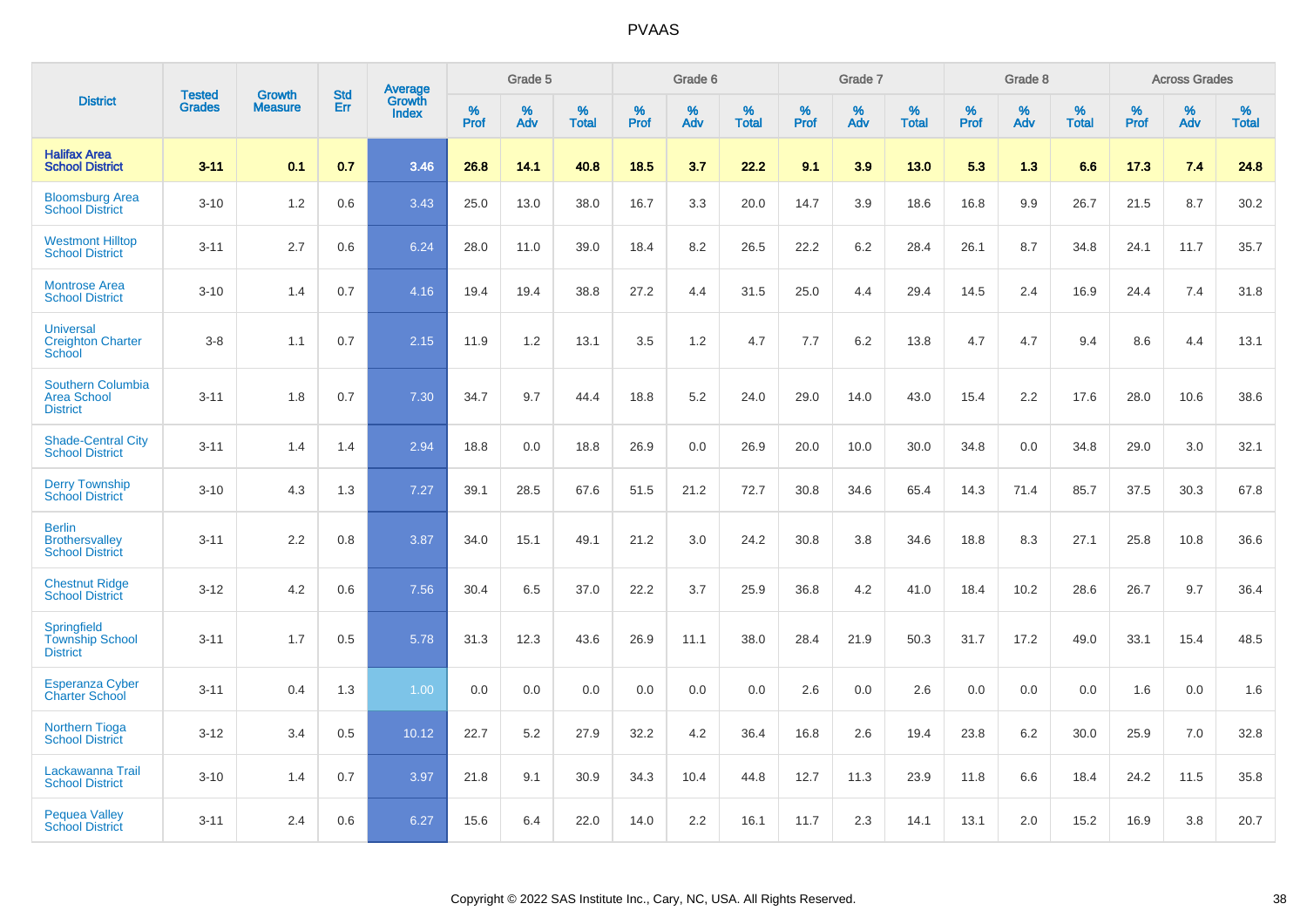# PVAAS

| District | Tested Grades | Growth Measure | Std Err | Average Growth Index | Grade 5 | | | Grade 6 | | | Grade 7 | | | Grade 8 | | | Across Grades | | |
|---|---|---|---|---|---|---|---|---|---|---|---|---|---|---|---|---|---|---|---|
| | | | | | % Prof | % Adv | % Total | % Prof | % Adv | % Total | % Prof | % Adv | % Total | % Prof | % Adv | % Total | % Prof | % Adv | % Total |
| **Halifax Area School District** | **3-11** | **0.1** | **0.7** | **3.46** | **26.8** | **14.1** | **40.8** | **18.5** | **3.7** | **22.2** | **9.1** | **3.9** | **13.0** | **5.3** | **1.3** | **6.6** | **17.3** | **7.4** | **24.8** |
| Bloomsburg Area School District | 3-10 | 1.2 | 0.6 | 3.43 | 25.0 | 13.0 | 38.0 | 16.7 | 3.3 | 20.0 | 14.7 | 3.9 | 18.6 | 16.8 | 9.9 | 26.7 | 21.5 | 8.7 | 30.2 |
| Westmont Hilltop School District | 3-11 | 2.7 | 0.6 | 6.24 | 28.0 | 11.0 | 39.0 | 18.4 | 8.2 | 26.5 | 22.2 | 6.2 | 28.4 | 26.1 | 8.7 | 34.8 | 24.1 | 11.7 | 35.7 |
| Montrose Area School District | 3-10 | 1.4 | 0.7 | 4.16 | 19.4 | 19.4 | 38.8 | 27.2 | 4.4 | 31.5 | 25.0 | 4.4 | 29.4 | 14.5 | 2.4 | 16.9 | 24.4 | 7.4 | 31.8 |
| Universal Creighton Charter School | 3-8 | 1.1 | 0.7 | 2.15 | 11.9 | 1.2 | 13.1 | 3.5 | 1.2 | 4.7 | 7.7 | 6.2 | 13.8 | 4.7 | 4.7 | 9.4 | 8.6 | 4.4 | 13.1 |
| Southern Columbia Area School District | 3-11 | 1.8 | 0.7 | 7.30 | 34.7 | 9.7 | 44.4 | 18.8 | 5.2 | 24.0 | 29.0 | 14.0 | 43.0 | 15.4 | 2.2 | 17.6 | 28.0 | 10.6 | 38.6 |
| Shade-Central City School District | 3-11 | 1.4 | 1.4 | 2.94 | 18.8 | 0.0 | 18.8 | 26.9 | 0.0 | 26.9 | 20.0 | 10.0 | 30.0 | 34.8 | 0.0 | 34.8 | 29.0 | 3.0 | 32.1 |
| Derry Township School District | 3-10 | 4.3 | 1.3 | 7.27 | 39.1 | 28.5 | 67.6 | 51.5 | 21.2 | 72.7 | 30.8 | 34.6 | 65.4 | 14.3 | 71.4 | 85.7 | 37.5 | 30.3 | 67.8 |
| Berlin Brothersvalley School District | 3-11 | 2.2 | 0.8 | 3.87 | 34.0 | 15.1 | 49.1 | 21.2 | 3.0 | 24.2 | 30.8 | 3.8 | 34.6 | 18.8 | 8.3 | 27.1 | 25.8 | 10.8 | 36.6 |
| Chestnut Ridge School District | 3-12 | 4.2 | 0.6 | 7.56 | 30.4 | 6.5 | 37.0 | 22.2 | 3.7 | 25.9 | 36.8 | 4.2 | 41.0 | 18.4 | 10.2 | 28.6 | 26.7 | 9.7 | 36.4 |
| Springfield Township School District | 3-11 | 1.7 | 0.5 | 5.78 | 31.3 | 12.3 | 43.6 | 26.9 | 11.1 | 38.0 | 28.4 | 21.9 | 50.3 | 31.7 | 17.2 | 49.0 | 33.1 | 15.4 | 48.5 |
| Esperanza Cyber Charter School | 3-11 | 0.4 | 1.3 | 1.00 | 0.0 | 0.0 | 0.0 | 0.0 | 0.0 | 0.0 | 2.6 | 0.0 | 2.6 | 0.0 | 0.0 | 0.0 | 1.6 | 0.0 | 1.6 |
| Northern Tioga School District | 3-12 | 3.4 | 0.5 | 10.12 | 22.7 | 5.2 | 27.9 | 32.2 | 4.2 | 36.4 | 16.8 | 2.6 | 19.4 | 23.8 | 6.2 | 30.0 | 25.9 | 7.0 | 32.8 |
| Lackawanna Trail School District | 3-10 | 1.4 | 0.7 | 3.97 | 21.8 | 9.1 | 30.9 | 34.3 | 10.4 | 44.8 | 12.7 | 11.3 | 23.9 | 11.8 | 6.6 | 18.4 | 24.2 | 11.5 | 35.8 |
| Pequea Valley School District | 3-11 | 2.4 | 0.6 | 6.27 | 15.6 | 6.4 | 22.0 | 14.0 | 2.2 | 16.1 | 11.7 | 2.3 | 14.1 | 13.1 | 2.0 | 15.2 | 16.9 | 3.8 | 20.7 |

Copyright © 2022 SAS Institute Inc., Cary, NC, USA. All Rights Reserved.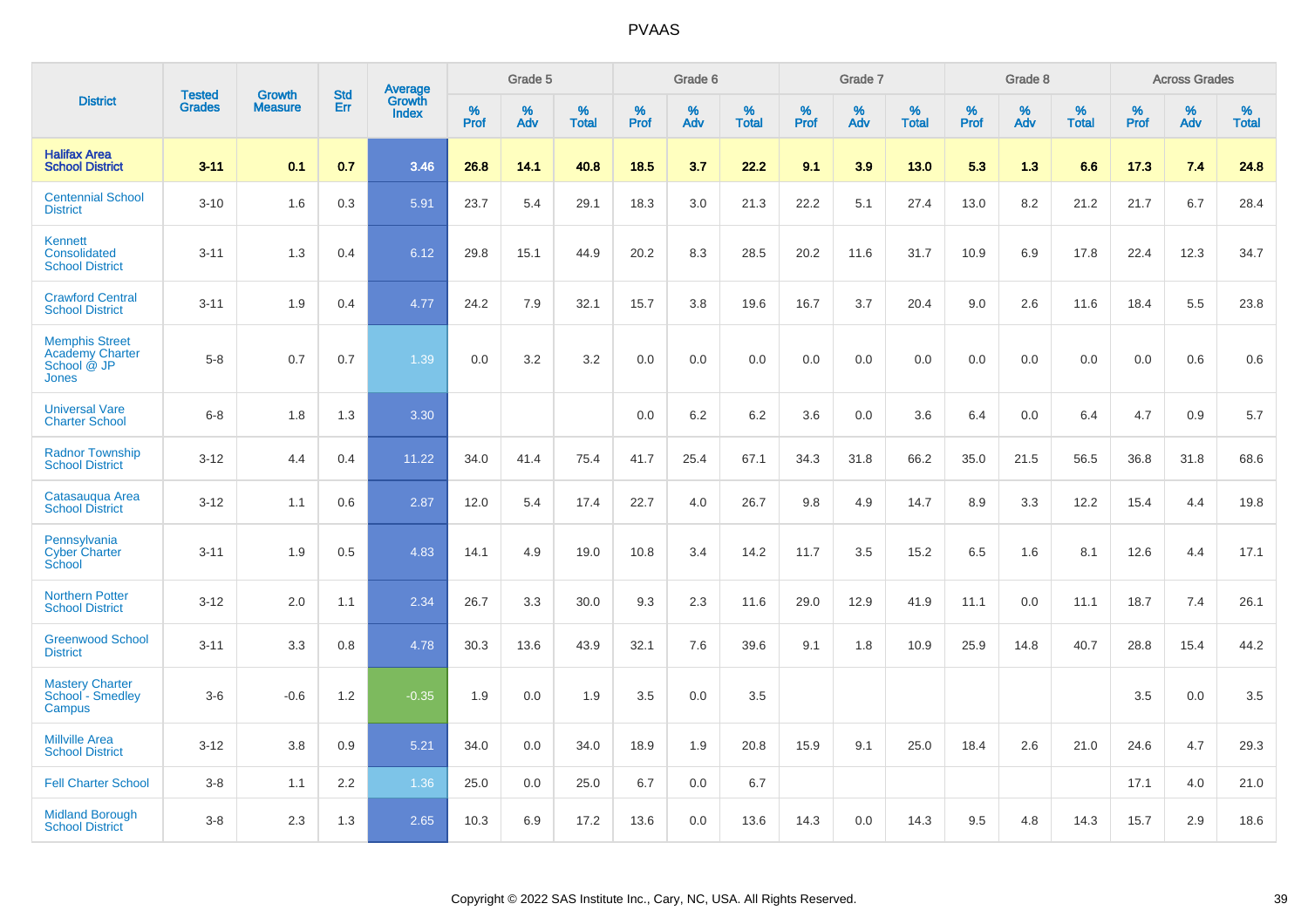| District | Tested Grades | Growth Measure | Std Err | Average Growth Index | Grade 5 | | | Grade 6 | | | Grade 7 | | | Grade 8 | | | Across Grades | | |
|---|---|---|---|---|---|---|---|---|---|---|---|---|---|---|---|---|---|---|---|
| | | | | | % Prof | % Adv | % Total | % Prof | % Adv | % Total | % Prof | % Adv | % Total | % Prof | % Adv | % Total | % Prof | % Adv | % Total |
| **Halifax Area School District** | **3-11** | **0.1** | **0.7** | **3.46** | **26.8** | **14.1** | **40.8** | **18.5** | **3.7** | **22.2** | **9.1** | **3.9** | **13.0** | **5.3** | **1.3** | **6.6** | **17.3** | **7.4** | **24.8** |
| Centennial School District | 3-10 | 1.6 | 0.3 | 5.91 | 23.7 | 5.4 | 29.1 | 18.3 | 3.0 | 21.3 | 22.2 | 5.1 | 27.4 | 13.0 | 8.2 | 21.2 | 21.7 | 6.7 | 28.4 |
| Kennett Consolidated School District | 3-11 | 1.3 | 0.4 | 6.12 | 29.8 | 15.1 | 44.9 | 20.2 | 8.3 | 28.5 | 20.2 | 11.6 | 31.7 | 10.9 | 6.9 | 17.8 | 22.4 | 12.3 | 34.7 |
| Crawford Central School District | 3-11 | 1.9 | 0.4 | 4.77 | 24.2 | 7.9 | 32.1 | 15.7 | 3.8 | 19.6 | 16.7 | 3.7 | 20.4 | 9.0 | 2.6 | 11.6 | 18.4 | 5.5 | 23.8 |
| Memphis Street Academy Charter School @ JP Jones | 5-8 | 0.7 | 0.7 | 1.39 | 0.0 | 3.2 | 3.2 | 0.0 | 0.0 | 0.0 | 0.0 | 0.0 | 0.0 | 0.0 | 0.0 | 0.0 | 0.0 | 0.6 | 0.6 |
| Universal Vare Charter School | 6-8 | 1.8 | 1.3 | 3.30 | | | | 0.0 | 6.2 | 6.2 | 3.6 | 0.0 | 3.6 | 6.4 | 0.0 | 6.4 | 4.7 | 0.9 | 5.7 |
| Radnor Township School District | 3-12 | 4.4 | 0.4 | 11.22 | 34.0 | 41.4 | 75.4 | 41.7 | 25.4 | 67.1 | 34.3 | 31.8 | 66.2 | 35.0 | 21.5 | 56.5 | 36.8 | 31.8 | 68.6 |
| Catasauqua Area School District | 3-12 | 1.1 | 0.6 | 2.87 | 12.0 | 5.4 | 17.4 | 22.7 | 4.0 | 26.7 | 9.8 | 4.9 | 14.7 | 8.9 | 3.3 | 12.2 | 15.4 | 4.4 | 19.8 |
| Pennsylvania Cyber Charter School | 3-11 | 1.9 | 0.5 | 4.83 | 14.1 | 4.9 | 19.0 | 10.8 | 3.4 | 14.2 | 11.7 | 3.5 | 15.2 | 6.5 | 1.6 | 8.1 | 12.6 | 4.4 | 17.1 |
| Northern Potter School District | 3-12 | 2.0 | 1.1 | 2.34 | 26.7 | 3.3 | 30.0 | 9.3 | 2.3 | 11.6 | 29.0 | 12.9 | 41.9 | 11.1 | 0.0 | 11.1 | 18.7 | 7.4 | 26.1 |
| Greenwood School District | 3-11 | 3.3 | 0.8 | 4.78 | 30.3 | 13.6 | 43.9 | 32.1 | 7.6 | 39.6 | 9.1 | 1.8 | 10.9 | 25.9 | 14.8 | 40.7 | 28.8 | 15.4 | 44.2 |
| Mastery Charter School - Smedley Campus | 3-6 | -0.6 | 1.2 | -0.35 | 1.9 | 0.0 | 1.9 | 3.5 | 0.0 | 3.5 | | | | | | | 3.5 | 0.0 | 3.5 |
| Millville Area School District | 3-12 | 3.8 | 0.9 | 5.21 | 34.0 | 0.0 | 34.0 | 18.9 | 1.9 | 20.8 | 15.9 | 9.1 | 25.0 | 18.4 | 2.6 | 21.0 | 24.6 | 4.7 | 29.3 |
| Fell Charter School | 3-8 | 1.1 | 2.2 | 1.36 | 25.0 | 0.0 | 25.0 | 6.7 | 0.0 | 6.7 | | | | | | | 17.1 | 4.0 | 21.0 |
| Midland Borough School District | 3-8 | 2.3 | 1.3 | 2.65 | 10.3 | 6.9 | 17.2 | 13.6 | 0.0 | 13.6 | 14.3 | 0.0 | 14.3 | 9.5 | 4.8 | 14.3 | 15.7 | 2.9 | 18.6 |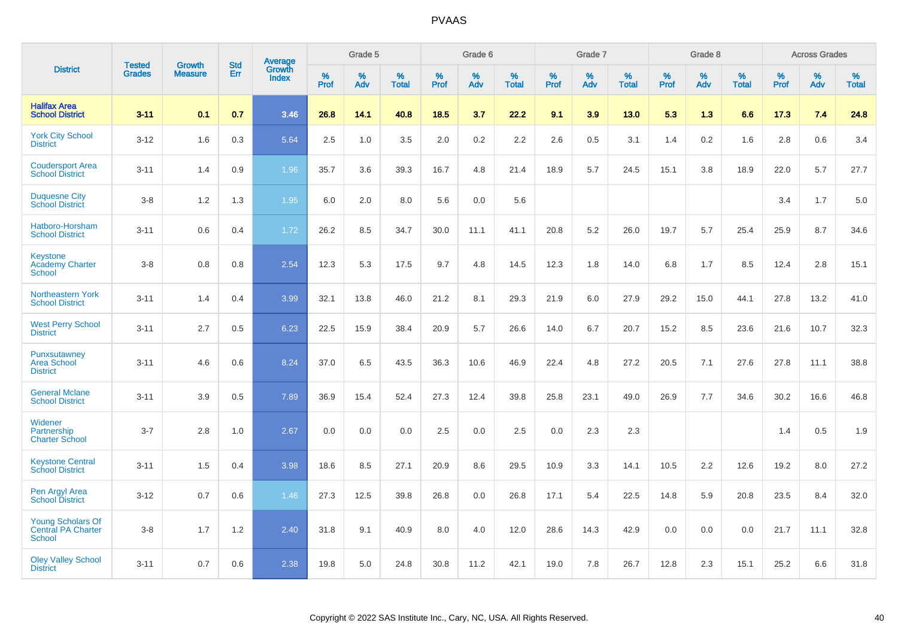| District | Tested Grades | Growth Measure | Std Err | Average Growth Index | Grade 5 | | | Grade 6 | | | Grade 7 | | | Grade 8 | | | Across Grades | | |
|---|---|---|---|---|---|---|---|---|---|---|---|---|---|---|---|---|---|---|---|
| | | | | | % Prof | % Adv | % Total | % Prof | % Adv | % Total | % Prof | % Adv | % Total | % Prof | % Adv | % Total | % Prof | % Adv | % Total |
| **Halifax Area School District** | **3-11** | **0.1** | **0.7** | **3.46** | **26.8** | **14.1** | **40.8** | **18.5** | **3.7** | **22.2** | **9.1** | **3.9** | **13.0** | **5.3** | **1.3** | **6.6** | **17.3** | **7.4** | **24.8** |
| York City School District | 3-12 | 1.6 | 0.3 | 5.64 | 2.5 | 1.0 | 3.5 | 2.0 | 0.2 | 2.2 | 2.6 | 0.5 | 3.1 | 1.4 | 0.2 | 1.6 | 2.8 | 0.6 | 3.4 |
| Coudersport Area School District | 3-11 | 1.4 | 0.9 | 1.96 | 35.7 | 3.6 | 39.3 | 16.7 | 4.8 | 21.4 | 18.9 | 5.7 | 24.5 | 15.1 | 3.8 | 18.9 | 22.0 | 5.7 | 27.7 |
| Duquesne City School District | 3-8 | 1.2 | 1.3 | 1.95 | 6.0 | 2.0 | 8.0 | 5.6 | 0.0 | 5.6 | | | | | | | 3.4 | 1.7 | 5.0 |
| Hatboro-Horsham School District | 3-11 | 0.6 | 0.4 | 1.72 | 26.2 | 8.5 | 34.7 | 30.0 | 11.1 | 41.1 | 20.8 | 5.2 | 26.0 | 19.7 | 5.7 | 25.4 | 25.9 | 8.7 | 34.6 |
| Keystone Academy Charter School | 3-8 | 0.8 | 0.8 | 2.54 | 12.3 | 5.3 | 17.5 | 9.7 | 4.8 | 14.5 | 12.3 | 1.8 | 14.0 | 6.8 | 1.7 | 8.5 | 12.4 | 2.8 | 15.1 |
| Northeastern York School District | 3-11 | 1.4 | 0.4 | 3.99 | 32.1 | 13.8 | 46.0 | 21.2 | 8.1 | 29.3 | 21.9 | 6.0 | 27.9 | 29.2 | 15.0 | 44.1 | 27.8 | 13.2 | 41.0 |
| West Perry School District | 3-11 | 2.7 | 0.5 | 6.23 | 22.5 | 15.9 | 38.4 | 20.9 | 5.7 | 26.6 | 14.0 | 6.7 | 20.7 | 15.2 | 8.5 | 23.6 | 21.6 | 10.7 | 32.3 |
| Punxsutawney Area School District | 3-11 | 4.6 | 0.6 | 8.24 | 37.0 | 6.5 | 43.5 | 36.3 | 10.6 | 46.9 | 22.4 | 4.8 | 27.2 | 20.5 | 7.1 | 27.6 | 27.8 | 11.1 | 38.8 |
| General Mclane School District | 3-11 | 3.9 | 0.5 | 7.89 | 36.9 | 15.4 | 52.4 | 27.3 | 12.4 | 39.8 | 25.8 | 23.1 | 49.0 | 26.9 | 7.7 | 34.6 | 30.2 | 16.6 | 46.8 |
| Widener Partnership Charter School | 3-7 | 2.8 | 1.0 | 2.67 | 0.0 | 0.0 | 0.0 | 2.5 | 0.0 | 2.5 | 0.0 | 2.3 | 2.3 | | | | 1.4 | 0.5 | 1.9 |
| Keystone Central School District | 3-11 | 1.5 | 0.4 | 3.98 | 18.6 | 8.5 | 27.1 | 20.9 | 8.6 | 29.5 | 10.9 | 3.3 | 14.1 | 10.5 | 2.2 | 12.6 | 19.2 | 8.0 | 27.2 |
| Pen Argyl Area School District | 3-12 | 0.7 | 0.6 | 1.46 | 27.3 | 12.5 | 39.8 | 26.8 | 0.0 | 26.8 | 17.1 | 5.4 | 22.5 | 14.8 | 5.9 | 20.8 | 23.5 | 8.4 | 32.0 |
| Young Scholars Of Central PA Charter School | 3-8 | 1.7 | 1.2 | 2.40 | 31.8 | 9.1 | 40.9 | 8.0 | 4.0 | 12.0 | 28.6 | 14.3 | 42.9 | 0.0 | 0.0 | 0.0 | 21.7 | 11.1 | 32.8 |
| Oley Valley School District | 3-11 | 0.7 | 0.6 | 2.38 | 19.8 | 5.0 | 24.8 | 30.8 | 11.2 | 42.1 | 19.0 | 7.8 | 26.7 | 12.8 | 2.3 | 15.1 | 25.2 | 6.6 | 31.8 |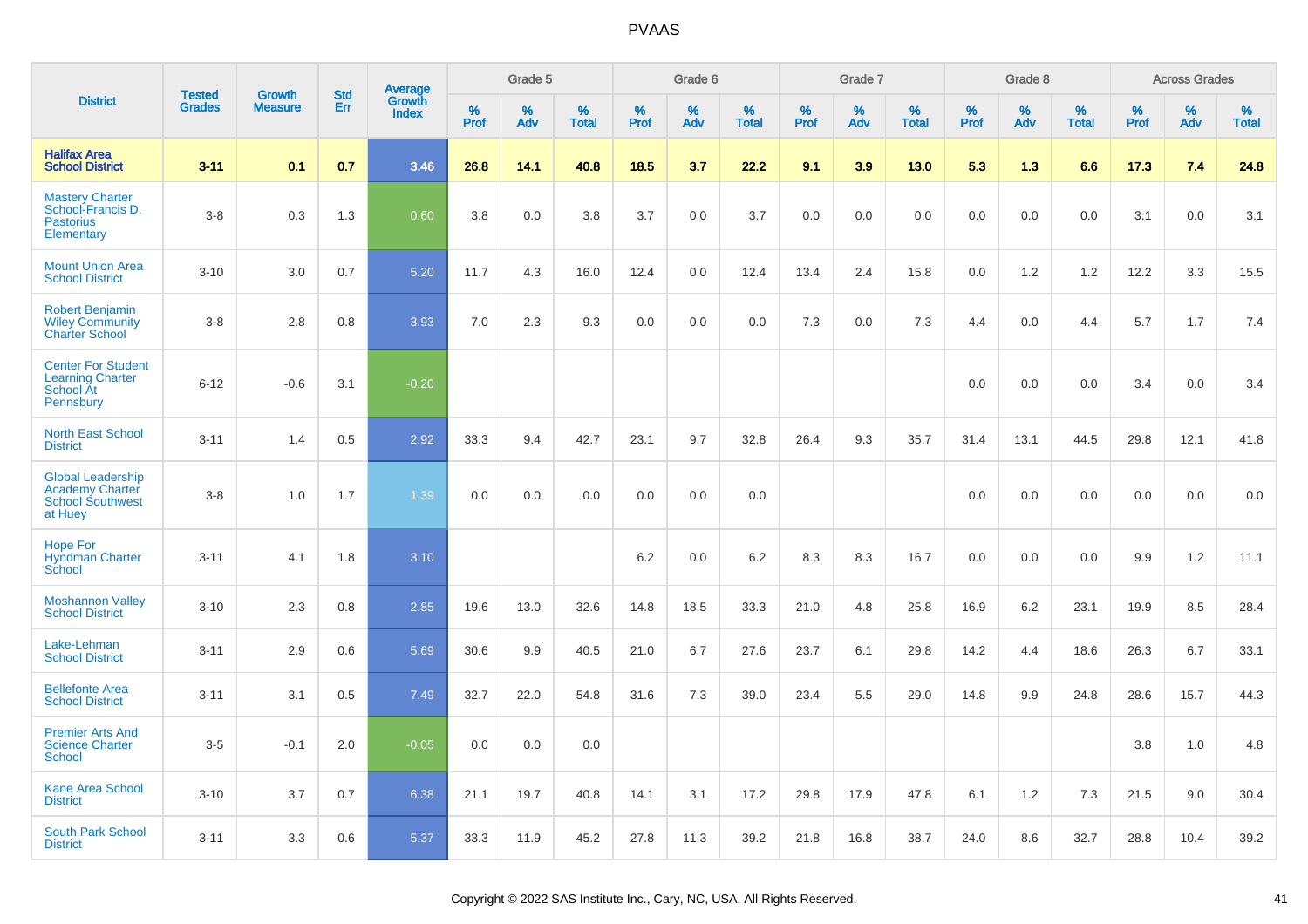# PVAAS

| District | Tested Grades | Growth Measure | Std Err | Average Growth Index | Grade 5 | | | Grade 6 | | | Grade 7 | | | Grade 8 | | | Across Grades | | |
|---|---|---|---|---|---|---|---|---|---|---|---|---|---|---|---|---|---|---|---|
| | | | | | % Prof | % Adv | % Total | % Prof | % Adv | % Total | % Prof | % Adv | % Total | % Prof | % Adv | % Total | % Prof | % Adv | % Total |
| **Halifax Area School District** | **3-11** | **0.1** | **0.7** | **3.46** | **26.8** | **14.1** | **40.8** | **18.5** | **3.7** | **22.2** | **9.1** | **3.9** | **13.0** | **5.3** | **1.3** | **6.6** | **17.3** | **7.4** | **24.8** |
| Mastery Charter School-Francis D. Pastorius Elementary | 3-8 | 0.3 | 1.3 | 0.60 | 3.8 | 0.0 | 3.8 | 3.7 | 0.0 | 3.7 | 0.0 | 0.0 | 0.0 | 0.0 | 0.0 | 0.0 | 3.1 | 0.0 | 3.1 |
| Mount Union Area School District | 3-10 | 3.0 | 0.7 | 5.20 | 11.7 | 4.3 | 16.0 | 12.4 | 0.0 | 12.4 | 13.4 | 2.4 | 15.8 | 0.0 | 1.2 | 1.2 | 12.2 | 3.3 | 15.5 |
| Robert Benjamin Wiley Community Charter School | 3-8 | 2.8 | 0.8 | 3.93 | 7.0 | 2.3 | 9.3 | 0.0 | 0.0 | 0.0 | 7.3 | 0.0 | 7.3 | 4.4 | 0.0 | 4.4 | 5.7 | 1.7 | 7.4 |
| Center For Student Learning Charter School At Pennsbury | 6-12 | -0.6 | 3.1 | -0.20 | | | | | | | | | | 0.0 | 0.0 | 0.0 | 3.4 | 0.0 | 3.4 |
| North East School District | 3-11 | 1.4 | 0.5 | 2.92 | 33.3 | 9.4 | 42.7 | 23.1 | 9.7 | 32.8 | 26.4 | 9.3 | 35.7 | 31.4 | 13.1 | 44.5 | 29.8 | 12.1 | 41.8 |
| Global Leadership Academy Charter School Southwest at Huey | 3-8 | 1.0 | 1.7 | 1.39 | 0.0 | 0.0 | 0.0 | 0.0 | 0.0 | 0.0 | | | | 0.0 | 0.0 | 0.0 | 0.0 | 0.0 | 0.0 |
| Hope For Hyndman Charter School | 3-11 | 4.1 | 1.8 | 3.10 | | | | 6.2 | 0.0 | 6.2 | 8.3 | 8.3 | 16.7 | 0.0 | 0.0 | 0.0 | 9.9 | 1.2 | 11.1 |
| Moshannon Valley School District | 3-10 | 2.3 | 0.8 | 2.85 | 19.6 | 13.0 | 32.6 | 14.8 | 18.5 | 33.3 | 21.0 | 4.8 | 25.8 | 16.9 | 6.2 | 23.1 | 19.9 | 8.5 | 28.4 |
| Lake-Lehman School District | 3-11 | 2.9 | 0.6 | 5.69 | 30.6 | 9.9 | 40.5 | 21.0 | 6.7 | 27.6 | 23.7 | 6.1 | 29.8 | 14.2 | 4.4 | 18.6 | 26.3 | 6.7 | 33.1 |
| Bellefonte Area School District | 3-11 | 3.1 | 0.5 | 7.49 | 32.7 | 22.0 | 54.8 | 31.6 | 7.3 | 39.0 | 23.4 | 5.5 | 29.0 | 14.8 | 9.9 | 24.8 | 28.6 | 15.7 | 44.3 |
| Premier Arts And Science Charter School | 3-5 | -0.1 | 2.0 | -0.05 | 0.0 | 0.0 | 0.0 | | | | | | | | | | 3.8 | 1.0 | 4.8 |
| Kane Area School District | 3-10 | 3.7 | 0.7 | 6.38 | 21.1 | 19.7 | 40.8 | 14.1 | 3.1 | 17.2 | 29.8 | 17.9 | 47.8 | 6.1 | 1.2 | 7.3 | 21.5 | 9.0 | 30.4 |
| South Park School District | 3-11 | 3.3 | 0.6 | 5.37 | 33.3 | 11.9 | 45.2 | 27.8 | 11.3 | 39.2 | 21.8 | 16.8 | 38.7 | 24.0 | 8.6 | 32.7 | 28.8 | 10.4 | 39.2 |

Copyright © 2022 SAS Institute Inc., Cary, NC, USA. All Rights Reserved.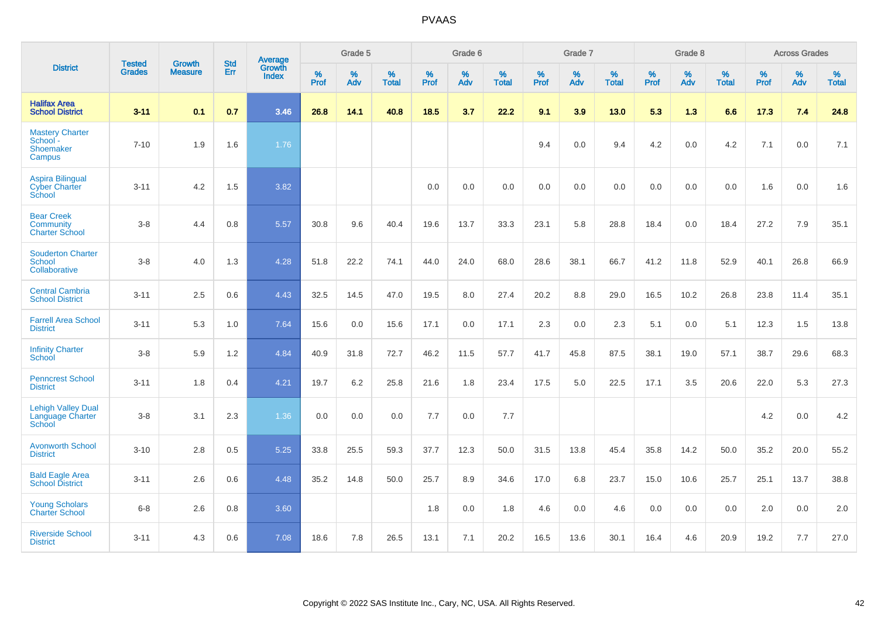# PVAAS

| District | Tested Grades | Growth Measure | Std Err | Average Growth Index | Grade 5 | | | Grade 6 | | | Grade 7 | | | Grade 8 | | | Across Grades | | |
|---|---|---|---|---|---|---|---|---|---|---|---|---|---|---|---|---|---|---|---|
| | | | | | % Prof | % Adv | % Total | % Prof | % Adv | % Total | % Prof | % Adv | % Total | % Prof | % Adv | % Total | % Prof | % Adv | % Total |
| **Halifax Area School District** | **3-11** | **0.1** | **0.7** | **3.46** | **26.8** | **14.1** | **40.8** | **18.5** | **3.7** | **22.2** | **9.1** | **3.9** | **13.0** | **5.3** | **1.3** | **6.6** | **17.3** | **7.4** | **24.8** |
| Mastery Charter School - Shoemaker Campus | 7-10 | 1.9 | 1.6 | 1.76 | | | | | | | 9.4 | 0.0 | 9.4 | 4.2 | 0.0 | 4.2 | 7.1 | 0.0 | 7.1 |
| Aspira Bilingual Cyber Charter School | 3-11 | 4.2 | 1.5 | 3.82 | | | | 0.0 | 0.0 | 0.0 | 0.0 | 0.0 | 0.0 | 0.0 | 0.0 | 0.0 | 1.6 | 0.0 | 1.6 |
| Bear Creek Community Charter School | 3-8 | 4.4 | 0.8 | 5.57 | 30.8 | 9.6 | 40.4 | 19.6 | 13.7 | 33.3 | 23.1 | 5.8 | 28.8 | 18.4 | 0.0 | 18.4 | 27.2 | 7.9 | 35.1 |
| Souderton Charter School Collaborative | 3-8 | 4.0 | 1.3 | 4.28 | 51.8 | 22.2 | 74.1 | 44.0 | 24.0 | 68.0 | 28.6 | 38.1 | 66.7 | 41.2 | 11.8 | 52.9 | 40.1 | 26.8 | 66.9 |
| Central Cambria School District | 3-11 | 2.5 | 0.6 | 4.43 | 32.5 | 14.5 | 47.0 | 19.5 | 8.0 | 27.4 | 20.2 | 8.8 | 29.0 | 16.5 | 10.2 | 26.8 | 23.8 | 11.4 | 35.1 |
| Farrell Area School District | 3-11 | 5.3 | 1.0 | 7.64 | 15.6 | 0.0 | 15.6 | 17.1 | 0.0 | 17.1 | 2.3 | 0.0 | 2.3 | 5.1 | 0.0 | 5.1 | 12.3 | 1.5 | 13.8 |
| Infinity Charter School | 3-8 | 5.9 | 1.2 | 4.84 | 40.9 | 31.8 | 72.7 | 46.2 | 11.5 | 57.7 | 41.7 | 45.8 | 87.5 | 38.1 | 19.0 | 57.1 | 38.7 | 29.6 | 68.3 |
| Penncrest School District | 3-11 | 1.8 | 0.4 | 4.21 | 19.7 | 6.2 | 25.8 | 21.6 | 1.8 | 23.4 | 17.5 | 5.0 | 22.5 | 17.1 | 3.5 | 20.6 | 22.0 | 5.3 | 27.3 |
| Lehigh Valley Dual Language Charter School | 3-8 | 3.1 | 2.3 | 1.36 | 0.0 | 0.0 | 0.0 | 7.7 | 0.0 | 7.7 | | | | | | | 4.2 | 0.0 | 4.2 |
| Avonworth School District | 3-10 | 2.8 | 0.5 | 5.25 | 33.8 | 25.5 | 59.3 | 37.7 | 12.3 | 50.0 | 31.5 | 13.8 | 45.4 | 35.8 | 14.2 | 50.0 | 35.2 | 20.0 | 55.2 |
| Bald Eagle Area School District | 3-11 | 2.6 | 0.6 | 4.48 | 35.2 | 14.8 | 50.0 | 25.7 | 8.9 | 34.6 | 17.0 | 6.8 | 23.7 | 15.0 | 10.6 | 25.7 | 25.1 | 13.7 | 38.8 |
| Young Scholars Charter School | 6-8 | 2.6 | 0.8 | 3.60 | | | | 1.8 | 0.0 | 1.8 | 4.6 | 0.0 | 4.6 | 0.0 | 0.0 | 0.0 | 2.0 | 0.0 | 2.0 |
| Riverside School District | 3-11 | 4.3 | 0.6 | 7.08 | 18.6 | 7.8 | 26.5 | 13.1 | 7.1 | 20.2 | 16.5 | 13.6 | 30.1 | 16.4 | 4.6 | 20.9 | 19.2 | 7.7 | 27.0 |

Copyright © 2022 SAS Institute Inc., Cary, NC, USA. All Rights Reserved.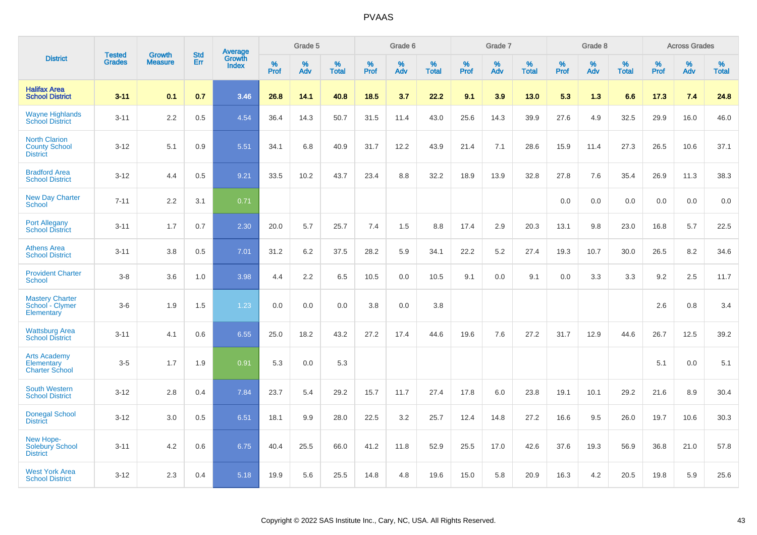| District | Tested Grades | Growth Measure | Std Err | Average Growth Index | Grade 5 | | | Grade 6 | | | Grade 7 | | | Grade 8 | | | Across Grades | | |
|---|---|---|---|---|---|---|---|---|---|---|---|---|---|---|---|---|---|---|---|
| | | | | | % Prof | % Adv | % Total | % Prof | % Adv | % Total | % Prof | % Adv | % Total | % Prof | % Adv | % Total | % Prof | % Adv | % Total |
| **Halifax Area School District** | **3-11** | **0.1** | **0.7** | **3.46** | **26.8** | **14.1** | **40.8** | **18.5** | **3.7** | **22.2** | **9.1** | **3.9** | **13.0** | **5.3** | **1.3** | **6.6** | **17.3** | **7.4** | **24.8** |
| Wayne Highlands School District | 3-11 | 2.2 | 0.5 | 4.54 | 36.4 | 14.3 | 50.7 | 31.5 | 11.4 | 43.0 | 25.6 | 14.3 | 39.9 | 27.6 | 4.9 | 32.5 | 29.9 | 16.0 | 46.0 |
| North Clarion County School District | 3-12 | 5.1 | 0.9 | 5.51 | 34.1 | 6.8 | 40.9 | 31.7 | 12.2 | 43.9 | 21.4 | 7.1 | 28.6 | 15.9 | 11.4 | 27.3 | 26.5 | 10.6 | 37.1 |
| Bradford Area School District | 3-12 | 4.4 | 0.5 | 9.21 | 33.5 | 10.2 | 43.7 | 23.4 | 8.8 | 32.2 | 18.9 | 13.9 | 32.8 | 27.8 | 7.6 | 35.4 | 26.9 | 11.3 | 38.3 |
| New Day Charter School | 7-11 | 2.2 | 3.1 | 0.71 | | | | | | | | | | 0.0 | 0.0 | 0.0 | 0.0 | 0.0 | 0.0 |
| Port Allegany School District | 3-11 | 1.7 | 0.7 | 2.30 | 20.0 | 5.7 | 25.7 | 7.4 | 1.5 | 8.8 | 17.4 | 2.9 | 20.3 | 13.1 | 9.8 | 23.0 | 16.8 | 5.7 | 22.5 |
| Athens Area School District | 3-11 | 3.8 | 0.5 | 7.01 | 31.2 | 6.2 | 37.5 | 28.2 | 5.9 | 34.1 | 22.2 | 5.2 | 27.4 | 19.3 | 10.7 | 30.0 | 26.5 | 8.2 | 34.6 |
| Provident Charter School | 3-8 | 3.6 | 1.0 | 3.98 | 4.4 | 2.2 | 6.5 | 10.5 | 0.0 | 10.5 | 9.1 | 0.0 | 9.1 | 0.0 | 3.3 | 3.3 | 9.2 | 2.5 | 11.7 |
| Mastery Charter School - Clymer Elementary | 3-6 | 1.9 | 1.5 | 1.23 | 0.0 | 0.0 | 0.0 | 3.8 | 0.0 | 3.8 | | | | | | | 2.6 | 0.8 | 3.4 |
| Wattsburg Area School District | 3-11 | 4.1 | 0.6 | 6.55 | 25.0 | 18.2 | 43.2 | 27.2 | 17.4 | 44.6 | 19.6 | 7.6 | 27.2 | 31.7 | 12.9 | 44.6 | 26.7 | 12.5 | 39.2 |
| Arts Academy Elementary Charter School | 3-5 | 1.7 | 1.9 | 0.91 | 5.3 | 0.0 | 5.3 | | | | | | | | | | 5.1 | 0.0 | 5.1 |
| South Western School District | 3-12 | 2.8 | 0.4 | 7.84 | 23.7 | 5.4 | 29.2 | 15.7 | 11.7 | 27.4 | 17.8 | 6.0 | 23.8 | 19.1 | 10.1 | 29.2 | 21.6 | 8.9 | 30.4 |
| Donegal School District | 3-12 | 3.0 | 0.5 | 6.51 | 18.1 | 9.9 | 28.0 | 22.5 | 3.2 | 25.7 | 12.4 | 14.8 | 27.2 | 16.6 | 9.5 | 26.0 | 19.7 | 10.6 | 30.3 |
| New Hope-Solebury School District | 3-11 | 4.2 | 0.6 | 6.75 | 40.4 | 25.5 | 66.0 | 41.2 | 11.8 | 52.9 | 25.5 | 17.0 | 42.6 | 37.6 | 19.3 | 56.9 | 36.8 | 21.0 | 57.8 |
| West York Area School District | 3-12 | 2.3 | 0.4 | 5.18 | 19.9 | 5.6 | 25.5 | 14.8 | 4.8 | 19.6 | 15.0 | 5.8 | 20.9 | 16.3 | 4.2 | 20.5 | 19.8 | 5.9 | 25.6 |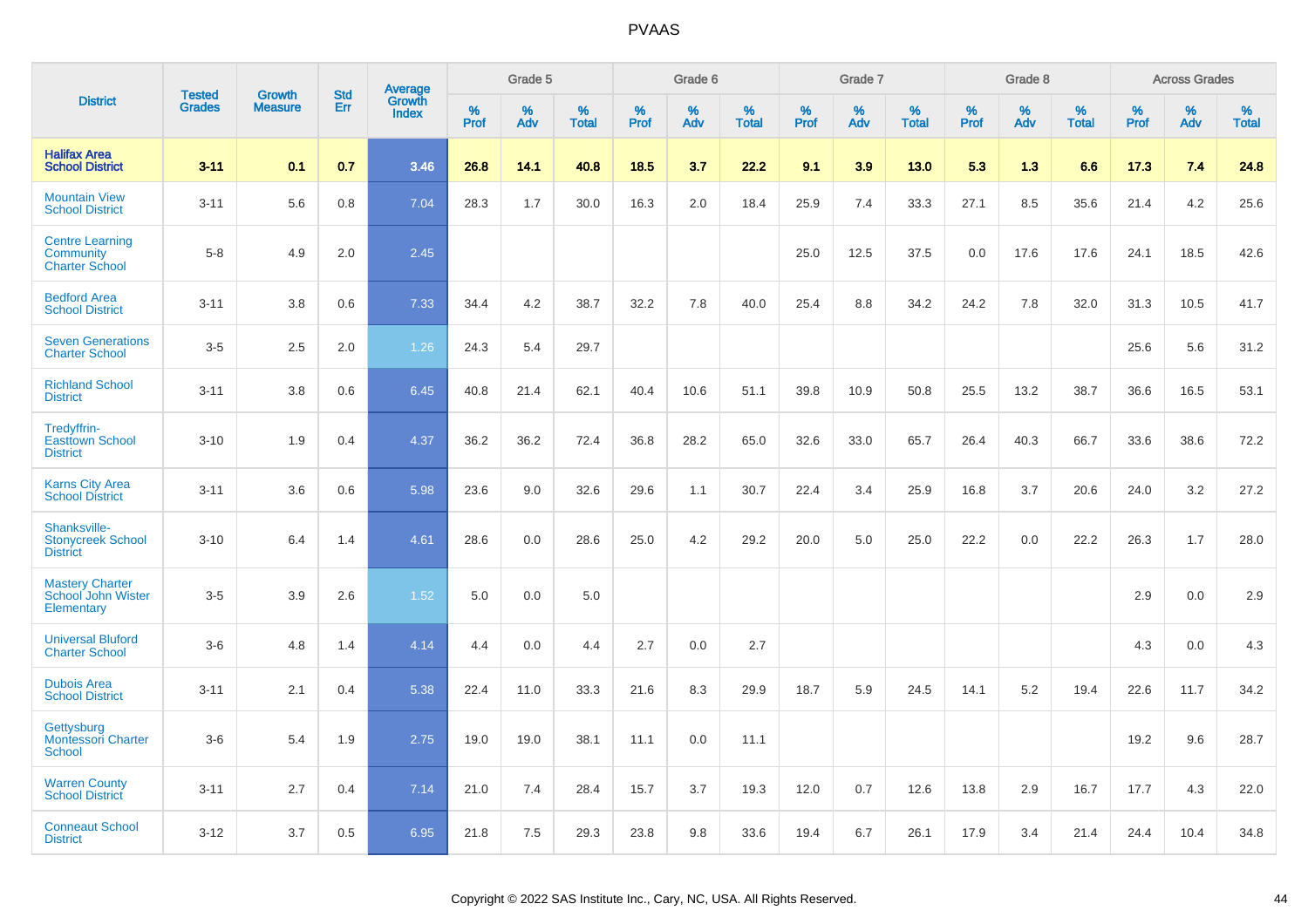# PVAAS

| District | Tested Grades | Growth Measure | Std Err | Average Growth Index | Grade 5 | | | Grade 6 | | | Grade 7 | | | Grade 8 | | | Across Grades | | |
|---|---|---|---|---|---|---|---|---|---|---|---|---|---|---|---|---|---|---|---|
| | | | | | % Prof | % Adv | % Total | % Prof | % Adv | % Total | % Prof | % Adv | % Total | % Prof | % Adv | % Total | % Prof | % Adv | % Total |
| **Halifax Area School District** | **3-11** | **0.1** | **0.7** | **3.46** | **26.8** | **14.1** | **40.8** | **18.5** | **3.7** | **22.2** | **9.1** | **3.9** | **13.0** | **5.3** | **1.3** | **6.6** | **17.3** | **7.4** | **24.8** |
| Mountain View School District | 3-11 | 5.6 | 0.8 | 7.04 | 28.3 | 1.7 | 30.0 | 16.3 | 2.0 | 18.4 | 25.9 | 7.4 | 33.3 | 27.1 | 8.5 | 35.6 | 21.4 | 4.2 | 25.6 |
| Centre Learning Community Charter School | 5-8 | 4.9 | 2.0 | 2.45 | | | | | | | 25.0 | 12.5 | 37.5 | 0.0 | 17.6 | 17.6 | 24.1 | 18.5 | 42.6 |
| Bedford Area School District | 3-11 | 3.8 | 0.6 | 7.33 | 34.4 | 4.2 | 38.7 | 32.2 | 7.8 | 40.0 | 25.4 | 8.8 | 34.2 | 24.2 | 7.8 | 32.0 | 31.3 | 10.5 | 41.7 |
| Seven Generations Charter School | 3-5 | 2.5 | 2.0 | 1.26 | 24.3 | 5.4 | 29.7 | | | | | | | | | | 25.6 | 5.6 | 31.2 |
| Richland School District | 3-11 | 3.8 | 0.6 | 6.45 | 40.8 | 21.4 | 62.1 | 40.4 | 10.6 | 51.1 | 39.8 | 10.9 | 50.8 | 25.5 | 13.2 | 38.7 | 36.6 | 16.5 | 53.1 |
| Tredyffrin-Easttown School District | 3-10 | 1.9 | 0.4 | 4.37 | 36.2 | 36.2 | 72.4 | 36.8 | 28.2 | 65.0 | 32.6 | 33.0 | 65.7 | 26.4 | 40.3 | 66.7 | 33.6 | 38.6 | 72.2 |
| Karns City Area School District | 3-11 | 3.6 | 0.6 | 5.98 | 23.6 | 9.0 | 32.6 | 29.6 | 1.1 | 30.7 | 22.4 | 3.4 | 25.9 | 16.8 | 3.7 | 20.6 | 24.0 | 3.2 | 27.2 |
| Shanksville-Stonycreek School District | 3-10 | 6.4 | 1.4 | 4.61 | 28.6 | 0.0 | 28.6 | 25.0 | 4.2 | 29.2 | 20.0 | 5.0 | 25.0 | 22.2 | 0.0 | 22.2 | 26.3 | 1.7 | 28.0 |
| Mastery Charter School John Wister Elementary | 3-5 | 3.9 | 2.6 | 1.52 | 5.0 | 0.0 | 5.0 | | | | | | | | | | 2.9 | 0.0 | 2.9 |
| Universal Bluford Charter School | 3-6 | 4.8 | 1.4 | 4.14 | 4.4 | 0.0 | 4.4 | 2.7 | 0.0 | 2.7 | | | | | | | 4.3 | 0.0 | 4.3 |
| Dubois Area School District | 3-11 | 2.1 | 0.4 | 5.38 | 22.4 | 11.0 | 33.3 | 21.6 | 8.3 | 29.9 | 18.7 | 5.9 | 24.5 | 14.1 | 5.2 | 19.4 | 22.6 | 11.7 | 34.2 |
| Gettysburg Montessori Charter School | 3-6 | 5.4 | 1.9 | 2.75 | 19.0 | 19.0 | 38.1 | 11.1 | 0.0 | 11.1 | | | | | | | 19.2 | 9.6 | 28.7 |
| Warren County School District | 3-11 | 2.7 | 0.4 | 7.14 | 21.0 | 7.4 | 28.4 | 15.7 | 3.7 | 19.3 | 12.0 | 0.7 | 12.6 | 13.8 | 2.9 | 16.7 | 17.7 | 4.3 | 22.0 |
| Conneaut School District | 3-12 | 3.7 | 0.5 | 6.95 | 21.8 | 7.5 | 29.3 | 23.8 | 9.8 | 33.6 | 19.4 | 6.7 | 26.1 | 17.9 | 3.4 | 21.4 | 24.4 | 10.4 | 34.8 |

Copyright © 2022 SAS Institute Inc., Cary, NC, USA. All Rights Reserved.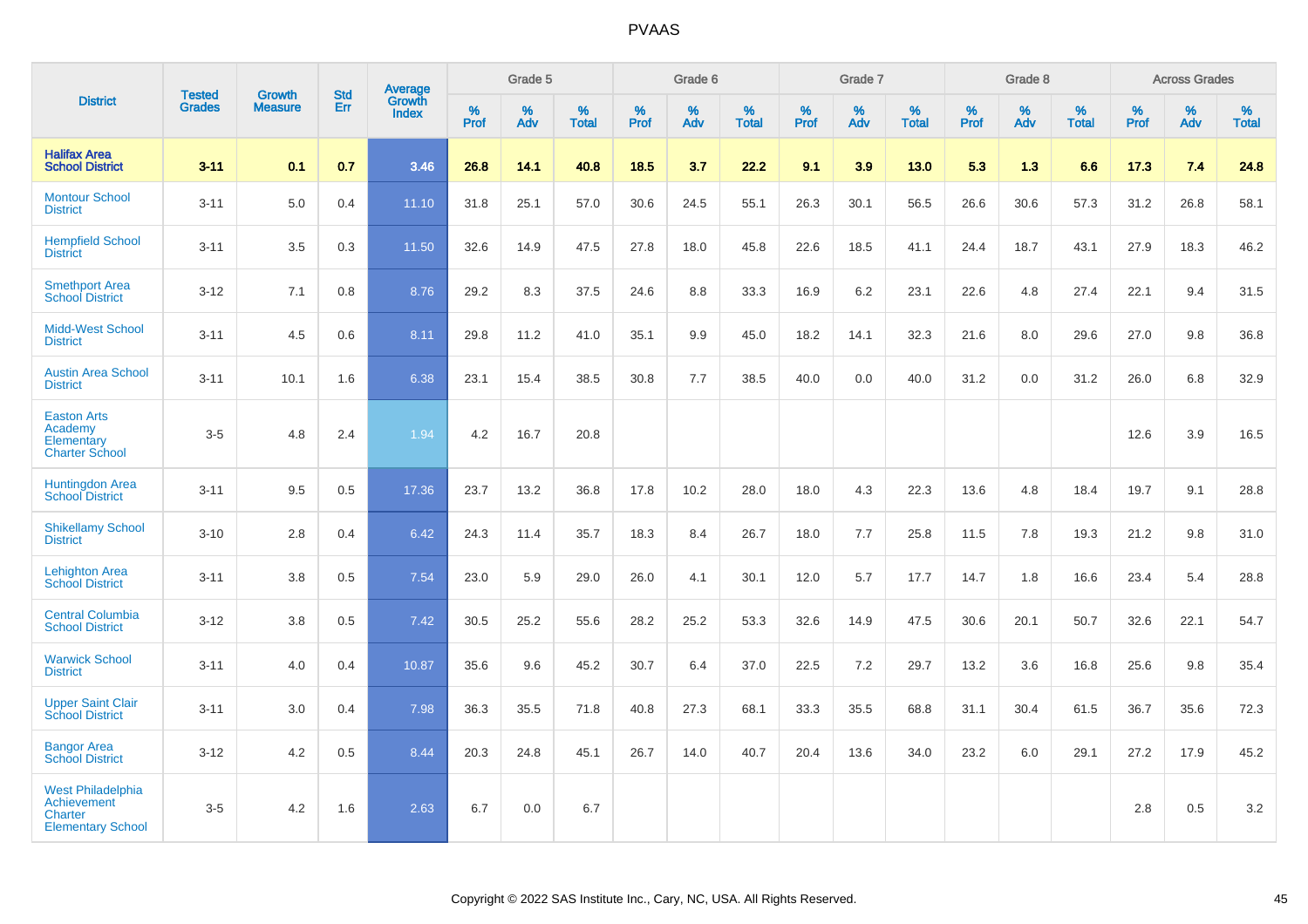PVAAS

| District | Tested Grades | Growth Measure | Std Err | Average Growth Index | Grade 5 | | | Grade 6 | | | Grade 7 | | | Grade 8 | | | Across Grades | | |
|---|---|---|---|---|---|---|---|---|---|---|---|---|---|---|---|---|---|---|---|
| | | | | | % Prof | % Adv | % Total | % Prof | % Adv | % Total | % Prof | % Adv | % Total | % Prof | % Adv | % Total | % Prof | % Adv | % Total |
| **Halifax Area School District** | **3-11** | **0.1** | **0.7** | **3.46** | **26.8** | **14.1** | **40.8** | **18.5** | **3.7** | **22.2** | **9.1** | **3.9** | **13.0** | **5.3** | **1.3** | **6.6** | **17.3** | **7.4** | **24.8** |
| Montour School District | 3-11 | 5.0 | 0.4 | 11.10 | 31.8 | 25.1 | 57.0 | 30.6 | 24.5 | 55.1 | 26.3 | 30.1 | 56.5 | 26.6 | 30.6 | 57.3 | 31.2 | 26.8 | 58.1 |
| Hempfield School District | 3-11 | 3.5 | 0.3 | 11.50 | 32.6 | 14.9 | 47.5 | 27.8 | 18.0 | 45.8 | 22.6 | 18.5 | 41.1 | 24.4 | 18.7 | 43.1 | 27.9 | 18.3 | 46.2 |
| Smethport Area School District | 3-12 | 7.1 | 0.8 | 8.76 | 29.2 | 8.3 | 37.5 | 24.6 | 8.8 | 33.3 | 16.9 | 6.2 | 23.1 | 22.6 | 4.8 | 27.4 | 22.1 | 9.4 | 31.5 |
| Midd-West School District | 3-11 | 4.5 | 0.6 | 8.11 | 29.8 | 11.2 | 41.0 | 35.1 | 9.9 | 45.0 | 18.2 | 14.1 | 32.3 | 21.6 | 8.0 | 29.6 | 27.0 | 9.8 | 36.8 |
| Austin Area School District | 3-11 | 10.1 | 1.6 | 6.38 | 23.1 | 15.4 | 38.5 | 30.8 | 7.7 | 38.5 | 40.0 | 0.0 | 40.0 | 31.2 | 0.0 | 31.2 | 26.0 | 6.8 | 32.9 |
| Easton Arts Academy Elementary Charter School | 3-5 | 4.8 | 2.4 | 1.94 | 4.2 | 16.7 | 20.8 | | | | | | | | | | 12.6 | 3.9 | 16.5 |
| Huntingdon Area School District | 3-11 | 9.5 | 0.5 | 17.36 | 23.7 | 13.2 | 36.8 | 17.8 | 10.2 | 28.0 | 18.0 | 4.3 | 22.3 | 13.6 | 4.8 | 18.4 | 19.7 | 9.1 | 28.8 |
| Shikellamy School District | 3-10 | 2.8 | 0.4 | 6.42 | 24.3 | 11.4 | 35.7 | 18.3 | 8.4 | 26.7 | 18.0 | 7.7 | 25.8 | 11.5 | 7.8 | 19.3 | 21.2 | 9.8 | 31.0 |
| Lehighton Area School District | 3-11 | 3.8 | 0.5 | 7.54 | 23.0 | 5.9 | 29.0 | 26.0 | 4.1 | 30.1 | 12.0 | 5.7 | 17.7 | 14.7 | 1.8 | 16.6 | 23.4 | 5.4 | 28.8 |
| Central Columbia School District | 3-12 | 3.8 | 0.5 | 7.42 | 30.5 | 25.2 | 55.6 | 28.2 | 25.2 | 53.3 | 32.6 | 14.9 | 47.5 | 30.6 | 20.1 | 50.7 | 32.6 | 22.1 | 54.7 |
| Warwick School District | 3-11 | 4.0 | 0.4 | 10.87 | 35.6 | 9.6 | 45.2 | 30.7 | 6.4 | 37.0 | 22.5 | 7.2 | 29.7 | 13.2 | 3.6 | 16.8 | 25.6 | 9.8 | 35.4 |
| Upper Saint Clair School District | 3-11 | 3.0 | 0.4 | 7.98 | 36.3 | 35.5 | 71.8 | 40.8 | 27.3 | 68.1 | 33.3 | 35.5 | 68.8 | 31.1 | 30.4 | 61.5 | 36.7 | 35.6 | 72.3 |
| Bangor Area School District | 3-12 | 4.2 | 0.5 | 8.44 | 20.3 | 24.8 | 45.1 | 26.7 | 14.0 | 40.7 | 20.4 | 13.6 | 34.0 | 23.2 | 6.0 | 29.1 | 27.2 | 17.9 | 45.2 |
| West Philadelphia Achievement Charter Elementary School | 3-5 | 4.2 | 1.6 | 2.63 | 6.7 | 0.0 | 6.7 | | | | | | | | | | 2.8 | 0.5 | 3.2 |

Copyright © 2022 SAS Institute Inc., Cary, NC, USA. All Rights Reserved.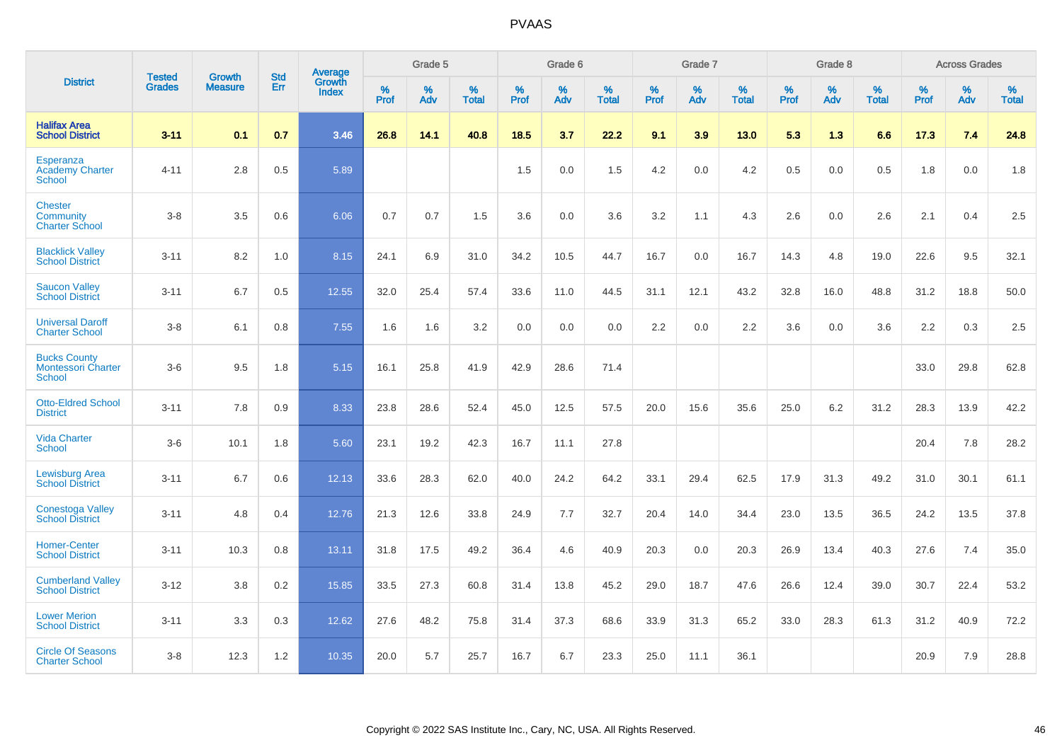# PVAAS

| District | Tested Grades | Growth Measure | Std Err | Average Growth Index | Grade 5 | | | Grade 6 | | | Grade 7 | | | Grade 8 | | | Across Grades | | |
|---|---|---|---|---|---|---|---|---|---|---|---|---|---|---|---|---|---|---|---|
| | | | | | % Prof | % Adv | % Total | % Prof | % Adv | % Total | % Prof | % Adv | % Total | % Prof | % Adv | % Total | % Prof | % Adv | % Total |
| **Halifax Area School District** | **3-11** | **0.1** | **0.7** | **3.46** | **26.8** | **14.1** | **40.8** | **18.5** | **3.7** | **22.2** | **9.1** | **3.9** | **13.0** | **5.3** | **1.3** | **6.6** | **17.3** | **7.4** | **24.8** |
| Esperanza Academy Charter School | 4-11 | 2.8 | 0.5 | 5.89 | | | | 1.5 | 0.0 | 1.5 | 4.2 | 0.0 | 4.2 | 0.5 | 0.0 | 0.5 | 1.8 | 0.0 | 1.8 |
| Chester Community Charter School | 3-8 | 3.5 | 0.6 | 6.06 | 0.7 | 0.7 | 1.5 | 3.6 | 0.0 | 3.6 | 3.2 | 1.1 | 4.3 | 2.6 | 0.0 | 2.6 | 2.1 | 0.4 | 2.5 |
| Blacklick Valley School District | 3-11 | 8.2 | 1.0 | 8.15 | 24.1 | 6.9 | 31.0 | 34.2 | 10.5 | 44.7 | 16.7 | 0.0 | 16.7 | 14.3 | 4.8 | 19.0 | 22.6 | 9.5 | 32.1 |
| Saucon Valley School District | 3-11 | 6.7 | 0.5 | 12.55 | 32.0 | 25.4 | 57.4 | 33.6 | 11.0 | 44.5 | 31.1 | 12.1 | 43.2 | 32.8 | 16.0 | 48.8 | 31.2 | 18.8 | 50.0 |
| Universal Daroff Charter School | 3-8 | 6.1 | 0.8 | 7.55 | 1.6 | 1.6 | 3.2 | 0.0 | 0.0 | 0.0 | 2.2 | 0.0 | 2.2 | 3.6 | 0.0 | 3.6 | 2.2 | 0.3 | 2.5 |
| Bucks County Montessori Charter School | 3-6 | 9.5 | 1.8 | 5.15 | 16.1 | 25.8 | 41.9 | 42.9 | 28.6 | 71.4 | | | | | | | 33.0 | 29.8 | 62.8 |
| Otto-Eldred School District | 3-11 | 7.8 | 0.9 | 8.33 | 23.8 | 28.6 | 52.4 | 45.0 | 12.5 | 57.5 | 20.0 | 15.6 | 35.6 | 25.0 | 6.2 | 31.2 | 28.3 | 13.9 | 42.2 |
| Vida Charter School | 3-6 | 10.1 | 1.8 | 5.60 | 23.1 | 19.2 | 42.3 | 16.7 | 11.1 | 27.8 | | | | | | | 20.4 | 7.8 | 28.2 |
| Lewisburg Area School District | 3-11 | 6.7 | 0.6 | 12.13 | 33.6 | 28.3 | 62.0 | 40.0 | 24.2 | 64.2 | 33.1 | 29.4 | 62.5 | 17.9 | 31.3 | 49.2 | 31.0 | 30.1 | 61.1 |
| Conestoga Valley School District | 3-11 | 4.8 | 0.4 | 12.76 | 21.3 | 12.6 | 33.8 | 24.9 | 7.7 | 32.7 | 20.4 | 14.0 | 34.4 | 23.0 | 13.5 | 36.5 | 24.2 | 13.5 | 37.8 |
| Homer-Center School District | 3-11 | 10.3 | 0.8 | 13.11 | 31.8 | 17.5 | 49.2 | 36.4 | 4.6 | 40.9 | 20.3 | 0.0 | 20.3 | 26.9 | 13.4 | 40.3 | 27.6 | 7.4 | 35.0 |
| Cumberland Valley School District | 3-12 | 3.8 | 0.2 | 15.85 | 33.5 | 27.3 | 60.8 | 31.4 | 13.8 | 45.2 | 29.0 | 18.7 | 47.6 | 26.6 | 12.4 | 39.0 | 30.7 | 22.4 | 53.2 |
| Lower Merion School District | 3-11 | 3.3 | 0.3 | 12.62 | 27.6 | 48.2 | 75.8 | 31.4 | 37.3 | 68.6 | 33.9 | 31.3 | 65.2 | 33.0 | 28.3 | 61.3 | 31.2 | 40.9 | 72.2 |
| Circle Of Seasons Charter School | 3-8 | 12.3 | 1.2 | 10.35 | 20.0 | 5.7 | 25.7 | 16.7 | 6.7 | 23.3 | 25.0 | 11.1 | 36.1 | | | | 20.9 | 7.9 | 28.8 |

Copyright © 2022 SAS Institute Inc., Cary, NC, USA. All Rights Reserved.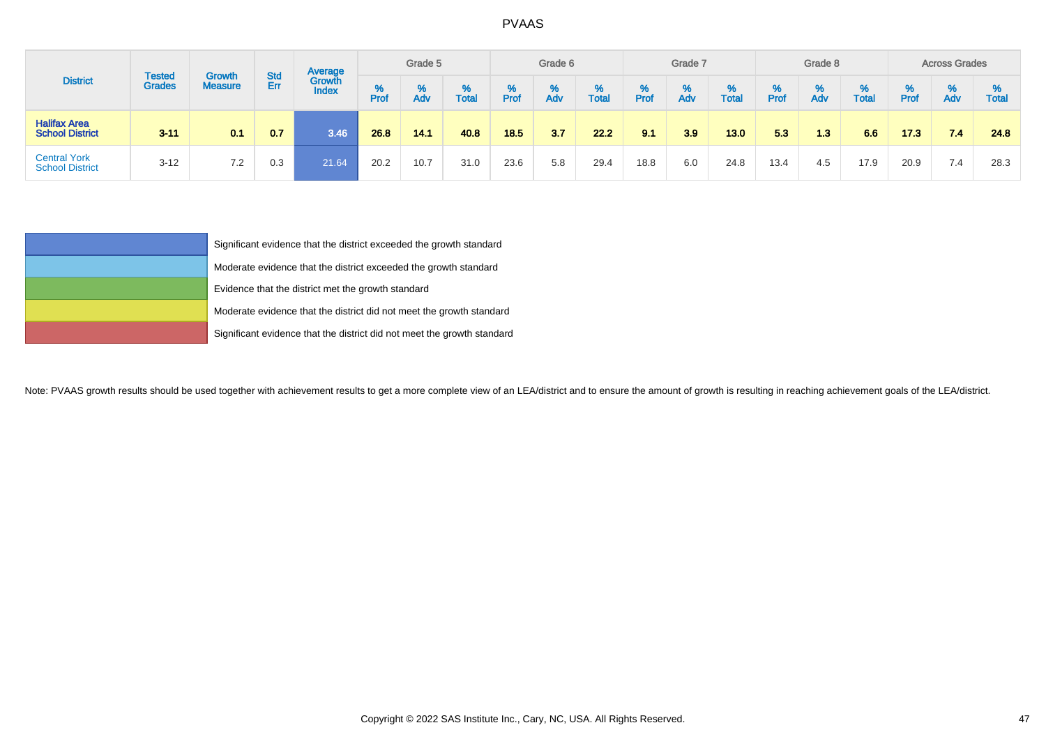# PVAAS

| District | Tested Grades | Growth Measure | Std Err | Average Growth Index | Grade 5 | | | Grade 6 | | | Grade 7 | | | Grade 8 | | | Across Grades | | |
|---|---|---|---|---|---|---|---|---|---|---|---|---|---|---|---|---|---|---|---|
| | | | | | % Prof | % Adv | % Total | % Prof | % Adv | % Total | % Prof | % Adv | % Total | % Prof | % Adv | % Total | % Prof | % Adv | % Total |
| **Halifax Area School District** | **3-11** | **0.1** | **0.7** | **3.46** | **26.8** | **14.1** | **40.8** | **18.5** | **3.7** | **22.2** | **9.1** | **3.9** | **13.0** | **5.3** | **1.3** | **6.6** | **17.3** | **7.4** | **24.8** |
| Central York School District | 3-12 | 7.2 | 0.3 | 21.64 | 20.2 | 10.7 | 31.0 | 23.6 | 5.8 | 29.4 | 18.8 | 6.0 | 24.8 | 13.4 | 4.5 | 17.9 | 20.9 | 7.4 | 28.3 |

Significant evidence that the district exceeded the growth standard

Moderate evidence that the district exceeded the growth standard

Evidence that the district met the growth standard

Moderate evidence that the district did not meet the growth standard

Significant evidence that the district did not meet the growth standard

Note: PVAAS growth results should be used together with achievement results to get a more complete view of an LEA/district and to ensure the amount of growth is resulting in reaching achievement goals of the LEA/district.

Copyright © 2022 SAS Institute Inc., Cary, NC, USA. All Rights Reserved.